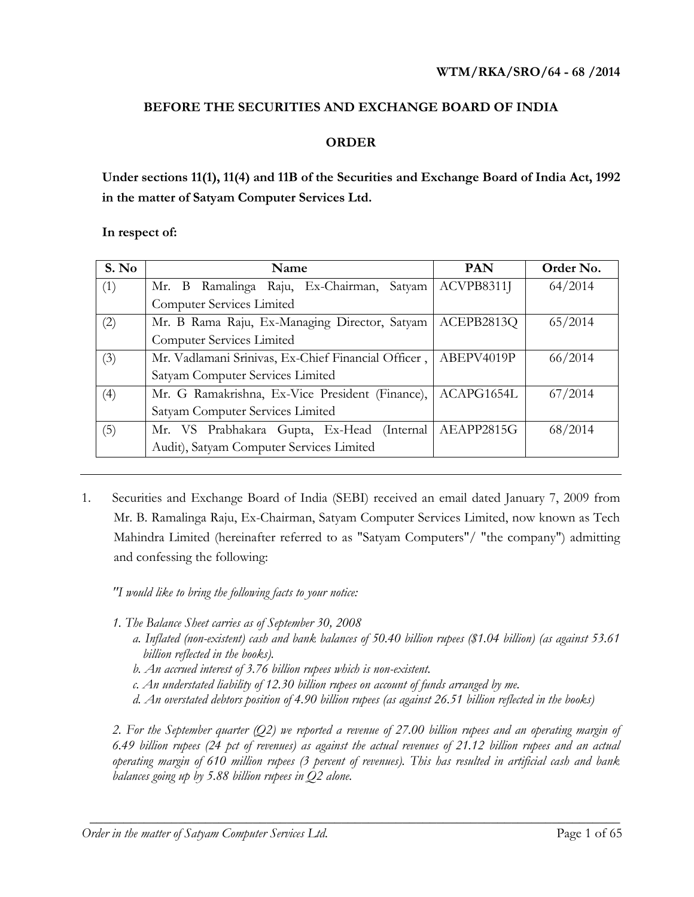**WTM/RKA/SRO/64 - 68 /2014**

**BEFORE THE SECURITIES AND EXCHANGE BOARD OF INDIA**

**ORDER**

**Under sections 11(1), 11(4) and 11B of the Securities and Exchange Board of India Act, 1992 in the matter of Satyam Computer Services Ltd.**

**In respect of:**

| S. No | Name | PAN | Order No. |
|---|---|---|---|
| (1) | Mr. B Ramalinga Raju, Ex-Chairman, Satyam Computer Services Limited | ACVPB8311J | 64/2014 |
| (2) | Mr. B Rama Raju, Ex-Managing Director, Satyam Computer Services Limited | ACEPB2813Q | 65/2014 |
| (3) | Mr. Vadlamani Srinivas, Ex-Chief Financial Officer , Satyam Computer Services Limited | ABEPV4019P | 66/2014 |
| (4) | Mr. G Ramakrishna, Ex-Vice President (Finance), Satyam Computer Services Limited | ACAPG1654L | 67/2014 |
| (5) | Mr. VS Prabhakara Gupta, Ex-Head (Internal Audit), Satyam Computer Services Limited | AEAPP2815G | 68/2014 |

---

1. Securities and Exchange Board of India (SEBI) received an email dated January 7, 2009 from Mr. B. Ramalinga Raju, Ex-Chairman, Satyam Computer Services Limited, now known as Tech Mahindra Limited (hereinafter referred to as "Satyam Computers"/ "the company") admitting and confessing the following:

*"I would like to bring the following facts to your notice:*

*1. The Balance Sheet carries as of September 30, 2008*
   *a. Inflated (non-existent) cash and bank balances of 50.40 billion rupees ($1.04 billion) (as against 53.61 billion reflected in the books).*
   *b. An accrued interest of 3.76 billion rupees which is non-existent.*
   *c. An understated liability of 12.30 billion rupees on account of funds arranged by me.*
   *d. An overstated debtors position of 4.90 billion rupees (as against 26.51 billion reflected in the books)*

*2. For the September quarter (Q2) we reported a revenue of 27.00 billion rupees and an operating margin of 6.49 billion rupees (24 pct of revenues) as against the actual revenues of 21.12 billion rupees and an actual operating margin of 610 million rupees (3 percent of revenues). This has resulted in artificial cash and bank balances going up by 5.88 billion rupees in Q2 alone.*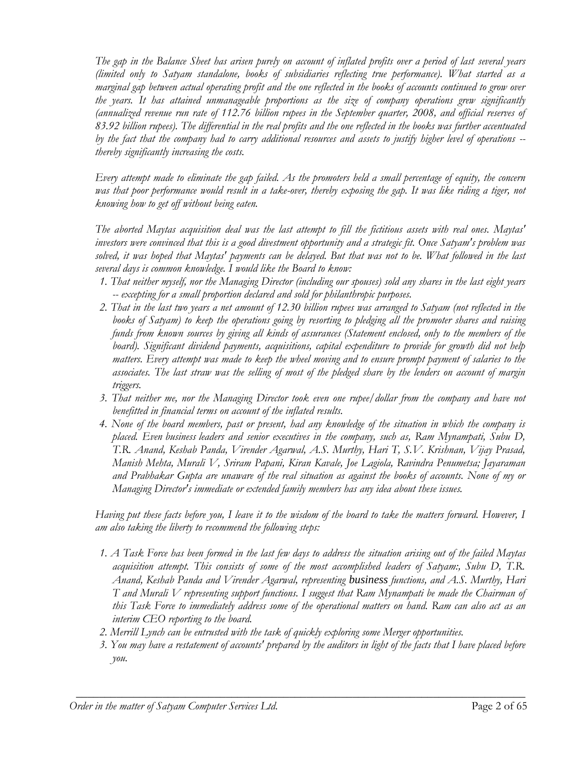*The gap in the Balance Sheet has arisen purely on account of inflated profits over a period of last several years (limited only to Satyam standalone, books of subsidiaries reflecting true performance). What started as a marginal gap between actual operating profit and the one reflected in the books of accounts continued to grow over the years. It has attained unmanageable proportions as the size of company operations grew significantly (annualized revenue run rate of 112.76 billion rupees in the September quarter, 2008, and official reserves of 83.92 billion rupees). The differential in the real profits and the one reflected in the books was further accentuated by the fact that the company had to carry additional resources and assets to justify higher level of operations -- thereby significantly increasing the costs.*

*Every attempt made to eliminate the gap failed. As the promoters held a small percentage of equity, the concern was that poor performance would result in a take-over, thereby exposing the gap. It was like riding a tiger, not knowing how to get off without being eaten.*

*The aborted Maytas acquisition deal was the last attempt to fill the fictitious assets with real ones. Maytas' investors were convinced that this is a good divestment opportunity and a strategic fit. Once Satyam's problem was solved, it was hoped that Maytas' payments can be delayed. But that was not to be. What followed in the last several days is common knowledge. I would like the Board to know:*

1. *That neither myself, nor the Managing Director (including our spouses) sold any shares in the last eight years -- excepting for a small proportion declared and sold for philanthropic purposes.*
2. *That in the last two years a net amount of 12.30 billion rupees was arranged to Satyam (not reflected in the books of Satyam) to keep the operations going by resorting to pledging all the promoter shares and raising funds from known sources by giving all kinds of assurances (Statement enclosed, only to the members of the board). Significant dividend payments, acquisitions, capital expenditure to provide for growth did not help matters. Every attempt was made to keep the wheel moving and to ensure prompt payment of salaries to the associates. The last straw was the selling of most of the pledged share by the lenders on account of margin triggers.*
3. *That neither me, nor the Managing Director took even one rupee/dollar from the company and have not benefitted in financial terms on account of the inflated results.*
4. *None of the board members, past or present, had any knowledge of the situation in which the company is placed. Even business leaders and senior executives in the company, such as, Ram Mynampati, Subu D, T.R. Anand, Keshab Panda, Virender Agarwal, A.S. Murthy, Hari T, S.V. Krishnan, Vijay Prasad, Manish Mehta, Murali V, Sriram Papani, Kiran Kavale, Joe Lagiola, Ravindra Penumetsa; Jayaraman and Prabhakar Gupta are unaware of the real situation as against the books of accounts. None of my or Managing Director's immediate or extended family members has any idea about these issues.*

*Having put these facts before you, I leave it to the wisdom of the board to take the matters forward. However, I am also taking the liberty to recommend the following steps:*

1. *A Task Force has been formed in the last few days to address the situation arising out of the failed Maytas acquisition attempt. This consists of some of the most accomplished leaders of Satyam:, Subu D, T.R. Anand, Keshab Panda and Virender Agarwal, representing business functions, and A.S. Murthy, Hari T and Murali V representing support functions. I suggest that Ram Mynampati be made the Chairman of this Task Force to immediately address some of the operational matters on hand. Ram can also act as an interim CEO reporting to the board.*
2. *Merrill Lynch can be entrusted with the task of quickly exploring some Merger opportunities.*
3. *You may have a restatement of accounts' prepared by the auditors in light of the facts that I have placed before you.*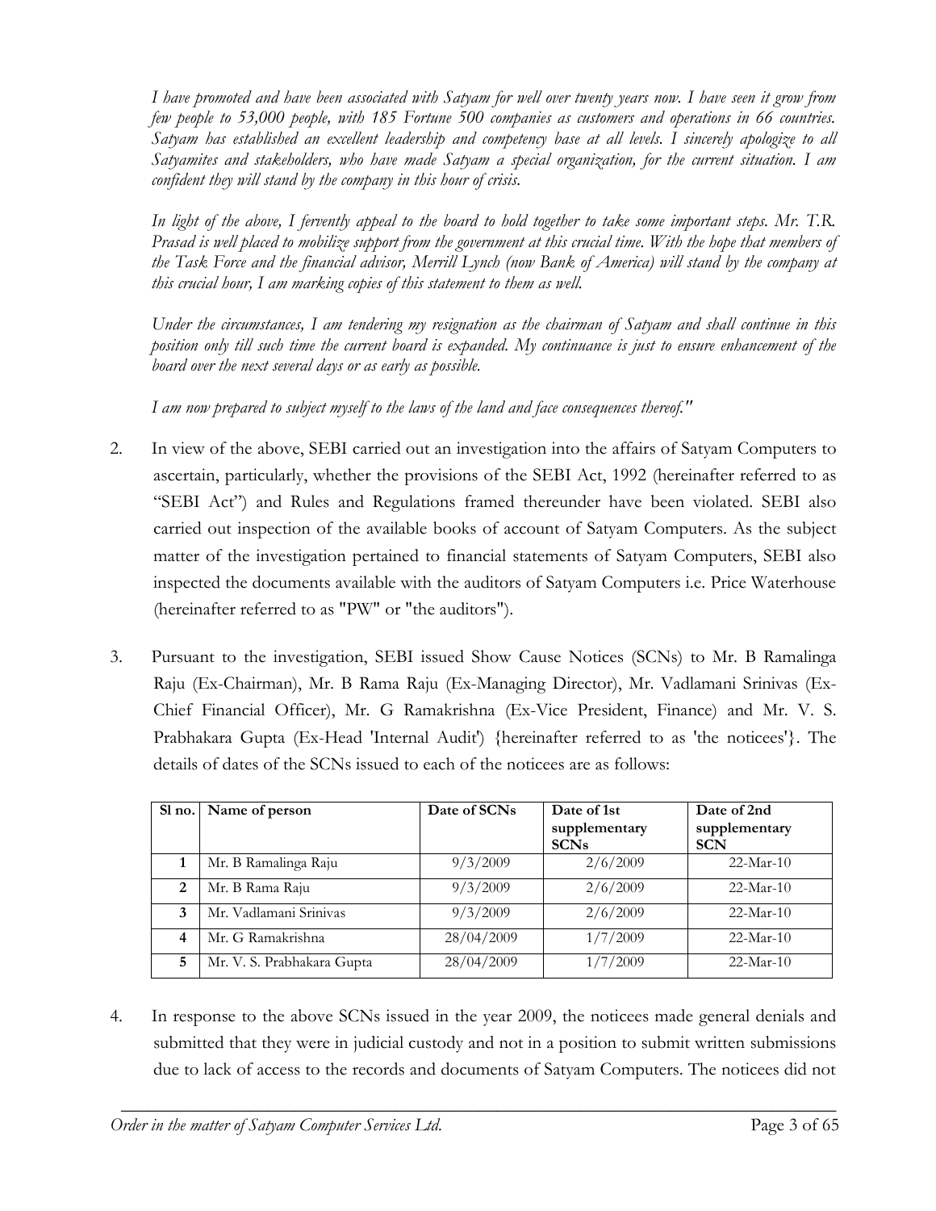*I have promoted and have been associated with Satyam for well over twenty years now. I have seen it grow from few people to 53,000 people, with 185 Fortune 500 companies as customers and operations in 66 countries. Satyam has established an excellent leadership and competency base at all levels. I sincerely apologize to all Satyamites and stakeholders, who have made Satyam a special organization, for the current situation. I am confident they will stand by the company in this hour of crisis.*

*In light of the above, I fervently appeal to the board to hold together to take some important steps. Mr. T.R. Prasad is well placed to mobilize support from the government at this crucial time. With the hope that members of the Task Force and the financial advisor, Merrill Lynch (now Bank of America) will stand by the company at this crucial hour, I am marking copies of this statement to them as well.*

*Under the circumstances, I am tendering my resignation as the chairman of Satyam and shall continue in this position only till such time the current board is expanded. My continuance is just to ensure enhancement of the board over the next several days or as early as possible.*

*I am now prepared to subject myself to the laws of the land and face consequences thereof."*

2. In view of the above, SEBI carried out an investigation into the affairs of Satyam Computers to ascertain, particularly, whether the provisions of the SEBI Act, 1992 (hereinafter referred to as "SEBI Act") and Rules and Regulations framed thereunder have been violated. SEBI also carried out inspection of the available books of account of Satyam Computers. As the subject matter of the investigation pertained to financial statements of Satyam Computers, SEBI also inspected the documents available with the auditors of Satyam Computers i.e. Price Waterhouse (hereinafter referred to as "PW" or "the auditors").

3. Pursuant to the investigation, SEBI issued Show Cause Notices (SCNs) to Mr. B Ramalinga Raju (Ex-Chairman), Mr. B Rama Raju (Ex-Managing Director), Mr. Vadlamani Srinivas (Ex-Chief Financial Officer), Mr. G Ramakrishna (Ex-Vice President, Finance) and Mr. V. S. Prabhakara Gupta (Ex-Head 'Internal Audit') {hereinafter referred to as 'the noticees'}. The details of dates of the SCNs issued to each of the noticees are as follows:

| Sl no. | Name of person | Date of SCNs | Date of 1st supplementary SCNs | Date of 2nd supplementary SCN |
|---|---|---|---|---|
| 1 | Mr. B Ramalinga Raju | 9/3/2009 | 2/6/2009 | 22-Mar-10 |
| 2 | Mr. B Rama Raju | 9/3/2009 | 2/6/2009 | 22-Mar-10 |
| 3 | Mr. Vadlamani Srinivas | 9/3/2009 | 2/6/2009 | 22-Mar-10 |
| 4 | Mr. G Ramakrishna | 28/04/2009 | 1/7/2009 | 22-Mar-10 |
| 5 | Mr. V. S. Prabhakara Gupta | 28/04/2009 | 1/7/2009 | 22-Mar-10 |

4. In response to the above SCNs issued in the year 2009, the noticees made general denials and submitted that they were in judicial custody and not in a position to submit written submissions due to lack of access to the records and documents of Satyam Computers. The noticees did not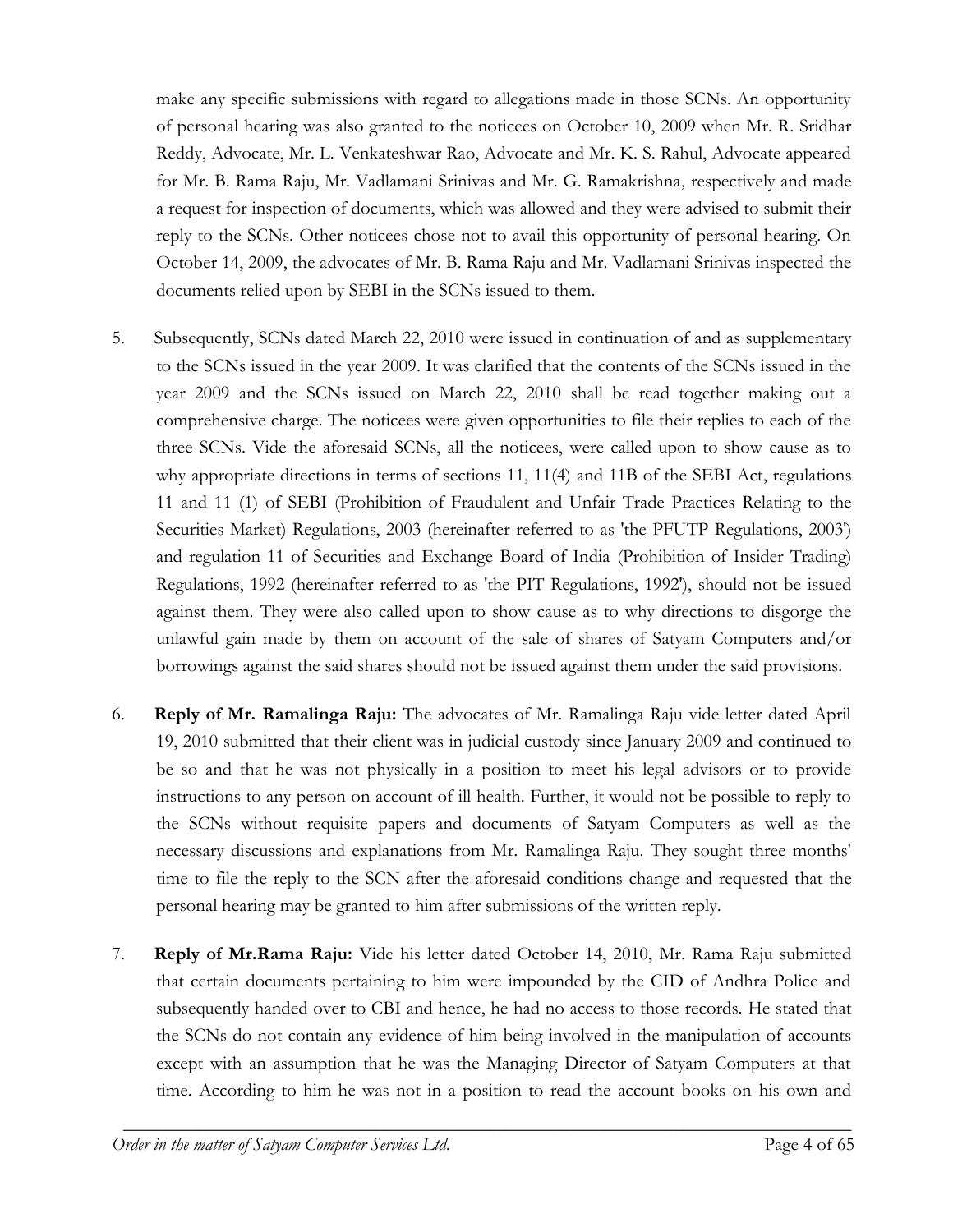make any specific submissions with regard to allegations made in those SCNs. An opportunity of personal hearing was also granted to the noticees on October 10, 2009 when Mr. R. Sridhar Reddy, Advocate, Mr. L. Venkateshwar Rao, Advocate and Mr. K. S. Rahul, Advocate appeared for Mr. B. Rama Raju, Mr. Vadlamani Srinivas and Mr. G. Ramakrishna, respectively and made a request for inspection of documents, which was allowed and they were advised to submit their reply to the SCNs. Other noticees chose not to avail this opportunity of personal hearing. On October 14, 2009, the advocates of Mr. B. Rama Raju and Mr. Vadlamani Srinivas inspected the documents relied upon by SEBI in the SCNs issued to them.

5. Subsequently, SCNs dated March 22, 2010 were issued in continuation of and as supplementary to the SCNs issued in the year 2009. It was clarified that the contents of the SCNs issued in the year 2009 and the SCNs issued on March 22, 2010 shall be read together making out a comprehensive charge. The noticees were given opportunities to file their replies to each of the three SCNs. Vide the aforesaid SCNs, all the noticees, were called upon to show cause as to why appropriate directions in terms of sections 11, 11(4) and 11B of the SEBI Act, regulations 11 and 11 (1) of SEBI (Prohibition of Fraudulent and Unfair Trade Practices Relating to the Securities Market) Regulations, 2003 (hereinafter referred to as 'the PFUTP Regulations, 2003') and regulation 11 of Securities and Exchange Board of India (Prohibition of Insider Trading) Regulations, 1992 (hereinafter referred to as 'the PIT Regulations, 1992'), should not be issued against them. They were also called upon to show cause as to why directions to disgorge the unlawful gain made by them on account of the sale of shares of Satyam Computers and/or borrowings against the said shares should not be issued against them under the said provisions.

6. **Reply of Mr. Ramalinga Raju:** The advocates of Mr. Ramalinga Raju vide letter dated April 19, 2010 submitted that their client was in judicial custody since January 2009 and continued to be so and that he was not physically in a position to meet his legal advisors or to provide instructions to any person on account of ill health. Further, it would not be possible to reply to the SCNs without requisite papers and documents of Satyam Computers as well as the necessary discussions and explanations from Mr. Ramalinga Raju. They sought three months' time to file the reply to the SCN after the aforesaid conditions change and requested that the personal hearing may be granted to him after submissions of the written reply.

7. **Reply of Mr.Rama Raju:** Vide his letter dated October 14, 2010, Mr. Rama Raju submitted that certain documents pertaining to him were impounded by the CID of Andhra Police and subsequently handed over to CBI and hence, he had no access to those records. He stated that the SCNs do not contain any evidence of him being involved in the manipulation of accounts except with an assumption that he was the Managing Director of Satyam Computers at that time. According to him he was not in a position to read the account books on his own and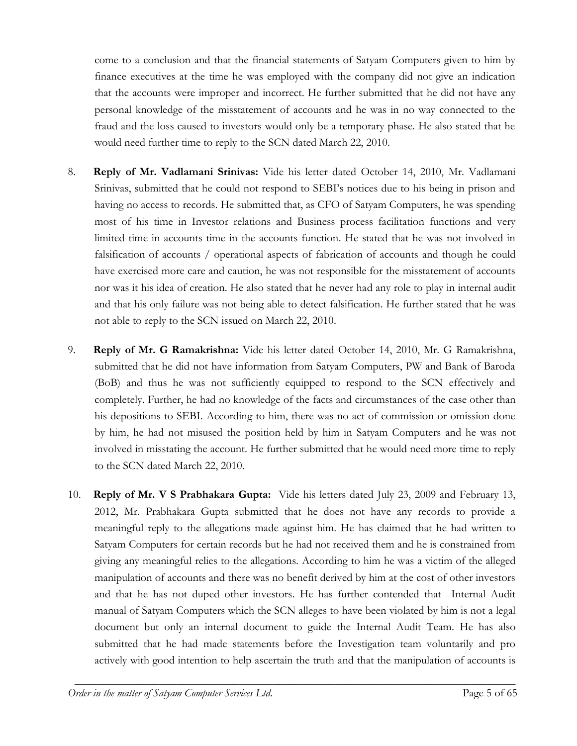come to a conclusion and that the financial statements of Satyam Computers given to him by finance executives at the time he was employed with the company did not give an indication that the accounts were improper and incorrect. He further submitted that he did not have any personal knowledge of the misstatement of accounts and he was in no way connected to the fraud and the loss caused to investors would only be a temporary phase. He also stated that he would need further time to reply to the SCN dated March 22, 2010.

8. **Reply of Mr. Vadlamani Srinivas:** Vide his letter dated October 14, 2010, Mr. Vadlamani Srinivas, submitted that he could not respond to SEBI's notices due to his being in prison and having no access to records. He submitted that, as CFO of Satyam Computers, he was spending most of his time in Investor relations and Business process facilitation functions and very limited time in accounts time in the accounts function. He stated that he was not involved in falsification of accounts / operational aspects of fabrication of accounts and though he could have exercised more care and caution, he was not responsible for the misstatement of accounts nor was it his idea of creation. He also stated that he never had any role to play in internal audit and that his only failure was not being able to detect falsification. He further stated that he was not able to reply to the SCN issued on March 22, 2010.

9. **Reply of Mr. G Ramakrishna:** Vide his letter dated October 14, 2010, Mr. G Ramakrishna, submitted that he did not have information from Satyam Computers, PW and Bank of Baroda (BoB) and thus he was not sufficiently equipped to respond to the SCN effectively and completely. Further, he had no knowledge of the facts and circumstances of the case other than his depositions to SEBI. According to him, there was no act of commission or omission done by him, he had not misused the position held by him in Satyam Computers and he was not involved in misstating the account. He further submitted that he would need more time to reply to the SCN dated March 22, 2010.

10. **Reply of Mr. V S Prabhakara Gupta:** Vide his letters dated July 23, 2009 and February 13, 2012, Mr. Prabhakara Gupta submitted that he does not have any records to provide a meaningful reply to the allegations made against him. He has claimed that he had written to Satyam Computers for certain records but he had not received them and he is constrained from giving any meaningful relies to the allegations. According to him he was a victim of the alleged manipulation of accounts and there was no benefit derived by him at the cost of other investors and that he has not duped other investors. He has further contended that Internal Audit manual of Satyam Computers which the SCN alleges to have been violated by him is not a legal document but only an internal document to guide the Internal Audit Team. He has also submitted that he had made statements before the Investigation team voluntarily and pro actively with good intention to help ascertain the truth and that the manipulation of accounts is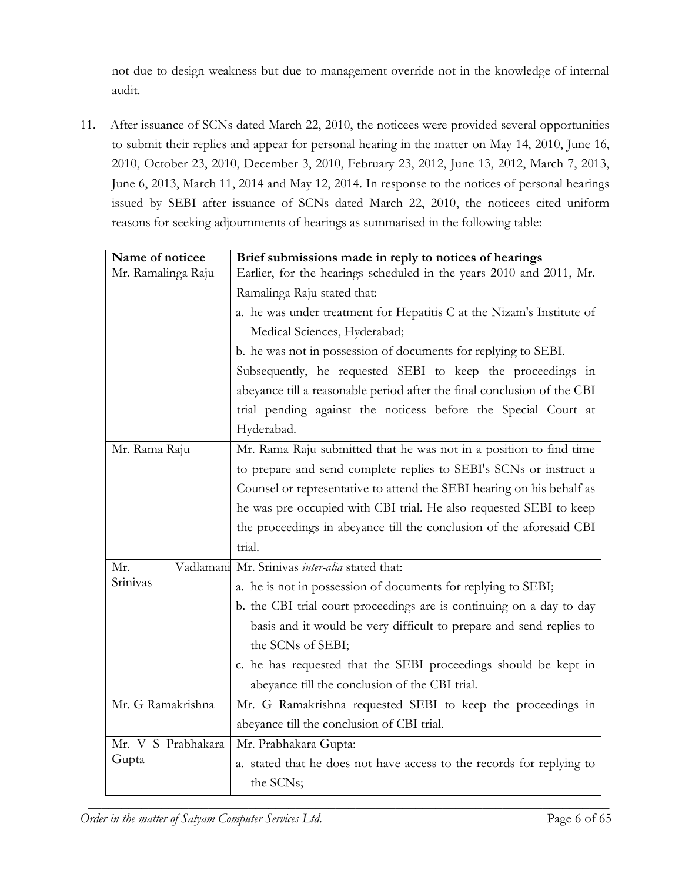not due to design weakness but due to management override not in the knowledge of internal audit.

11. After issuance of SCNs dated March 22, 2010, the noticees were provided several opportunities to submit their replies and appear for personal hearing in the matter on May 14, 2010, June 16, 2010, October 23, 2010, December 3, 2010, February 23, 2012, June 13, 2012, March 7, 2013, June 6, 2013, March 11, 2014 and May 12, 2014. In response to the notices of personal hearings issued by SEBI after issuance of SCNs dated March 22, 2010, the noticees cited uniform reasons for seeking adjournments of hearings as summarised in the following table:

| Name of noticee | Brief submissions made in reply to notices of hearings |
|---|---|
| Mr. Ramalinga Raju | Earlier, for the hearings scheduled in the years 2010 and 2011, Mr. Ramalinga Raju stated that:<br>a. he was under treatment for Hepatitis C at the Nizam's Institute of Medical Sciences, Hyderabad;<br>b. he was not in possession of documents for replying to SEBI.<br>Subsequently, he requested SEBI to keep the proceedings in abeyance till a reasonable period after the final conclusion of the CBI trial pending against the noticess before the Special Court at Hyderabad. |
| Mr. Rama Raju | Mr. Rama Raju submitted that he was not in a position to find time to prepare and send complete replies to SEBI's SCNs or instruct a Counsel or representative to attend the SEBI hearing on his behalf as he was pre-occupied with CBI trial. He also requested SEBI to keep the proceedings in abeyance till the conclusion of the aforesaid CBI trial. |
| Mr. Vadlamani Srinivas | Mr. Srinivas *inter-alia* stated that:<br>a. he is not in possession of documents for replying to SEBI;<br>b. the CBI trial court proceedings are is continuing on a day to day basis and it would be very difficult to prepare and send replies to the SCNs of SEBI;<br>c. he has requested that the SEBI proceedings should be kept in abeyance till the conclusion of the CBI trial. |
| Mr. G Ramakrishna | Mr. G Ramakrishna requested SEBI to keep the proceedings in abeyance till the conclusion of CBI trial. |
| Mr. V S Prabhakara Gupta | Mr. Prabhakara Gupta:<br>a. stated that he does not have access to the records for replying to the SCNs; |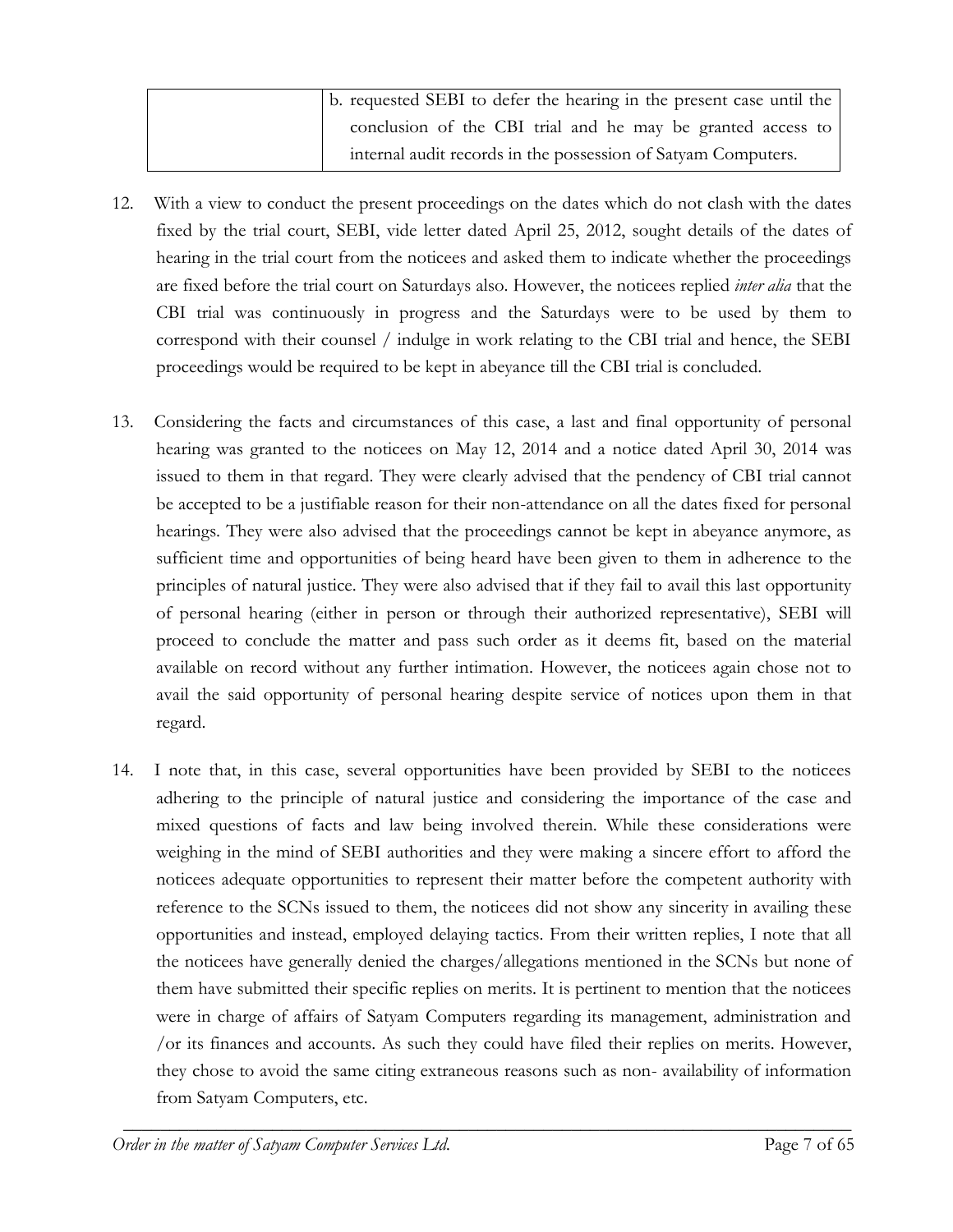| | |
|---|---|
| | b. requested SEBI to defer the hearing in the present case until the conclusion of the CBI trial and he may be granted access to internal audit records in the possession of Satyam Computers. |

12. With a view to conduct the present proceedings on the dates which do not clash with the dates fixed by the trial court, SEBI, vide letter dated April 25, 2012, sought details of the dates of hearing in the trial court from the noticees and asked them to indicate whether the proceedings are fixed before the trial court on Saturdays also. However, the noticees replied *inter alia* that the CBI trial was continuously in progress and the Saturdays were to be used by them to correspond with their counsel / indulge in work relating to the CBI trial and hence, the SEBI proceedings would be required to be kept in abeyance till the CBI trial is concluded.

13. Considering the facts and circumstances of this case, a last and final opportunity of personal hearing was granted to the noticees on May 12, 2014 and a notice dated April 30, 2014 was issued to them in that regard. They were clearly advised that the pendency of CBI trial cannot be accepted to be a justifiable reason for their non-attendance on all the dates fixed for personal hearings. They were also advised that the proceedings cannot be kept in abeyance anymore, as sufficient time and opportunities of being heard have been given to them in adherence to the principles of natural justice. They were also advised that if they fail to avail this last opportunity of personal hearing (either in person or through their authorized representative), SEBI will proceed to conclude the matter and pass such order as it deems fit, based on the material available on record without any further intimation. However, the noticees again chose not to avail the said opportunity of personal hearing despite service of notices upon them in that regard.

14. I note that, in this case, several opportunities have been provided by SEBI to the noticees adhering to the principle of natural justice and considering the importance of the case and mixed questions of facts and law being involved therein. While these considerations were weighing in the mind of SEBI authorities and they were making a sincere effort to afford the noticees adequate opportunities to represent their matter before the competent authority with reference to the SCNs issued to them, the noticees did not show any sincerity in availing these opportunities and instead, employed delaying tactics. From their written replies, I note that all the noticees have generally denied the charges/allegations mentioned in the SCNs but none of them have submitted their specific replies on merits. It is pertinent to mention that the noticees were in charge of affairs of Satyam Computers regarding its management, administration and /or its finances and accounts. As such they could have filed their replies on merits. However, they chose to avoid the same citing extraneous reasons such as non- availability of information from Satyam Computers, etc.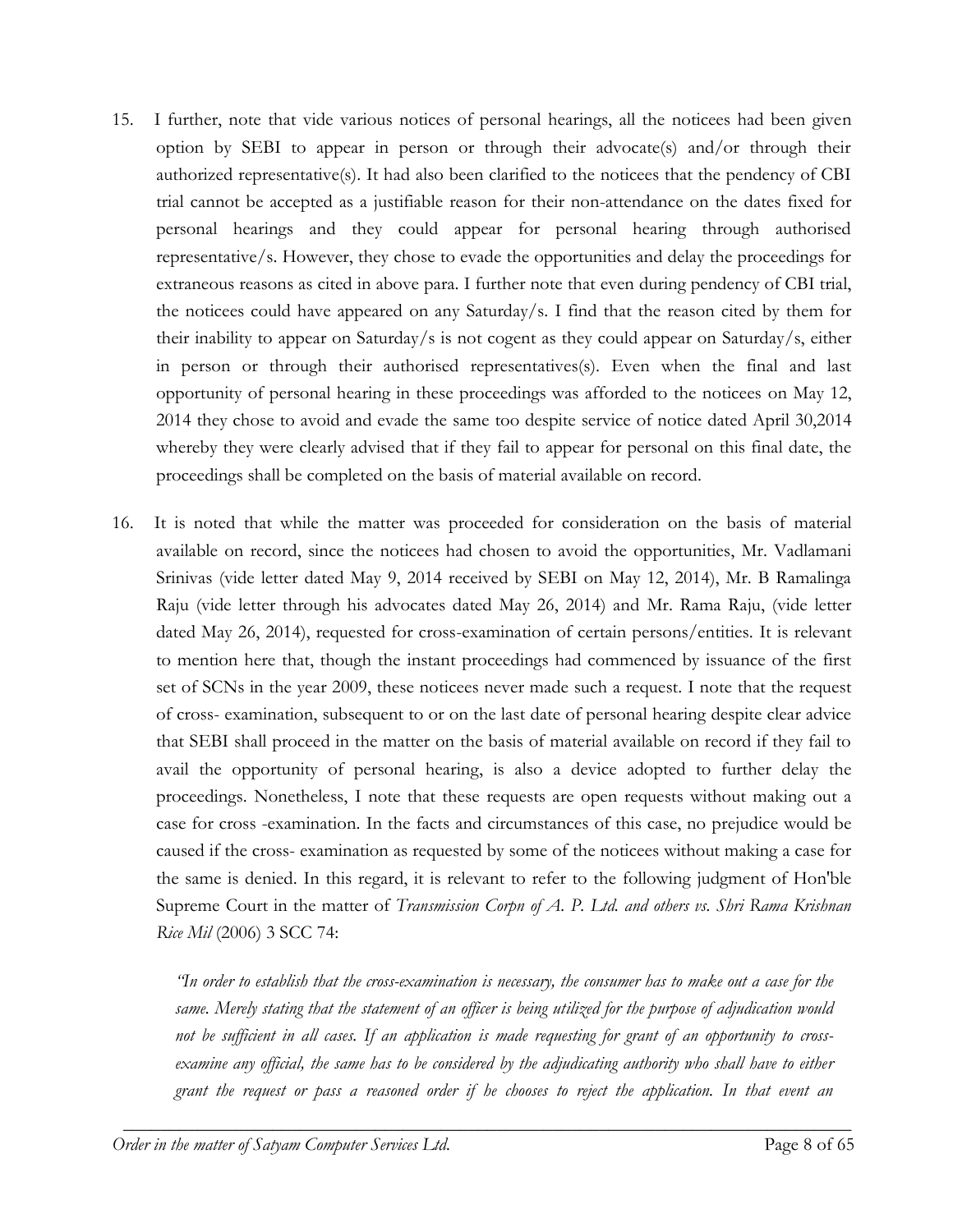15. I further, note that vide various notices of personal hearings, all the noticees had been given option by SEBI to appear in person or through their advocate(s) and/or through their authorized representative(s). It had also been clarified to the noticees that the pendency of CBI trial cannot be accepted as a justifiable reason for their non-attendance on the dates fixed for personal hearings and they could appear for personal hearing through authorised representative/s. However, they chose to evade the opportunities and delay the proceedings for extraneous reasons as cited in above para. I further note that even during pendency of CBI trial, the noticees could have appeared on any Saturday/s. I find that the reason cited by them for their inability to appear on Saturday/s is not cogent as they could appear on Saturday/s, either in person or through their authorised representatives(s). Even when the final and last opportunity of personal hearing in these proceedings was afforded to the noticees on May 12, 2014 they chose to avoid and evade the same too despite service of notice dated April 30,2014 whereby they were clearly advised that if they fail to appear for personal on this final date, the proceedings shall be completed on the basis of material available on record.

16. It is noted that while the matter was proceeded for consideration on the basis of material available on record, since the noticees had chosen to avoid the opportunities, Mr. Vadlamani Srinivas (vide letter dated May 9, 2014 received by SEBI on May 12, 2014), Mr. B Ramalinga Raju (vide letter through his advocates dated May 26, 2014) and Mr. Rama Raju, (vide letter dated May 26, 2014), requested for cross-examination of certain persons/entities. It is relevant to mention here that, though the instant proceedings had commenced by issuance of the first set of SCNs in the year 2009, these noticees never made such a request. I note that the request of cross- examination, subsequent to or on the last date of personal hearing despite clear advice that SEBI shall proceed in the matter on the basis of material available on record if they fail to avail the opportunity of personal hearing, is also a device adopted to further delay the proceedings. Nonetheless, I note that these requests are open requests without making out a case for cross -examination. In the facts and circumstances of this case, no prejudice would be caused if the cross- examination as requested by some of the noticees without making a case for the same is denied. In this regard, it is relevant to refer to the following judgment of Hon'ble Supreme Court in the matter of *Transmission Corpn of A. P. Ltd. and others vs. Shri Rama Krishnan Rice Mil* (2006) 3 SCC 74:

*"In order to establish that the cross-examination is necessary, the consumer has to make out a case for the same. Merely stating that the statement of an officer is being utilized for the purpose of adjudication would not be sufficient in all cases. If an application is made requesting for grant of an opportunity to cross-examine any official, the same has to be considered by the adjudicating authority who shall have to either grant the request or pass a reasoned order if he chooses to reject the application. In that event an*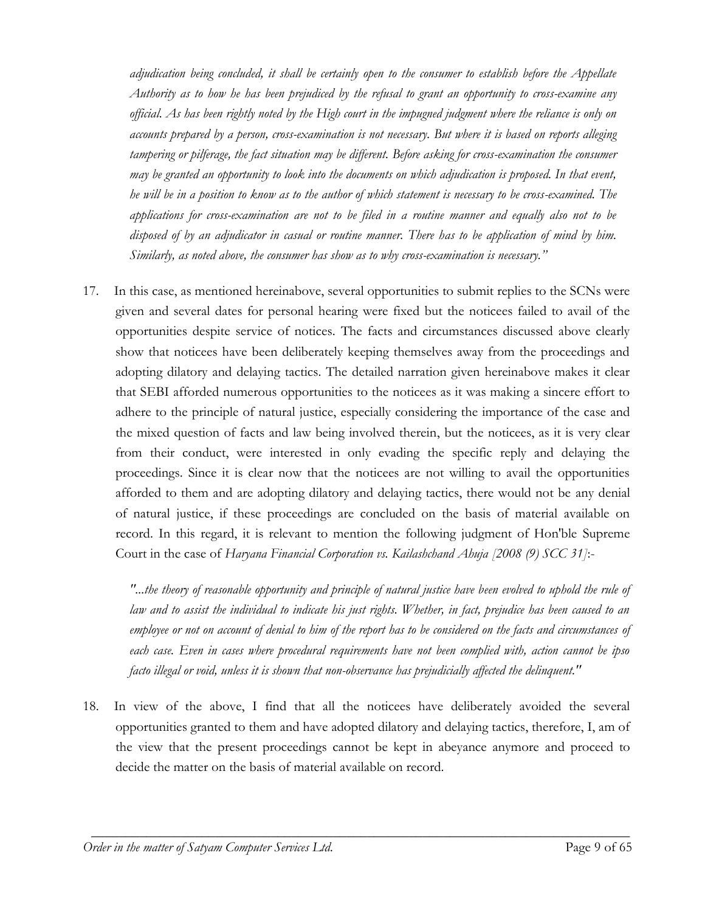*adjudication being concluded, it shall be certainly open to the consumer to establish before the Appellate Authority as to how he has been prejudiced by the refusal to grant an opportunity to cross-examine any official. As has been rightly noted by the High court in the impugned judgment where the reliance is only on accounts prepared by a person, cross-examination is not necessary. But where it is based on reports alleging tampering or pilferage, the fact situation may be different. Before asking for cross-examination the consumer may be granted an opportunity to look into the documents on which adjudication is proposed. In that event, he will be in a position to know as to the author of which statement is necessary to be cross-examined. The applications for cross-examination are not to be filed in a routine manner and equally also not to be disposed of by an adjudicator in casual or routine manner. There has to be application of mind by him. Similarly, as noted above, the consumer has show as to why cross-examination is necessary."*

17. In this case, as mentioned hereinabove, several opportunities to submit replies to the SCNs were given and several dates for personal hearing were fixed but the noticees failed to avail of the opportunities despite service of notices. The facts and circumstances discussed above clearly show that noticees have been deliberately keeping themselves away from the proceedings and adopting dilatory and delaying tactics. The detailed narration given hereinabove makes it clear that SEBI afforded numerous opportunities to the noticees as it was making a sincere effort to adhere to the principle of natural justice, especially considering the importance of the case and the mixed question of facts and law being involved therein, but the noticees, as it is very clear from their conduct, were interested in only evading the specific reply and delaying the proceedings. Since it is clear now that the noticees are not willing to avail the opportunities afforded to them and are adopting dilatory and delaying tactics, there would not be any denial of natural justice, if these proceedings are concluded on the basis of material available on record. In this regard, it is relevant to mention the following judgment of Hon'ble Supreme Court in the case of *Haryana Financial Corporation vs. Kailashchand Ahuja [2008 (9) SCC 31]*:-

*"...the theory of reasonable opportunity and principle of natural justice have been evolved to uphold the rule of law and to assist the individual to indicate his just rights. Whether, in fact, prejudice has been caused to an employee or not on account of denial to him of the report has to be considered on the facts and circumstances of each case. Even in cases where procedural requirements have not been complied with, action cannot be ipso facto illegal or void, unless it is shown that non-observance has prejudicially affected the delinquent."*

18. In view of the above, I find that all the noticees have deliberately avoided the several opportunities granted to them and have adopted dilatory and delaying tactics, therefore, I, am of the view that the present proceedings cannot be kept in abeyance anymore and proceed to decide the matter on the basis of material available on record.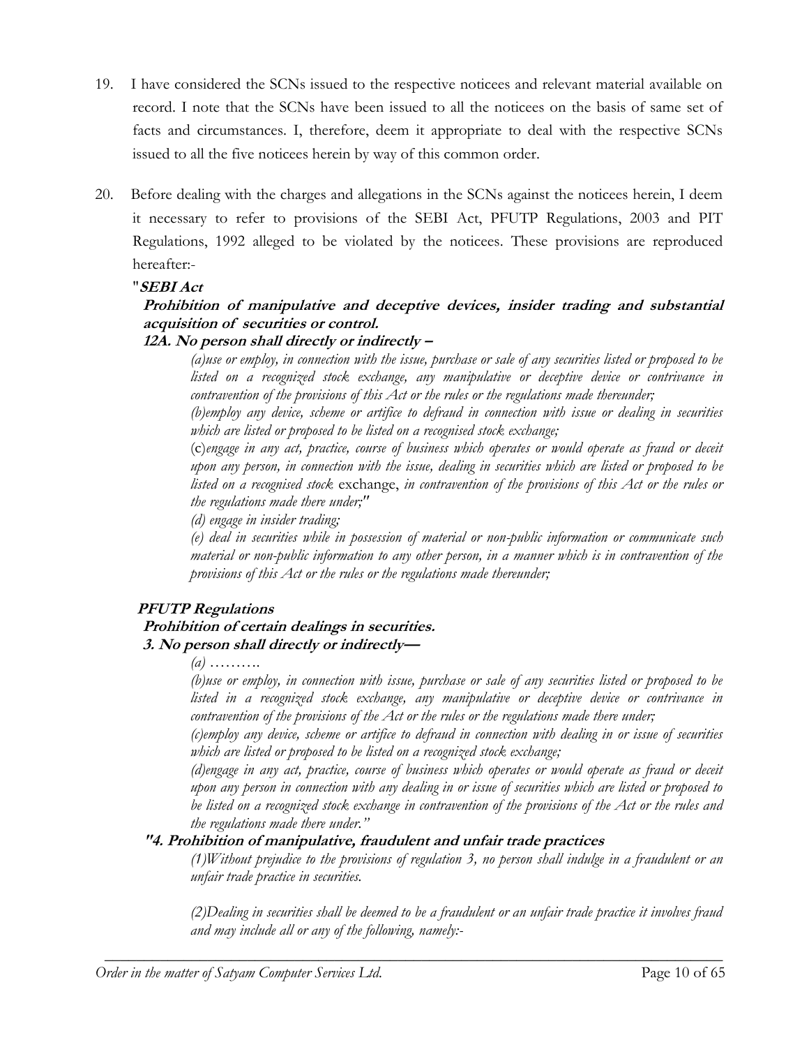19. I have considered the SCNs issued to the respective noticees and relevant material available on record. I note that the SCNs have been issued to all the noticees on the basis of same set of facts and circumstances. I, therefore, deem it appropriate to deal with the respective SCNs issued to all the five noticees herein by way of this common order.

20. Before dealing with the charges and allegations in the SCNs against the noticees herein, I deem it necessary to refer to provisions of the SEBI Act, PFUTP Regulations, 2003 and PIT Regulations, 1992 alleged to be violated by the noticees. These provisions are reproduced hereafter:-

"***SEBI Act***

***Prohibition of manipulative and deceptive devices, insider trading and substantial acquisition of securities or control.***

***12A. No person shall directly or indirectly –***

*(a)use or employ, in connection with the issue, purchase or sale of any securities listed or proposed to be listed on a recognized stock exchange, any manipulative or deceptive device or contrivance in contravention of the provisions of this Act or the rules or the regulations made thereunder;*

*(b)employ any device, scheme or artifice to defraud in connection with issue or dealing in securities which are listed or proposed to be listed on a recognised stock exchange;*

(c)*engage in any act, practice, course of business which operates or would operate as fraud or deceit upon any person, in connection with the issue, dealing in securities which are listed or proposed to be listed on a recognised stock* exchange, *in contravention of the provisions of this Act or the rules or the regulations made there under;"*

*(d) engage in insider trading;*

*(e) deal in securities while in possession of material or non-public information or communicate such material or non-public information to any other person, in a manner which is in contravention of the provisions of this Act or the rules or the regulations made thereunder;*

***PFUTP Regulations***

***Prohibition of certain dealings in securities.***

***3. No person shall directly or indirectly—***

*(a) ……….*

*(b)use or employ, in connection with issue, purchase or sale of any securities listed or proposed to be listed in a recognized stock exchange, any manipulative or deceptive device or contrivance in contravention of the provisions of the Act or the rules or the regulations made there under;*

*(c)employ any device, scheme or artifice to defraud in connection with dealing in or issue of securities which are listed or proposed to be listed on a recognized stock exchange;*

*(d)engage in any act, practice, course of business which operates or would operate as fraud or deceit upon any person in connection with any dealing in or issue of securities which are listed or proposed to be listed on a recognized stock exchange in contravention of the provisions of the Act or the rules and the regulations made there under."*

***"4. Prohibition of manipulative, fraudulent and unfair trade practices***

*(1)Without prejudice to the provisions of regulation 3, no person shall indulge in a fraudulent or an unfair trade practice in securities.*

*(2)Dealing in securities shall be deemed to be a fraudulent or an unfair trade practice it involves fraud and may include all or any of the following, namely:-*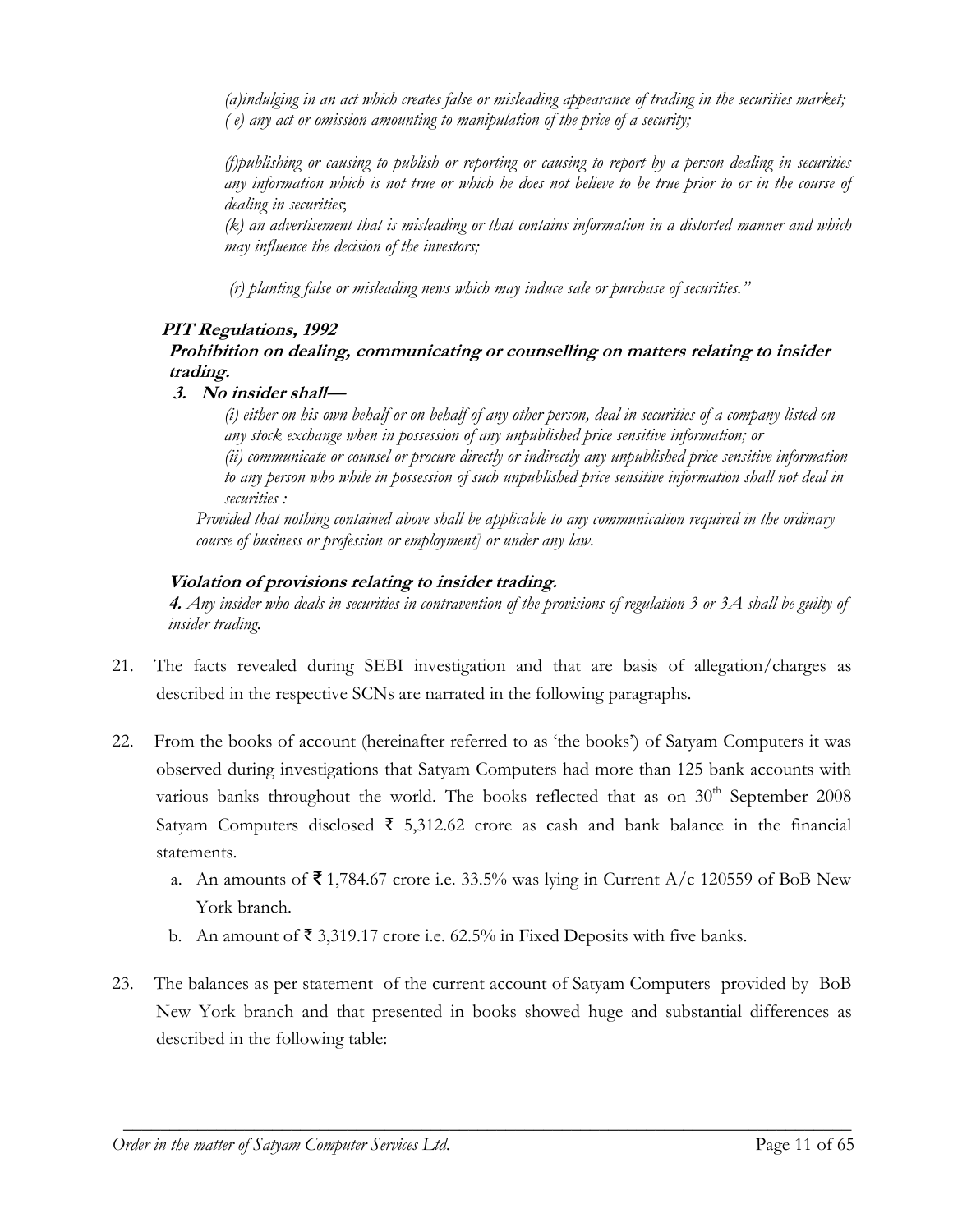*(a)indulging in an act which creates false or misleading appearance of trading in the securities market;*
*( e) any act or omission amounting to manipulation of the price of a security;*

*(f)publishing or causing to publish or reporting or causing to report by a person dealing in securities any information which is not true or which he does not believe to be true prior to or in the course of dealing in securities*;
*(k) an advertisement that is misleading or that contains information in a distorted manner and which may influence the decision of the investors;*

*(r) planting false or misleading news which may induce sale or purchase of securities."*

***PIT Regulations, 1992***
***Prohibition on dealing, communicating or counselling on matters relating to insider trading.***

***3. No insider shall—***

*(i) either on his own behalf or on behalf of any other person, deal in securities of a company listed on any stock exchange when in possession of any unpublished price sensitive information; or*
*(ii) communicate or counsel or procure directly or indirectly any unpublished price sensitive information to any person who while in possession of such unpublished price sensitive information shall not deal in securities :*

*Provided that nothing contained above shall be applicable to any communication required in the ordinary course of business or profession or employment] or under any law.*

***Violation of provisions relating to insider trading.***
***4.*** *Any insider who deals in securities in contravention of the provisions of regulation 3 or 3A shall be guilty of insider trading.*

21. The facts revealed during SEBI investigation and that are basis of allegation/charges as described in the respective SCNs are narrated in the following paragraphs.

22. From the books of account (hereinafter referred to as 'the books') of Satyam Computers it was observed during investigations that Satyam Computers had more than 125 bank accounts with various banks throughout the world. The books reflected that as on 30th September 2008 Satyam Computers disclosed ₹ 5,312.62 crore as cash and bank balance in the financial statements.
   a. An amounts of ₹ 1,784.67 crore i.e. 33.5% was lying in Current A/c 120559 of BoB New York branch.
   b. An amount of ₹ 3,319.17 crore i.e. 62.5% in Fixed Deposits with five banks.

23. The balances as per statement of the current account of Satyam Computers provided by BoB New York branch and that presented in books showed huge and substantial differences as described in the following table: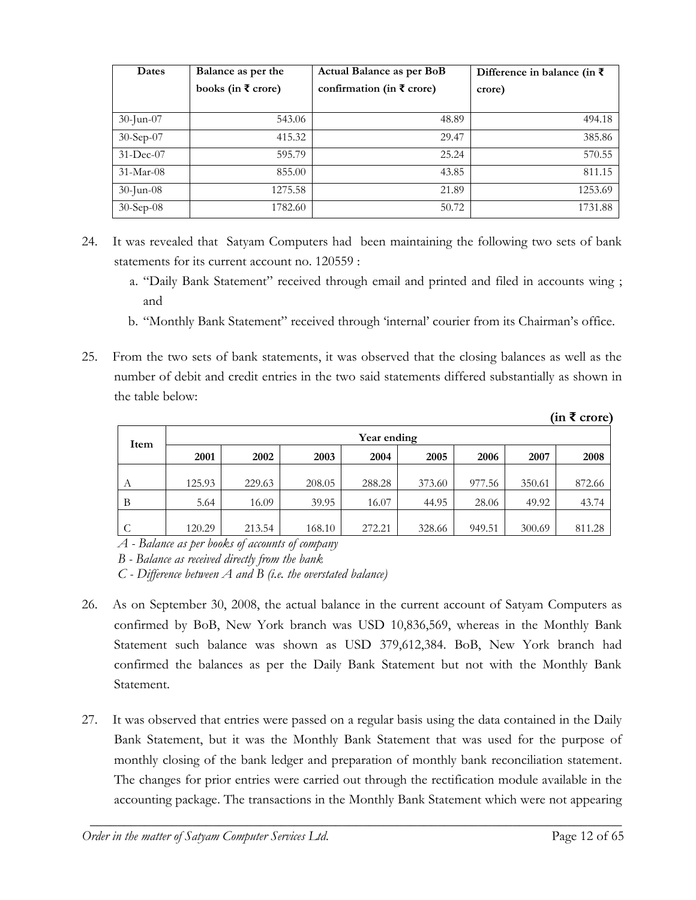| Dates | Balance as per the books (in ₹ crore) | Actual Balance as per BoB confirmation (in ₹ crore) | Difference in balance (in ₹ crore) |
|---|---|---|---|
| 30-Jun-07 | 543.06 | 48.89 | 494.18 |
| 30-Sep-07 | 415.32 | 29.47 | 385.86 |
| 31-Dec-07 | 595.79 | 25.24 | 570.55 |
| 31-Mar-08 | 855.00 | 43.85 | 811.15 |
| 30-Jun-08 | 1275.58 | 21.89 | 1253.69 |
| 30-Sep-08 | 1782.60 | 50.72 | 1731.88 |

24. It was revealed that Satyam Computers had been maintaining the following two sets of bank statements for its current account no. 120559 :
    a. "Daily Bank Statement" received through email and printed and filed in accounts wing ; and
    b. "Monthly Bank Statement" received through 'internal' courier from its Chairman's office.

25. From the two sets of bank statements, it was observed that the closing balances as well as the number of debit and credit entries in the two said statements differed substantially as shown in the table below:

**(in ₹ crore)**

| Item | Year ending | | | | | | | |
|---|---|---|---|---|---|---|---|---|
| | 2001 | 2002 | 2003 | 2004 | 2005 | 2006 | 2007 | 2008 |
| A | 125.93 | 229.63 | 208.05 | 288.28 | 373.60 | 977.56 | 350.61 | 872.66 |
| B | 5.64 | 16.09 | 39.95 | 16.07 | 44.95 | 28.06 | 49.92 | 43.74 |
| C | 120.29 | 213.54 | 168.10 | 272.21 | 328.66 | 949.51 | 300.69 | 811.28 |

*A - Balance as per books of accounts of company*

*B - Balance as received directly from the bank*

*C - Difference between A and B (i.e. the overstated balance)*

26. As on September 30, 2008, the actual balance in the current account of Satyam Computers as confirmed by BoB, New York branch was USD 10,836,569, whereas in the Monthly Bank Statement such balance was shown as USD 379,612,384. BoB, New York branch had confirmed the balances as per the Daily Bank Statement but not with the Monthly Bank Statement.

27. It was observed that entries were passed on a regular basis using the data contained in the Daily Bank Statement, but it was the Monthly Bank Statement that was used for the purpose of monthly closing of the bank ledger and preparation of monthly bank reconciliation statement. The changes for prior entries were carried out through the rectification module available in the accounting package. The transactions in the Monthly Bank Statement which were not appearing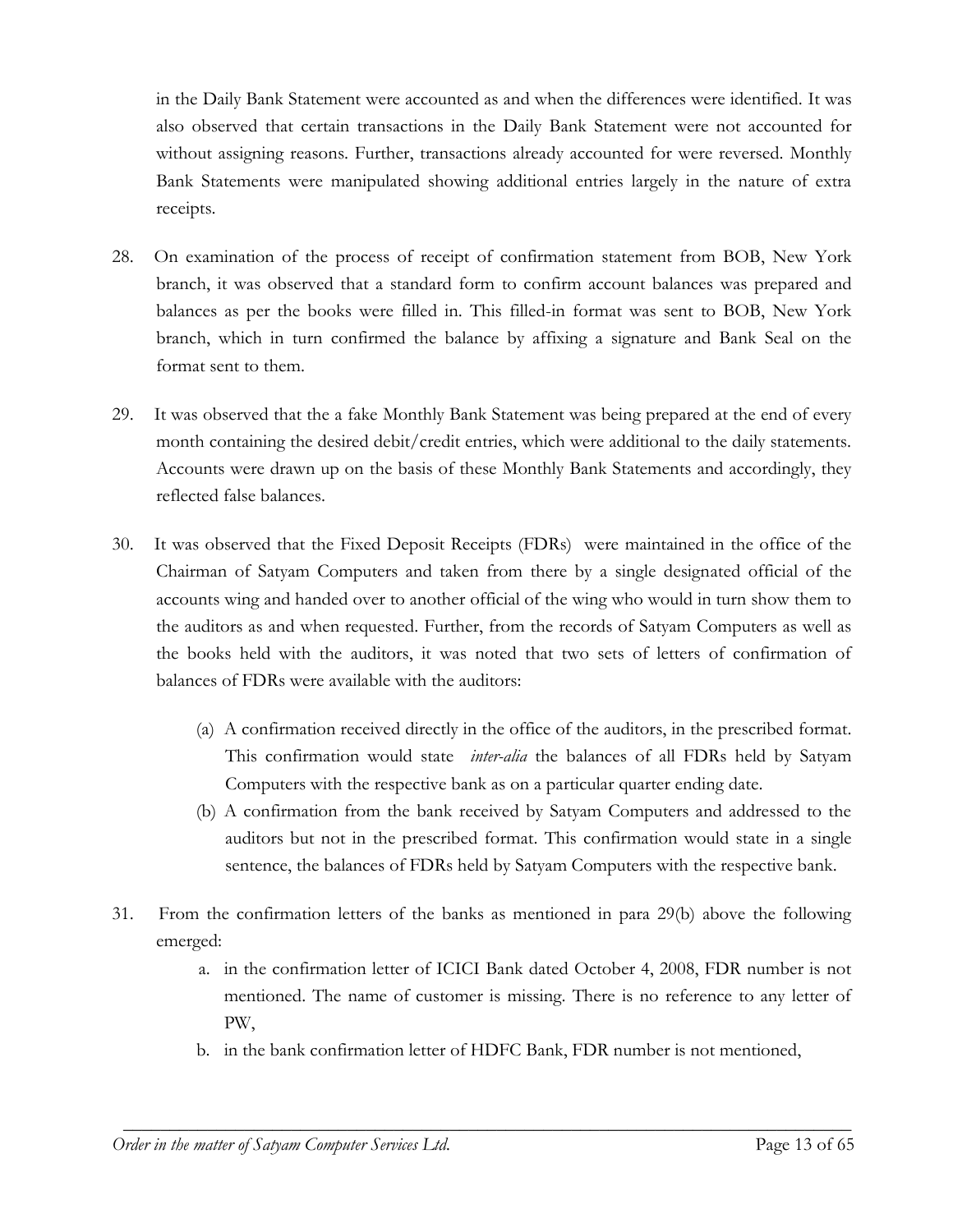in the Daily Bank Statement were accounted as and when the differences were identified. It was also observed that certain transactions in the Daily Bank Statement were not accounted for without assigning reasons. Further, transactions already accounted for were reversed. Monthly Bank Statements were manipulated showing additional entries largely in the nature of extra receipts.

28. On examination of the process of receipt of confirmation statement from BOB, New York branch, it was observed that a standard form to confirm account balances was prepared and balances as per the books were filled in. This filled-in format was sent to BOB, New York branch, which in turn confirmed the balance by affixing a signature and Bank Seal on the format sent to them.

29. It was observed that the a fake Monthly Bank Statement was being prepared at the end of every month containing the desired debit/credit entries, which were additional to the daily statements. Accounts were drawn up on the basis of these Monthly Bank Statements and accordingly, they reflected false balances.

30. It was observed that the Fixed Deposit Receipts (FDRs) were maintained in the office of the Chairman of Satyam Computers and taken from there by a single designated official of the accounts wing and handed over to another official of the wing who would in turn show them to the auditors as and when requested. Further, from the records of Satyam Computers as well as the books held with the auditors, it was noted that two sets of letters of confirmation of balances of FDRs were available with the auditors:

    (a) A confirmation received directly in the office of the auditors, in the prescribed format. This confirmation would state *inter-alia* the balances of all FDRs held by Satyam Computers with the respective bank as on a particular quarter ending date.
    (b) A confirmation from the bank received by Satyam Computers and addressed to the auditors but not in the prescribed format. This confirmation would state in a single sentence, the balances of FDRs held by Satyam Computers with the respective bank.

31. From the confirmation letters of the banks as mentioned in para 29(b) above the following emerged:

    a. in the confirmation letter of ICICI Bank dated October 4, 2008, FDR number is not mentioned. The name of customer is missing. There is no reference to any letter of PW,
    b. in the bank confirmation letter of HDFC Bank, FDR number is not mentioned,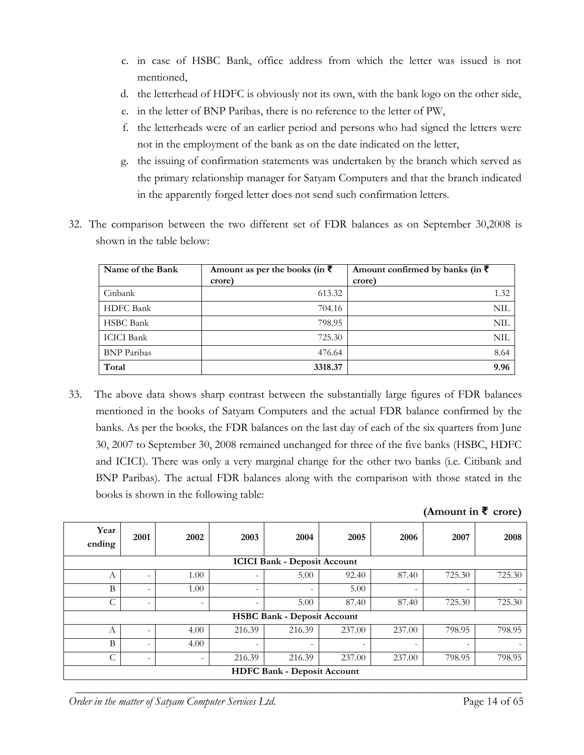c. in case of HSBC Bank, office address from which the letter was issued is not mentioned,
d. the letterhead of HDFC is obviously not its own, with the bank logo on the other side,
e. in the letter of BNP Paribas, there is no reference to the letter of PW,
f. the letterheads were of an earlier period and persons who had signed the letters were not in the employment of the bank as on the date indicated on the letter,
g. the issuing of confirmation statements was undertaken by the branch which served as the primary relationship manager for Satyam Computers and that the branch indicated in the apparently forged letter does not send such confirmation letters.

32. The comparison between the two different set of FDR balances as on September 30,2008 is shown in the table below:

| Name of the Bank | Amount as per the books (in ₹ crore) | Amount confirmed by banks (in ₹ crore) |
|---|---|---|
| Citibank | 613.32 | 1.32 |
| HDFC Bank | 704.16 | NIL |
| HSBC Bank | 798.95 | NIL |
| ICICI Bank | 725.30 | NIL |
| BNP Paribas | 476.64 | 8.64 |
| **Total** | **3318.37** | **9.96** |

33. The above data shows sharp contrast between the substantially large figures of FDR balances mentioned in the books of Satyam Computers and the actual FDR balance confirmed by the banks. As per the books, the FDR balances on the last day of each of the six quarters from June 30, 2007 to September 30, 2008 remained unchanged for three of the five banks (HSBC, HDFC and ICICI). There was only a very marginal change for the other two banks (i.e. Citibank and BNP Paribas). The actual FDR balances along with the comparison with those stated in the books is shown in the following table:

**(Amount in ₹ crore)**

| Year ending | 2001 | 2002 | 2003 | 2004 | 2005 | 2006 | 2007 | 2008 |
|---|---|---|---|---|---|---|---|---|
| **ICICI Bank - Deposit Account** | | | | | | | | |
| A | - | 1.00 | - | 5.00 | 92.40 | 87.40 | 725.30 | 725.30 |
| B | - | 1.00 | - | - | 5.00 | - | - | - |
| C | - | - | - | 5.00 | 87.40 | 87.40 | 725.30 | 725.30 |
| **HSBC Bank - Deposit Account** | | | | | | | | |
| A | - | 4.00 | 216.39 | 216.39 | 237.00 | 237.00 | 798.95 | 798.95 |
| B | - | 4.00 | - | - | - | - | - | - |
| C | - | - | 216.39 | 216.39 | 237.00 | 237.00 | 798.95 | 798.95 |
| **HDFC Bank - Deposit Account** | | | | | | | | |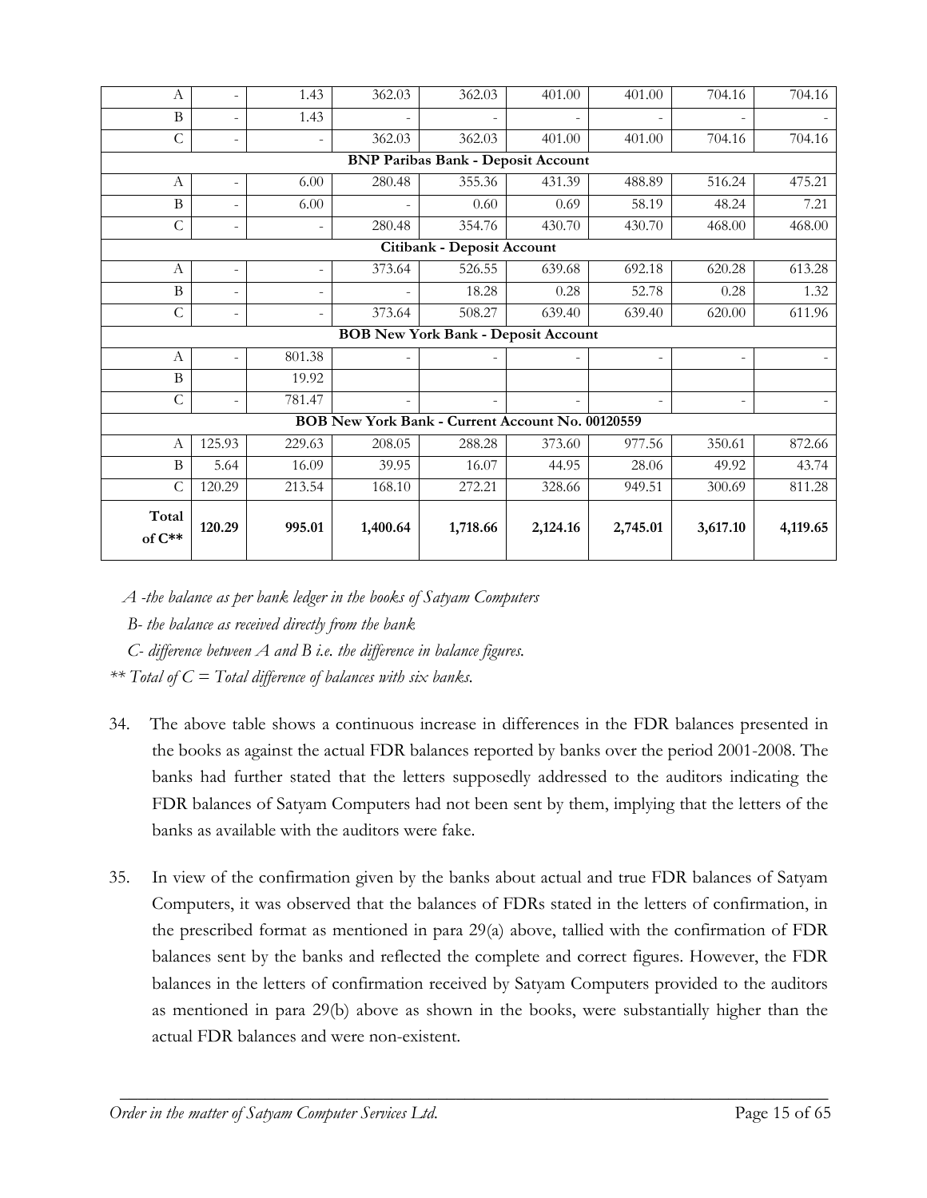| | | | | | | | | |
|---|---|---|---|---|---|---|---|---|
| A | - | 1.43 | 362.03 | 362.03 | 401.00 | 401.00 | 704.16 | 704.16 |
| B | - | 1.43 | - | - | - | - | - | - |
| C | - | - | 362.03 | 362.03 | 401.00 | 401.00 | 704.16 | 704.16 |
| **BNP Paribas Bank - Deposit Account** | | | | | | | | |
| A | - | 6.00 | 280.48 | 355.36 | 431.39 | 488.89 | 516.24 | 475.21 |
| B | - | 6.00 | - | 0.60 | 0.69 | 58.19 | 48.24 | 7.21 |
| C | - | - | 280.48 | 354.76 | 430.70 | 430.70 | 468.00 | 468.00 |
| **Citibank - Deposit Account** | | | | | | | | |
| A | - | - | 373.64 | 526.55 | 639.68 | 692.18 | 620.28 | 613.28 |
| B | - | - | - | 18.28 | 0.28 | 52.78 | 0.28 | 1.32 |
| C | - | - | 373.64 | 508.27 | 639.40 | 639.40 | 620.00 | 611.96 |
| **BOB New York Bank - Deposit Account** | | | | | | | | |
| A | - | 801.38 | - | - | - | - | - | - |
| B | | 19.92 | | | | | | |
| C | - | 781.47 | - | - | - | - | - | - |
| **BOB New York Bank - Current Account No. 00120559** | | | | | | | | |
| A | 125.93 | 229.63 | 208.05 | 288.28 | 373.60 | 977.56 | 350.61 | 872.66 |
| B | 5.64 | 16.09 | 39.95 | 16.07 | 44.95 | 28.06 | 49.92 | 43.74 |
| C | 120.29 | 213.54 | 168.10 | 272.21 | 328.66 | 949.51 | 300.69 | 811.28 |
| **Total of C**** | **120.29** | **995.01** | **1,400.64** | **1,718.66** | **2,124.16** | **2,745.01** | **3,617.10** | **4,119.65** |

*A -the balance as per bank ledger in the books of Satyam Computers*

*B- the balance as received directly from the bank*

*C- difference between A and B i.e. the difference in balance figures.*

*** Total of C = Total difference of balances with six banks.*

34. The above table shows a continuous increase in differences in the FDR balances presented in the books as against the actual FDR balances reported by banks over the period 2001-2008. The banks had further stated that the letters supposedly addressed to the auditors indicating the FDR balances of Satyam Computers had not been sent by them, implying that the letters of the banks as available with the auditors were fake.

35. In view of the confirmation given by the banks about actual and true FDR balances of Satyam Computers, it was observed that the balances of FDRs stated in the letters of confirmation, in the prescribed format as mentioned in para 29(a) above, tallied with the confirmation of FDR balances sent by the banks and reflected the complete and correct figures. However, the FDR balances in the letters of confirmation received by Satyam Computers provided to the auditors as mentioned in para 29(b) above as shown in the books, were substantially higher than the actual FDR balances and were non-existent.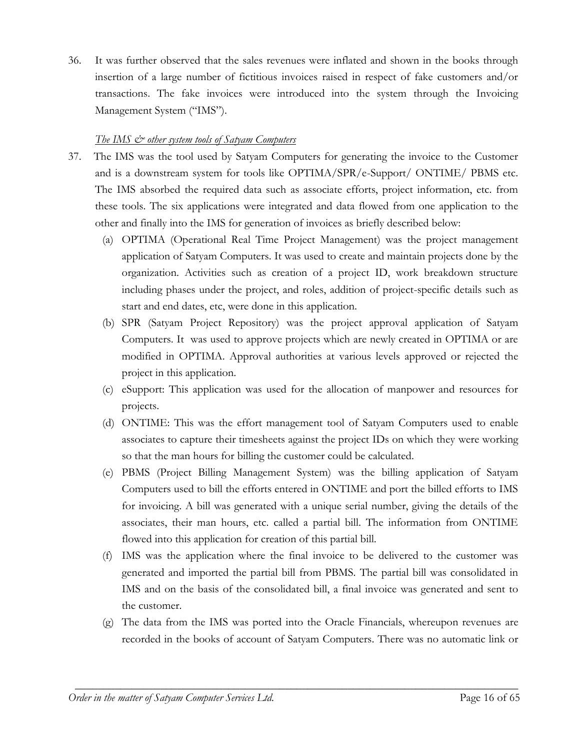36. It was further observed that the sales revenues were inflated and shown in the books through insertion of a large number of fictitious invoices raised in respect of fake customers and/or transactions. The fake invoices were introduced into the system through the Invoicing Management System ("IMS").

*The IMS & other system tools of Satyam Computers*

37. The IMS was the tool used by Satyam Computers for generating the invoice to the Customer and is a downstream system for tools like OPTIMA/SPR/e-Support/ ONTIME/ PBMS etc. The IMS absorbed the required data such as associate efforts, project information, etc. from these tools. The six applications were integrated and data flowed from one application to the other and finally into the IMS for generation of invoices as briefly described below:

    (a) OPTIMA (Operational Real Time Project Management) was the project management application of Satyam Computers. It was used to create and maintain projects done by the organization. Activities such as creation of a project ID, work breakdown structure including phases under the project, and roles, addition of project-specific details such as start and end dates, etc, were done in this application.

    (b) SPR (Satyam Project Repository) was the project approval application of Satyam Computers. It was used to approve projects which are newly created in OPTIMA or are modified in OPTIMA. Approval authorities at various levels approved or rejected the project in this application.

    (c) eSupport: This application was used for the allocation of manpower and resources for projects.

    (d) ONTIME: This was the effort management tool of Satyam Computers used to enable associates to capture their timesheets against the project IDs on which they were working so that the man hours for billing the customer could be calculated.

    (e) PBMS (Project Billing Management System) was the billing application of Satyam Computers used to bill the efforts entered in ONTIME and port the billed efforts to IMS for invoicing. A bill was generated with a unique serial number, giving the details of the associates, their man hours, etc. called a partial bill. The information from ONTIME flowed into this application for creation of this partial bill.

    (f) IMS was the application where the final invoice to be delivered to the customer was generated and imported the partial bill from PBMS. The partial bill was consolidated in IMS and on the basis of the consolidated bill, a final invoice was generated and sent to the customer.

    (g) The data from the IMS was ported into the Oracle Financials, whereupon revenues are recorded in the books of account of Satyam Computers. There was no automatic link or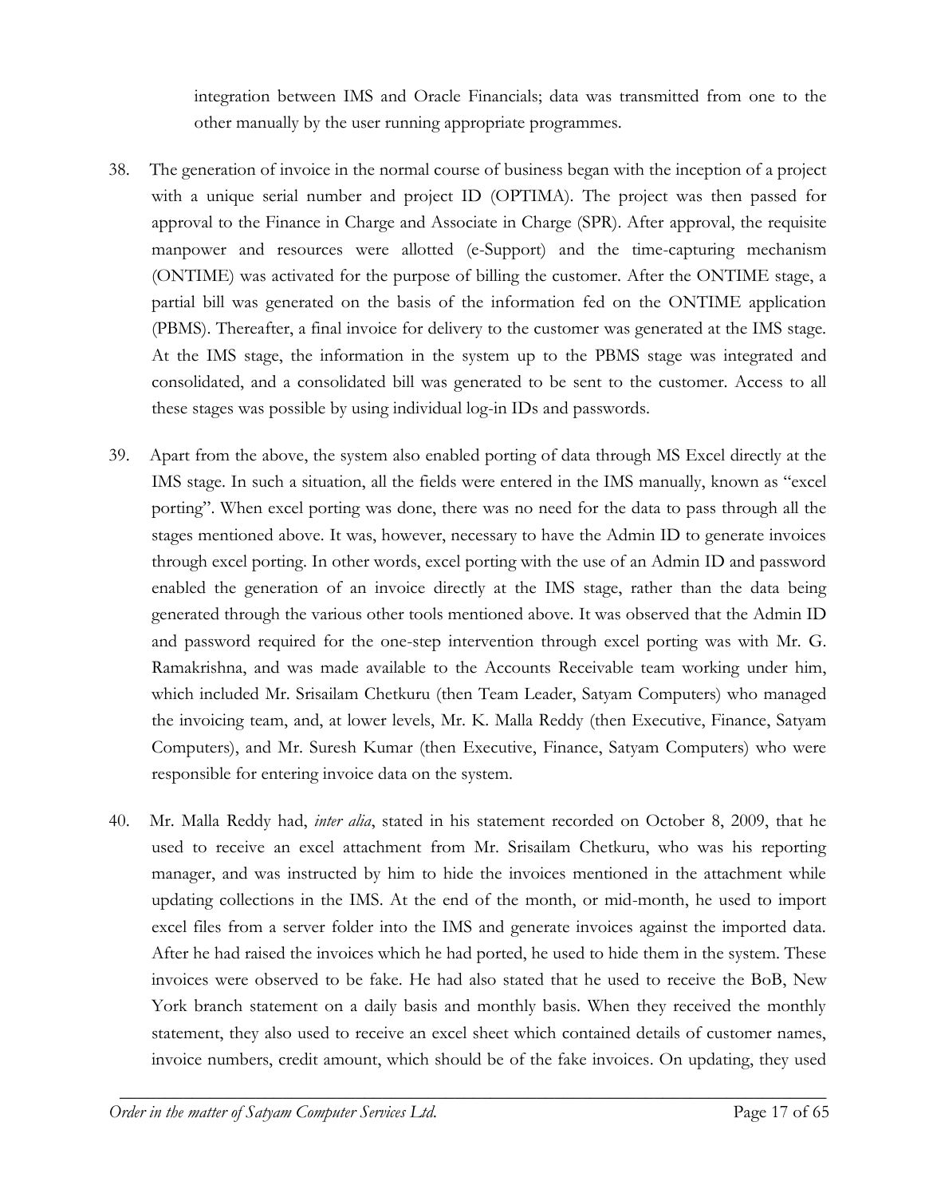integration between IMS and Oracle Financials; data was transmitted from one to the other manually by the user running appropriate programmes.

38. The generation of invoice in the normal course of business began with the inception of a project with a unique serial number and project ID (OPTIMA). The project was then passed for approval to the Finance in Charge and Associate in Charge (SPR). After approval, the requisite manpower and resources were allotted (e-Support) and the time-capturing mechanism (ONTIME) was activated for the purpose of billing the customer. After the ONTIME stage, a partial bill was generated on the basis of the information fed on the ONTIME application (PBMS). Thereafter, a final invoice for delivery to the customer was generated at the IMS stage. At the IMS stage, the information in the system up to the PBMS stage was integrated and consolidated, and a consolidated bill was generated to be sent to the customer. Access to all these stages was possible by using individual log-in IDs and passwords.

39. Apart from the above, the system also enabled porting of data through MS Excel directly at the IMS stage. In such a situation, all the fields were entered in the IMS manually, known as "excel porting". When excel porting was done, there was no need for the data to pass through all the stages mentioned above. It was, however, necessary to have the Admin ID to generate invoices through excel porting. In other words, excel porting with the use of an Admin ID and password enabled the generation of an invoice directly at the IMS stage, rather than the data being generated through the various other tools mentioned above. It was observed that the Admin ID and password required for the one-step intervention through excel porting was with Mr. G. Ramakrishna, and was made available to the Accounts Receivable team working under him, which included Mr. Srisailam Chetkuru (then Team Leader, Satyam Computers) who managed the invoicing team, and, at lower levels, Mr. K. Malla Reddy (then Executive, Finance, Satyam Computers), and Mr. Suresh Kumar (then Executive, Finance, Satyam Computers) who were responsible for entering invoice data on the system.

40. Mr. Malla Reddy had, *inter alia*, stated in his statement recorded on October 8, 2009, that he used to receive an excel attachment from Mr. Srisailam Chetkuru, who was his reporting manager, and was instructed by him to hide the invoices mentioned in the attachment while updating collections in the IMS. At the end of the month, or mid-month, he used to import excel files from a server folder into the IMS and generate invoices against the imported data. After he had raised the invoices which he had ported, he used to hide them in the system. These invoices were observed to be fake. He had also stated that he used to receive the BoB, New York branch statement on a daily basis and monthly basis. When they received the monthly statement, they also used to receive an excel sheet which contained details of customer names, invoice numbers, credit amount, which should be of the fake invoices. On updating, they used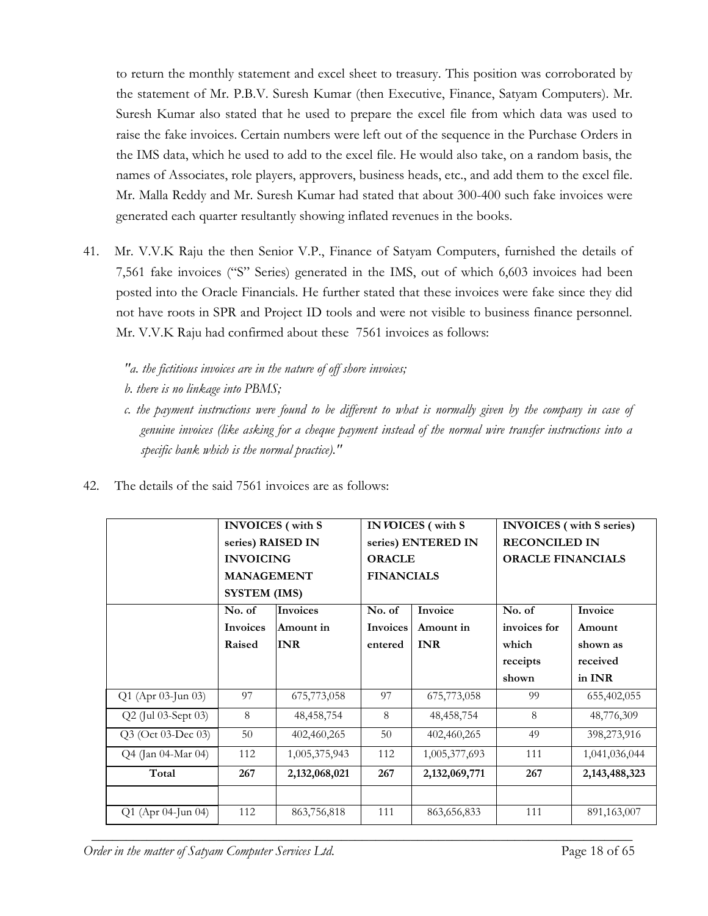to return the monthly statement and excel sheet to treasury. This position was corroborated by the statement of Mr. P.B.V. Suresh Kumar (then Executive, Finance, Satyam Computers). Mr. Suresh Kumar also stated that he used to prepare the excel file from which data was used to raise the fake invoices. Certain numbers were left out of the sequence in the Purchase Orders in the IMS data, which he used to add to the excel file. He would also take, on a random basis, the names of Associates, role players, approvers, business heads, etc., and add them to the excel file. Mr. Malla Reddy and Mr. Suresh Kumar had stated that about 300-400 such fake invoices were generated each quarter resultantly showing inflated revenues in the books.

41. Mr. V.V.K Raju the then Senior V.P., Finance of Satyam Computers, furnished the details of 7,561 fake invoices ("S" Series) generated in the IMS, out of which 6,603 invoices had been posted into the Oracle Financials. He further stated that these invoices were fake since they did not have roots in SPR and Project ID tools and were not visible to business finance personnel. Mr. V.V.K Raju had confirmed about these 7561 invoices as follows:

*"a. the fictitious invoices are in the nature of off shore invoices;*
*b. there is no linkage into PBMS;*
*c. the payment instructions were found to be different to what is normally given by the company in case of genuine invoices (like asking for a cheque payment instead of the normal wire transfer instructions into a specific bank which is the normal practice)."*

42. The details of the said 7561 invoices are as follows:

| | **INVOICES ( with S series) RAISED IN INVOICING MANAGEMENT SYSTEM (IMS)** | | **INVOICES ( with S series) ENTERED IN ORACLE FINANCIALS** | | **INVOICES ( with S series) RECONCILED IN ORACLE FINANCIALS** | |
|---|---|---|---|---|---|---|
| | **No. of Invoices Raised** | **Invoices Amount in INR** | **No. of Invoices entered** | **Invoice Amount in INR** | **No. of invoices for which receipts shown** | **Invoice Amount shown as received in INR** |
| Q1 (Apr 03-Jun 03) | 97 | 675,773,058 | 97 | 675,773,058 | 99 | 655,402,055 |
| Q2 (Jul 03-Sept 03) | 8 | 48,458,754 | 8 | 48,458,754 | 8 | 48,776,309 |
| Q3 (Oct 03-Dec 03) | 50 | 402,460,265 | 50 | 402,460,265 | 49 | 398,273,916 |
| Q4 (Jan 04-Mar 04) | 112 | 1,005,375,943 | 112 | 1,005,377,693 | 111 | 1,041,036,044 |
| **Total** | **267** | **2,132,068,021** | **267** | **2,132,069,771** | **267** | **2,143,488,323** |
| | | | | | | |
| Q1 (Apr 04-Jun 04) | 112 | 863,756,818 | 111 | 863,656,833 | 111 | 891,163,007 |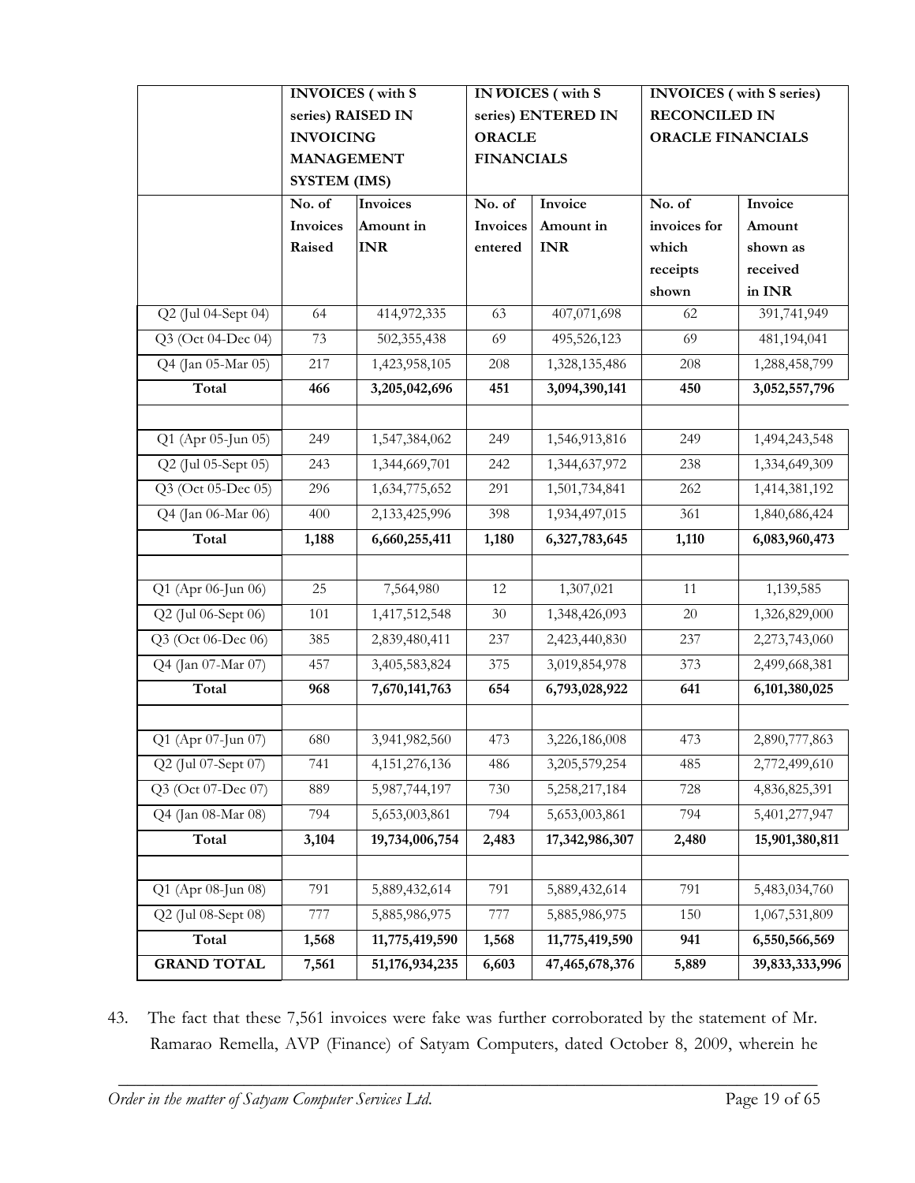| | INVOICES ( with S series) RAISED IN INVOICING MANAGEMENT SYSTEM (IMS) | | INVOICES ( with S series) ENTERED IN ORACLE FINANCIALS | | INVOICES ( with S series) RECONCILED IN ORACLE FINANCIALS | |
|---|---|---|---|---|---|---|
| | No. of Invoices Raised | Invoices Amount in INR | No. of Invoices entered | Invoice Amount in INR | No. of invoices for which receipts shown | Invoice Amount shown as received in INR |
| Q2 (Jul 04-Sept 04) | 64 | 414,972,335 | 63 | 407,071,698 | 62 | 391,741,949 |
| Q3 (Oct 04-Dec 04) | 73 | 502,355,438 | 69 | 495,526,123 | 69 | 481,194,041 |
| Q4 (Jan 05-Mar 05) | 217 | 1,423,958,105 | 208 | 1,328,135,486 | 208 | 1,288,458,799 |
| **Total** | **466** | **3,205,042,696** | **451** | **3,094,390,141** | **450** | **3,052,557,796** |
| | | | | | | |
| Q1 (Apr 05-Jun 05) | 249 | 1,547,384,062 | 249 | 1,546,913,816 | 249 | 1,494,243,548 |
| Q2 (Jul 05-Sept 05) | 243 | 1,344,669,701 | 242 | 1,344,637,972 | 238 | 1,334,649,309 |
| Q3 (Oct 05-Dec 05) | 296 | 1,634,775,652 | 291 | 1,501,734,841 | 262 | 1,414,381,192 |
| Q4 (Jan 06-Mar 06) | 400 | 2,133,425,996 | 398 | 1,934,497,015 | 361 | 1,840,686,424 |
| **Total** | **1,188** | **6,660,255,411** | **1,180** | **6,327,783,645** | **1,110** | **6,083,960,473** |
| | | | | | | |
| Q1 (Apr 06-Jun 06) | 25 | 7,564,980 | 12 | 1,307,021 | 11 | 1,139,585 |
| Q2 (Jul 06-Sept 06) | 101 | 1,417,512,548 | 30 | 1,348,426,093 | 20 | 1,326,829,000 |
| Q3 (Oct 06-Dec 06) | 385 | 2,839,480,411 | 237 | 2,423,440,830 | 237 | 2,273,743,060 |
| Q4 (Jan 07-Mar 07) | 457 | 3,405,583,824 | 375 | 3,019,854,978 | 373 | 2,499,668,381 |
| **Total** | **968** | **7,670,141,763** | **654** | **6,793,028,922** | **641** | **6,101,380,025** |
| | | | | | | |
| Q1 (Apr 07-Jun 07) | 680 | 3,941,982,560 | 473 | 3,226,186,008 | 473 | 2,890,777,863 |
| Q2 (Jul 07-Sept 07) | 741 | 4,151,276,136 | 486 | 3,205,579,254 | 485 | 2,772,499,610 |
| Q3 (Oct 07-Dec 07) | 889 | 5,987,744,197 | 730 | 5,258,217,184 | 728 | 4,836,825,391 |
| Q4 (Jan 08-Mar 08) | 794 | 5,653,003,861 | 794 | 5,653,003,861 | 794 | 5,401,277,947 |
| **Total** | **3,104** | **19,734,006,754** | **2,483** | **17,342,986,307** | **2,480** | **15,901,380,811** |
| | | | | | | |
| Q1 (Apr 08-Jun 08) | 791 | 5,889,432,614 | 791 | 5,889,432,614 | 791 | 5,483,034,760 |
| Q2 (Jul 08-Sept 08) | 777 | 5,885,986,975 | 777 | 5,885,986,975 | 150 | 1,067,531,809 |
| **Total** | **1,568** | **11,775,419,590** | **1,568** | **11,775,419,590** | **941** | **6,550,566,569** |
| **GRAND TOTAL** | **7,561** | **51,176,934,235** | **6,603** | **47,465,678,376** | **5,889** | **39,833,333,996** |

43. The fact that these 7,561 invoices were fake was further corroborated by the statement of Mr. Ramarao Remella, AVP (Finance) of Satyam Computers, dated October 8, 2009, wherein he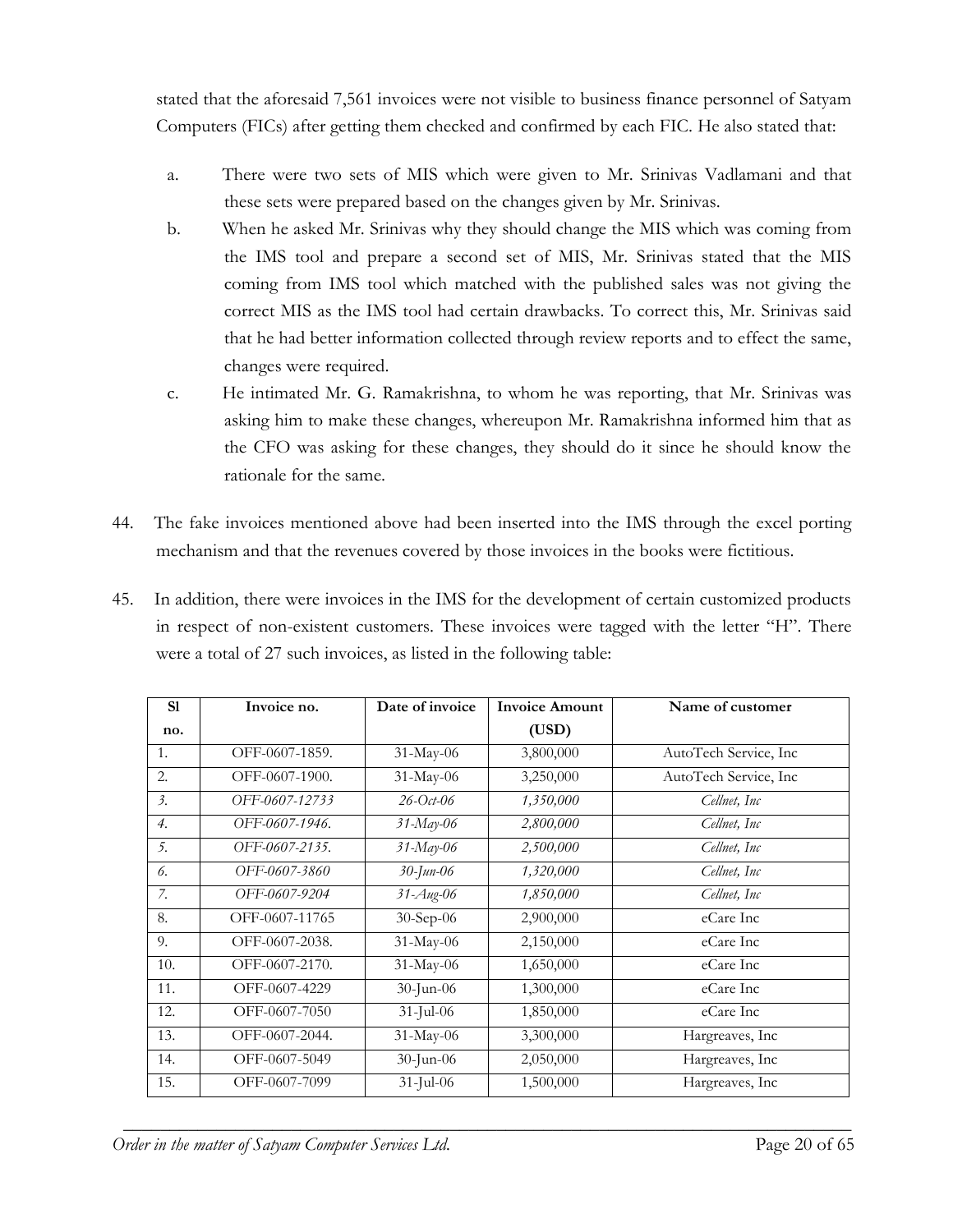stated that the aforesaid 7,561 invoices were not visible to business finance personnel of Satyam Computers (FICs) after getting them checked and confirmed by each FIC. He also stated that:

a. There were two sets of MIS which were given to Mr. Srinivas Vadlamani and that these sets were prepared based on the changes given by Mr. Srinivas.

b. When he asked Mr. Srinivas why they should change the MIS which was coming from the IMS tool and prepare a second set of MIS, Mr. Srinivas stated that the MIS coming from IMS tool which matched with the published sales was not giving the correct MIS as the IMS tool had certain drawbacks. To correct this, Mr. Srinivas said that he had better information collected through review reports and to effect the same, changes were required.

c. He intimated Mr. G. Ramakrishna, to whom he was reporting, that Mr. Srinivas was asking him to make these changes, whereupon Mr. Ramakrishna informed him that as the CFO was asking for these changes, they should do it since he should know the rationale for the same.

44. The fake invoices mentioned above had been inserted into the IMS through the excel porting mechanism and that the revenues covered by those invoices in the books were fictitious.

45. In addition, there were invoices in the IMS for the development of certain customized products in respect of non-existent customers. These invoices were tagged with the letter "H". There were a total of 27 such invoices, as listed in the following table:

| Sl no. | Invoice no. | Date of invoice | Invoice Amount (USD) | Name of customer |
|---|---|---|---|---|
| 1. | OFF-0607-1859. | 31-May-06 | 3,800,000 | AutoTech Service, Inc |
| 2. | OFF-0607-1900. | 31-May-06 | 3,250,000 | AutoTech Service, Inc |
| *3.* | *OFF-0607-12733* | *26-Oct-06* | *1,350,000* | *Cellnet, Inc* |
| *4.* | *OFF-0607-1946.* | *31-May-06* | *2,800,000* | *Cellnet, Inc* |
| *5.* | *OFF-0607-2135.* | *31-May-06* | *2,500,000* | *Cellnet, Inc* |
| *6.* | *OFF-0607-3860* | *30-Jun-06* | *1,320,000* | *Cellnet, Inc* |
| *7.* | *OFF-0607-9204* | *31-Aug-06* | *1,850,000* | *Cellnet, Inc* |
| 8. | OFF-0607-11765 | 30-Sep-06 | 2,900,000 | eCare Inc |
| 9. | OFF-0607-2038. | 31-May-06 | 2,150,000 | eCare Inc |
| 10. | OFF-0607-2170. | 31-May-06 | 1,650,000 | eCare Inc |
| 11. | OFF-0607-4229 | 30-Jun-06 | 1,300,000 | eCare Inc |
| 12. | OFF-0607-7050 | 31-Jul-06 | 1,850,000 | eCare Inc |
| 13. | OFF-0607-2044. | 31-May-06 | 3,300,000 | Hargreaves, Inc |
| 14. | OFF-0607-5049 | 30-Jun-06 | 2,050,000 | Hargreaves, Inc |
| 15. | OFF-0607-7099 | 31-Jul-06 | 1,500,000 | Hargreaves, Inc |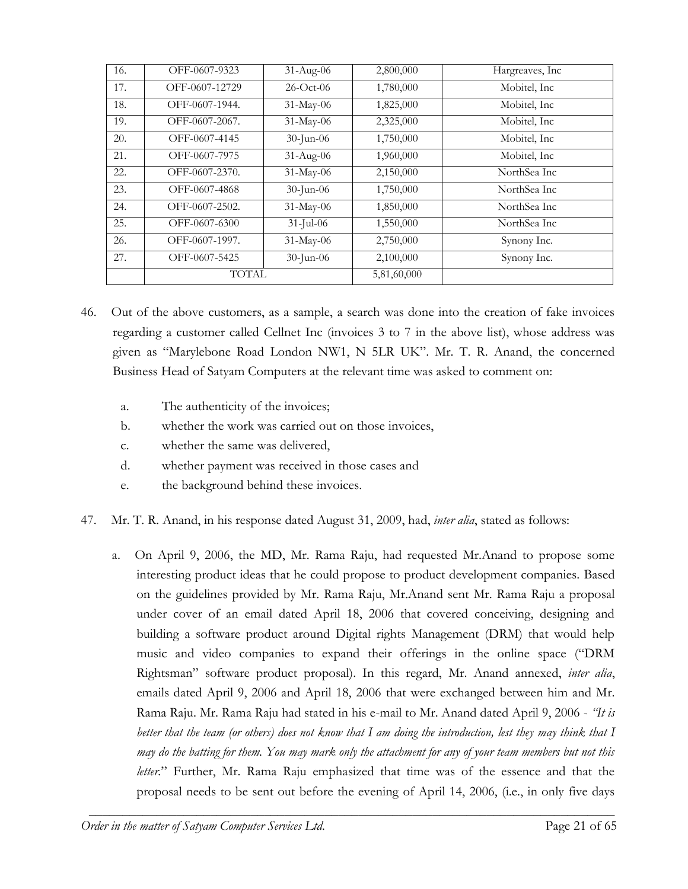| 16. | OFF-0607-9323 | 31-Aug-06 | 2,800,000 | Hargreaves, Inc |
|---|---|---|---|---|
| 17. | OFF-0607-12729 | 26-Oct-06 | 1,780,000 | Mobitel, Inc |
| 18. | OFF-0607-1944. | 31-May-06 | 1,825,000 | Mobitel, Inc |
| 19. | OFF-0607-2067. | 31-May-06 | 2,325,000 | Mobitel, Inc |
| 20. | OFF-0607-4145 | 30-Jun-06 | 1,750,000 | Mobitel, Inc |
| 21. | OFF-0607-7975 | 31-Aug-06 | 1,960,000 | Mobitel, Inc |
| 22. | OFF-0607-2370. | 31-May-06 | 2,150,000 | NorthSea Inc |
| 23. | OFF-0607-4868 | 30-Jun-06 | 1,750,000 | NorthSea Inc |
| 24. | OFF-0607-2502. | 31-May-06 | 1,850,000 | NorthSea Inc |
| 25. | OFF-0607-6300 | 31-Jul-06 | 1,550,000 | NorthSea Inc |
| 26. | OFF-0607-1997. | 31-May-06 | 2,750,000 | Synony Inc. |
| 27. | OFF-0607-5425 | 30-Jun-06 | 2,100,000 | Synony Inc. |
| | TOTAL | | 5,81,60,000 | |

46. Out of the above customers, as a sample, a search was done into the creation of fake invoices regarding a customer called Cellnet Inc (invoices 3 to 7 in the above list), whose address was given as "Marylebone Road London NW1, N 5LR UK". Mr. T. R. Anand, the concerned Business Head of Satyam Computers at the relevant time was asked to comment on:

    a. The authenticity of the invoices;
    b. whether the work was carried out on those invoices,
    c. whether the same was delivered,
    d. whether payment was received in those cases and
    e. the background behind these invoices.

47. Mr. T. R. Anand, in his response dated August 31, 2009, had, *inter alia*, stated as follows:

    a. On April 9, 2006, the MD, Mr. Rama Raju, had requested Mr.Anand to propose some interesting product ideas that he could propose to product development companies. Based on the guidelines provided by Mr. Rama Raju, Mr.Anand sent Mr. Rama Raju a proposal under cover of an email dated April 18, 2006 that covered conceiving, designing and building a software product around Digital rights Management (DRM) that would help music and video companies to expand their offerings in the online space ("DRM Rightsman" software product proposal). In this regard, Mr. Anand annexed, *inter alia*, emails dated April 9, 2006 and April 18, 2006 that were exchanged between him and Mr. Rama Raju. Mr. Rama Raju had stated in his e-mail to Mr. Anand dated April 9, 2006 - *"It is better that the team (or others) does not know that I am doing the introduction, lest they may think that I may do the batting for them. You may mark only the attachment for any of your team members but not this letter.*" Further, Mr. Rama Raju emphasized that time was of the essence and that the proposal needs to be sent out before the evening of April 14, 2006, (i.e., in only five days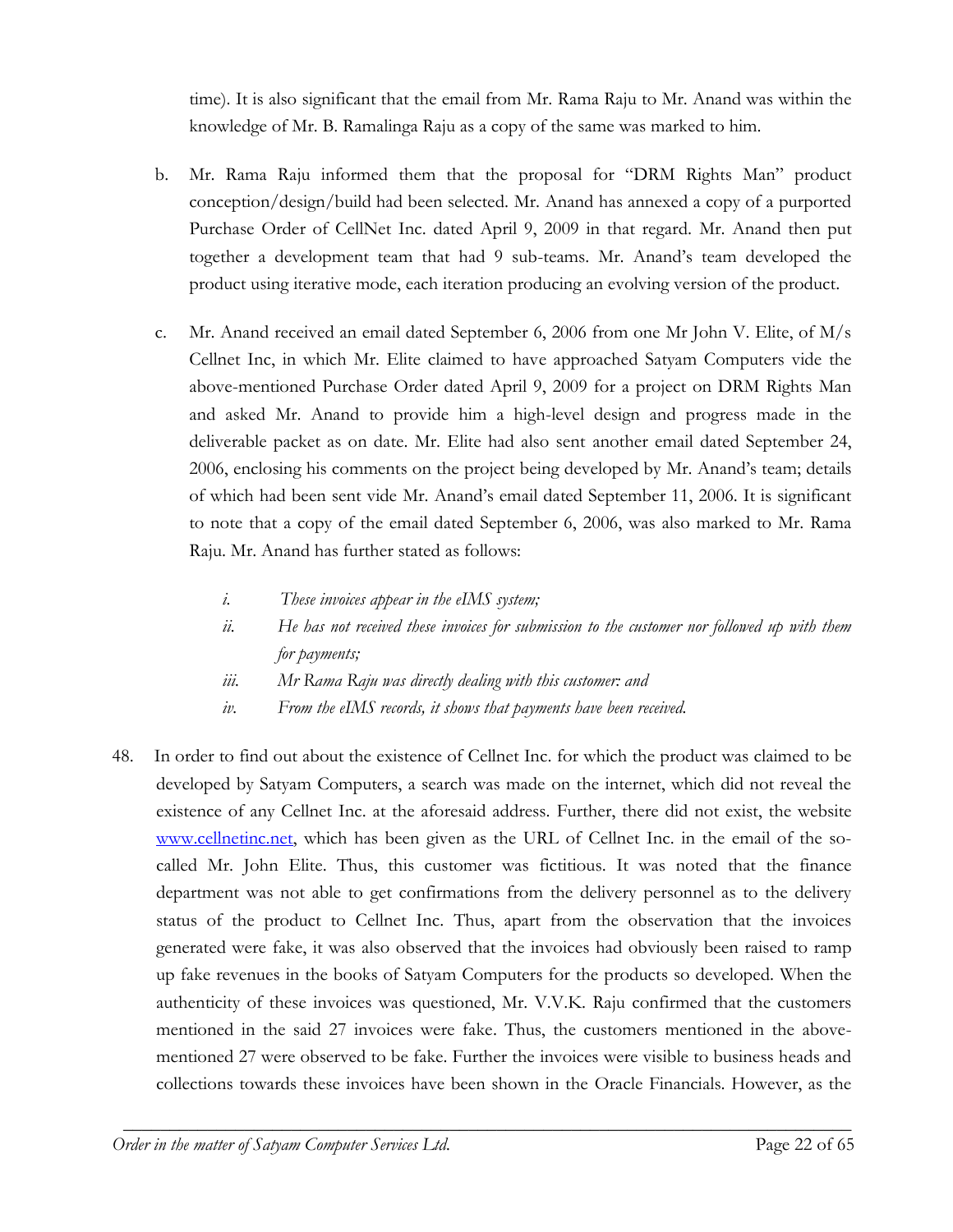time). It is also significant that the email from Mr. Rama Raju to Mr. Anand was within the knowledge of Mr. B. Ramalinga Raju as a copy of the same was marked to him.

b. Mr. Rama Raju informed them that the proposal for "DRM Rights Man" product conception/design/build had been selected. Mr. Anand has annexed a copy of a purported Purchase Order of CellNet Inc. dated April 9, 2009 in that regard. Mr. Anand then put together a development team that had 9 sub-teams. Mr. Anand's team developed the product using iterative mode, each iteration producing an evolving version of the product.

c. Mr. Anand received an email dated September 6, 2006 from one Mr John V. Elite, of M/s Cellnet Inc, in which Mr. Elite claimed to have approached Satyam Computers vide the above-mentioned Purchase Order dated April 9, 2009 for a project on DRM Rights Man and asked Mr. Anand to provide him a high-level design and progress made in the deliverable packet as on date. Mr. Elite had also sent another email dated September 24, 2006, enclosing his comments on the project being developed by Mr. Anand's team; details of which had been sent vide Mr. Anand's email dated September 11, 2006. It is significant to note that a copy of the email dated September 6, 2006, was also marked to Mr. Rama Raju. Mr. Anand has further stated as follows:

   *i. These invoices appear in the eIMS system;*
   *ii. He has not received these invoices for submission to the customer nor followed up with them for payments;*
   *iii. Mr Rama Raju was directly dealing with this customer: and*
   *iv. From the eIMS records, it shows that payments have been received.*

48. In order to find out about the existence of Cellnet Inc. for which the product was claimed to be developed by Satyam Computers, a search was made on the internet, which did not reveal the existence of any Cellnet Inc. at the aforesaid address. Further, there did not exist, the website www.cellnetinc.net, which has been given as the URL of Cellnet Inc. in the email of the so-called Mr. John Elite. Thus, this customer was fictitious. It was noted that the finance department was not able to get confirmations from the delivery personnel as to the delivery status of the product to Cellnet Inc. Thus, apart from the observation that the invoices generated were fake, it was also observed that the invoices had obviously been raised to ramp up fake revenues in the books of Satyam Computers for the products so developed. When the authenticity of these invoices was questioned, Mr. V.V.K. Raju confirmed that the customers mentioned in the said 27 invoices were fake. Thus, the customers mentioned in the above-mentioned 27 were observed to be fake. Further the invoices were visible to business heads and collections towards these invoices have been shown in the Oracle Financials. However, as the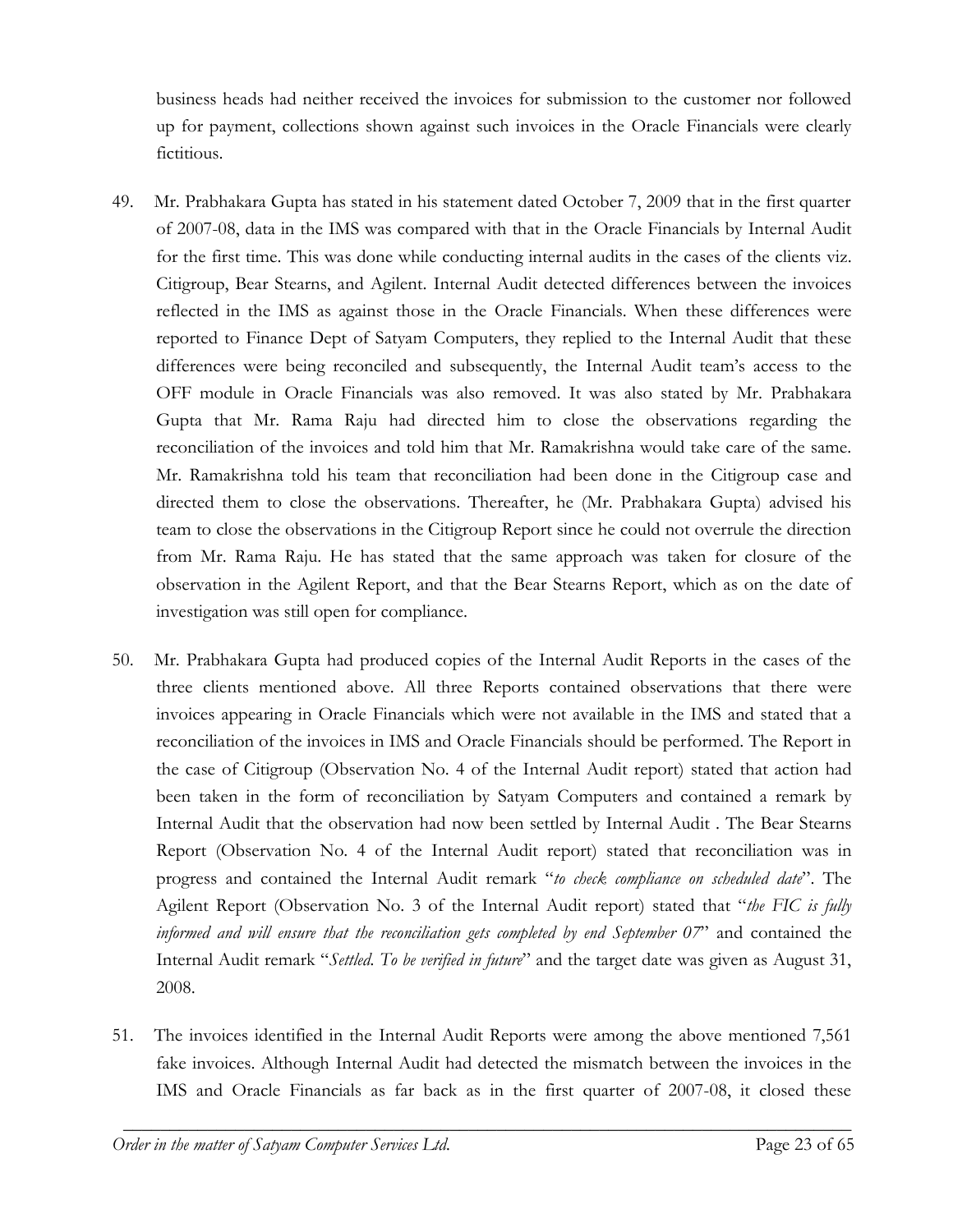business heads had neither received the invoices for submission to the customer nor followed up for payment, collections shown against such invoices in the Oracle Financials were clearly fictitious.

49. Mr. Prabhakara Gupta has stated in his statement dated October 7, 2009 that in the first quarter of 2007-08, data in the IMS was compared with that in the Oracle Financials by Internal Audit for the first time. This was done while conducting internal audits in the cases of the clients viz. Citigroup, Bear Stearns, and Agilent. Internal Audit detected differences between the invoices reflected in the IMS as against those in the Oracle Financials. When these differences were reported to Finance Dept of Satyam Computers, they replied to the Internal Audit that these differences were being reconciled and subsequently, the Internal Audit team's access to the OFF module in Oracle Financials was also removed. It was also stated by Mr. Prabhakara Gupta that Mr. Rama Raju had directed him to close the observations regarding the reconciliation of the invoices and told him that Mr. Ramakrishna would take care of the same. Mr. Ramakrishna told his team that reconciliation had been done in the Citigroup case and directed them to close the observations. Thereafter, he (Mr. Prabhakara Gupta) advised his team to close the observations in the Citigroup Report since he could not overrule the direction from Mr. Rama Raju. He has stated that the same approach was taken for closure of the observation in the Agilent Report, and that the Bear Stearns Report, which as on the date of investigation was still open for compliance.

50. Mr. Prabhakara Gupta had produced copies of the Internal Audit Reports in the cases of the three clients mentioned above. All three Reports contained observations that there were invoices appearing in Oracle Financials which were not available in the IMS and stated that a reconciliation of the invoices in IMS and Oracle Financials should be performed. The Report in the case of Citigroup (Observation No. 4 of the Internal Audit report) stated that action had been taken in the form of reconciliation by Satyam Computers and contained a remark by Internal Audit that the observation had now been settled by Internal Audit . The Bear Stearns Report (Observation No. 4 of the Internal Audit report) stated that reconciliation was in progress and contained the Internal Audit remark "*to check compliance on scheduled date*". The Agilent Report (Observation No. 3 of the Internal Audit report) stated that "*the FIC is fully informed and will ensure that the reconciliation gets completed by end September 07*" and contained the Internal Audit remark "*Settled. To be verified in future*" and the target date was given as August 31, 2008.

51. The invoices identified in the Internal Audit Reports were among the above mentioned 7,561 fake invoices. Although Internal Audit had detected the mismatch between the invoices in the IMS and Oracle Financials as far back as in the first quarter of 2007-08, it closed these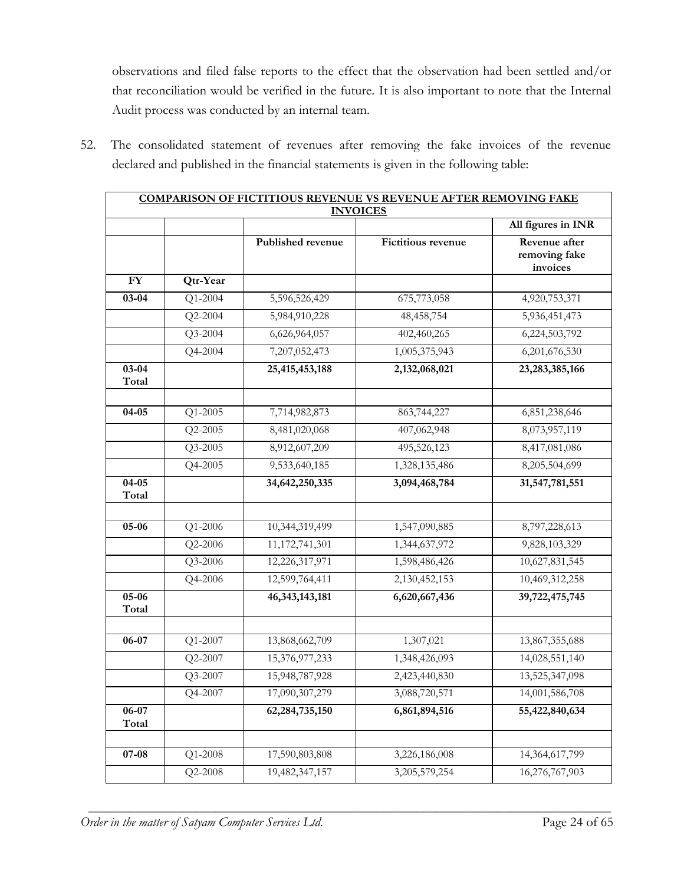observations and filed false reports to the effect that the observation had been settled and/or that reconciliation would be verified in the future. It is also important to note that the Internal Audit process was conducted by an internal team.

52. The consolidated statement of revenues after removing the fake invoices of the revenue declared and published in the financial statements is given in the following table:

| **COMPARISON OF FICTITIOUS REVENUE VS REVENUE AFTER REMOVING FAKE INVOICES** | | | | |
|---|---|---|---|---|
| | | | | **All figures in INR** |
| | | **Published revenue** | **Fictitious revenue** | **Revenue after removing fake invoices** |
| **FY** | **Qtr-Year** | | | |
| **03-04** | Q1-2004 | 5,596,526,429 | 675,773,058 | 4,920,753,371 |
| | Q2-2004 | 5,984,910,228 | 48,458,754 | 5,936,451,473 |
| | Q3-2004 | 6,626,964,057 | 402,460,265 | 6,224,503,792 |
| | Q4-2004 | 7,207,052,473 | 1,005,375,943 | 6,201,676,530 |
| **03-04 Total** | | **25,415,453,188** | **2,132,068,021** | **23,283,385,166** |
| | | | | |
| **04-05** | Q1-2005 | 7,714,982,873 | 863,744,227 | 6,851,238,646 |
| | Q2-2005 | 8,481,020,068 | 407,062,948 | 8,073,957,119 |
| | Q3-2005 | 8,912,607,209 | 495,526,123 | 8,417,081,086 |
| | Q4-2005 | 9,533,640,185 | 1,328,135,486 | 8,205,504,699 |
| **04-05 Total** | | **34,642,250,335** | **3,094,468,784** | **31,547,781,551** |
| | | | | |
| **05-06** | Q1-2006 | 10,344,319,499 | 1,547,090,885 | 8,797,228,613 |
| | Q2-2006 | 11,172,741,301 | 1,344,637,972 | 9,828,103,329 |
| | Q3-2006 | 12,226,317,971 | 1,598,486,426 | 10,627,831,545 |
| | Q4-2006 | 12,599,764,411 | 2,130,452,153 | 10,469,312,258 |
| **05-06 Total** | | **46,343,143,181** | **6,620,667,436** | **39,722,475,745** |
| | | | | |
| **06-07** | Q1-2007 | 13,868,662,709 | 1,307,021 | 13,867,355,688 |
| | Q2-2007 | 15,376,977,233 | 1,348,426,093 | 14,028,551,140 |
| | Q3-2007 | 15,948,787,928 | 2,423,440,830 | 13,525,347,098 |
| | Q4-2007 | 17,090,307,279 | 3,088,720,571 | 14,001,586,708 |
| **06-07 Total** | | **62,284,735,150** | **6,861,894,516** | **55,422,840,634** |
| | | | | |
| **07-08** | Q1-2008 | 17,590,803,808 | 3,226,186,008 | 14,364,617,799 |
| | Q2-2008 | 19,482,347,157 | 3,205,579,254 | 16,276,767,903 |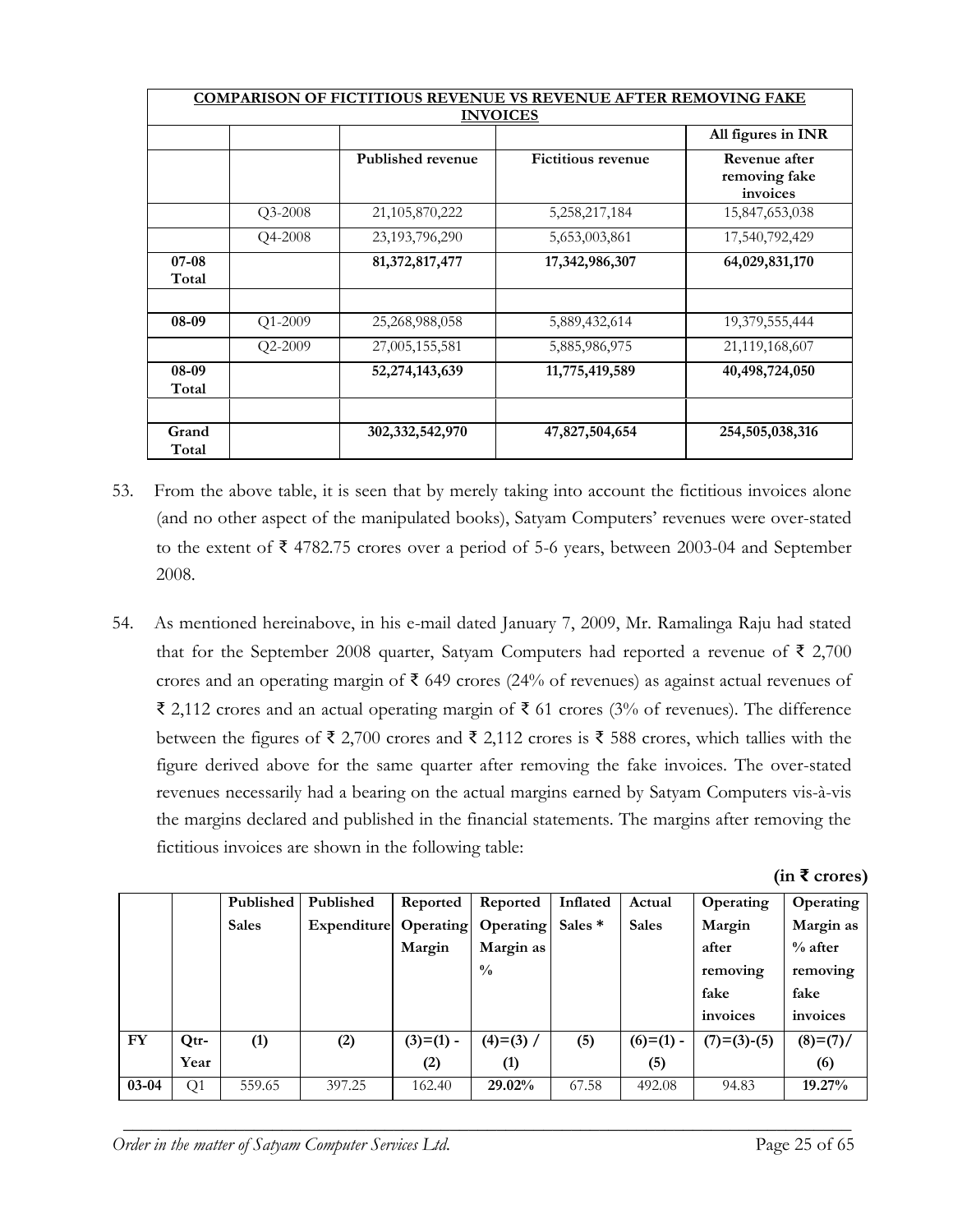| COMPARISON OF FICTITIOUS REVENUE VS REVENUE AFTER REMOVING FAKE INVOICES | | | | |
|---|---|---|---|---|
| | | | | All figures in INR |
| | | Published revenue | Fictitious revenue | Revenue after removing fake invoices |
| | Q3-2008 | 21,105,870,222 | 5,258,217,184 | 15,847,653,038 |
| | Q4-2008 | 23,193,796,290 | 5,653,003,861 | 17,540,792,429 |
| **07-08 Total** | | **81,372,817,477** | **17,342,986,307** | **64,029,831,170** |
| | | | | |
| **08-09** | Q1-2009 | 25,268,988,058 | 5,889,432,614 | 19,379,555,444 |
| | Q2-2009 | 27,005,155,581 | 5,885,986,975 | 21,119,168,607 |
| **08-09 Total** | | **52,274,143,639** | **11,775,419,589** | **40,498,724,050** |
| | | | | |
| **Grand Total** | | **302,332,542,970** | **47,827,504,654** | **254,505,038,316** |

53. From the above table, it is seen that by merely taking into account the fictitious invoices alone (and no other aspect of the manipulated books), Satyam Computers' revenues were over-stated to the extent of ₹ 4782.75 crores over a period of 5-6 years, between 2003-04 and September 2008.

54. As mentioned hereinabove, in his e-mail dated January 7, 2009, Mr. Ramalinga Raju had stated that for the September 2008 quarter, Satyam Computers had reported a revenue of ₹ 2,700 crores and an operating margin of ₹ 649 crores (24% of revenues) as against actual revenues of ₹ 2,112 crores and an actual operating margin of ₹ 61 crores (3% of revenues). The difference between the figures of ₹ 2,700 crores and ₹ 2,112 crores is ₹ 588 crores, which tallies with the figure derived above for the same quarter after removing the fake invoices. The over-stated revenues necessarily had a bearing on the actual margins earned by Satyam Computers vis-à-vis the margins declared and published in the financial statements. The margins after removing the fictitious invoices are shown in the following table:

**(in ₹ crores)**

| | | Published Sales | Published Expenditure | Reported Operating Margin | Reported Operating Margin as % | Inflated Sales * | Actual Sales | Operating Margin after removing fake invoices | Operating Margin as % after removing fake invoices |
|---|---|---|---|---|---|---|---|---|---|
| **FY** | **Qtr-Year** | **(1)** | **(2)** | **(3)=(1) - (2)** | **(4)=(3) / (1)** | **(5)** | **(6)=(1) - (5)** | **(7)=(3)-(5)** | **(8)=(7)/ (6)** |
| **03-04** | Q1 | 559.65 | 397.25 | 162.40 | **29.02%** | 67.58 | 492.08 | 94.83 | **19.27%** |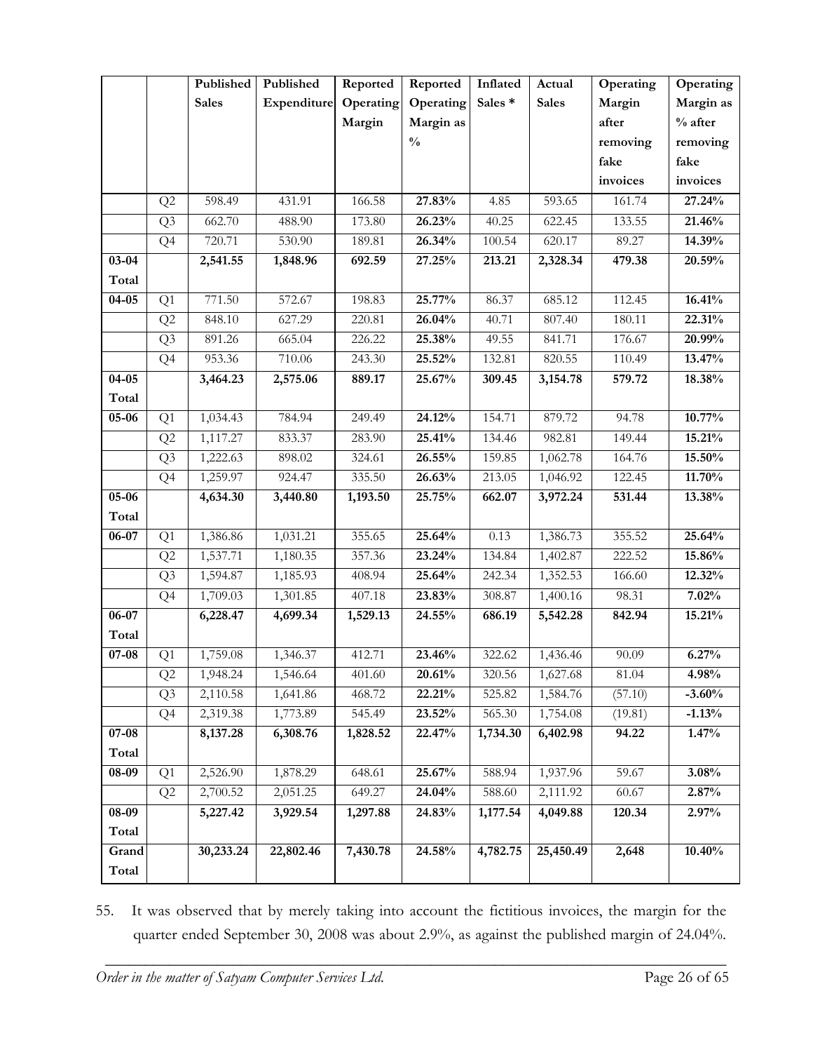| | | Published Sales | Published Expenditure | Reported Operating Margin | Reported Operating Margin as % | Inflated Sales * | Actual Sales | Operating Margin after removing fake invoices | Operating Margin as % after removing fake invoices |
|---|---|---|---|---|---|---|---|---|---|
| | Q2 | 598.49 | 431.91 | 166.58 | **27.83%** | 4.85 | 593.65 | 161.74 | **27.24%** |
| | Q3 | 662.70 | 488.90 | 173.80 | **26.23%** | 40.25 | 622.45 | 133.55 | **21.46%** |
| | Q4 | 720.71 | 530.90 | 189.81 | **26.34%** | 100.54 | 620.17 | 89.27 | **14.39%** |
| **03-04 Total** | | **2,541.55** | **1,848.96** | **692.59** | **27.25%** | **213.21** | **2,328.34** | **479.38** | **20.59%** |
| **04-05** | Q1 | 771.50 | 572.67 | 198.83 | **25.77%** | 86.37 | 685.12 | 112.45 | **16.41%** |
| | Q2 | 848.10 | 627.29 | 220.81 | **26.04%** | 40.71 | 807.40 | 180.11 | **22.31%** |
| | Q3 | 891.26 | 665.04 | 226.22 | **25.38%** | 49.55 | 841.71 | 176.67 | **20.99%** |
| | Q4 | 953.36 | 710.06 | 243.30 | **25.52%** | 132.81 | 820.55 | 110.49 | **13.47%** |
| **04-05 Total** | | **3,464.23** | **2,575.06** | **889.17** | **25.67%** | **309.45** | **3,154.78** | **579.72** | **18.38%** |
| **05-06** | Q1 | 1,034.43 | 784.94 | 249.49 | **24.12%** | 154.71 | 879.72 | 94.78 | **10.77%** |
| | Q2 | 1,117.27 | 833.37 | 283.90 | **25.41%** | 134.46 | 982.81 | 149.44 | **15.21%** |
| | Q3 | 1,222.63 | 898.02 | 324.61 | **26.55%** | 159.85 | 1,062.78 | 164.76 | **15.50%** |
| | Q4 | 1,259.97 | 924.47 | 335.50 | **26.63%** | 213.05 | 1,046.92 | 122.45 | **11.70%** |
| **05-06 Total** | | **4,634.30** | **3,440.80** | **1,193.50** | **25.75%** | **662.07** | **3,972.24** | **531.44** | **13.38%** |
| **06-07** | Q1 | 1,386.86 | 1,031.21 | 355.65 | **25.64%** | 0.13 | 1,386.73 | 355.52 | **25.64%** |
| | Q2 | 1,537.71 | 1,180.35 | 357.36 | **23.24%** | 134.84 | 1,402.87 | 222.52 | **15.86%** |
| | Q3 | 1,594.87 | 1,185.93 | 408.94 | **25.64%** | 242.34 | 1,352.53 | 166.60 | **12.32%** |
| | Q4 | 1,709.03 | 1,301.85 | 407.18 | **23.83%** | 308.87 | 1,400.16 | 98.31 | **7.02%** |
| **06-07 Total** | | **6,228.47** | **4,699.34** | **1,529.13** | **24.55%** | **686.19** | **5,542.28** | **842.94** | **15.21%** |
| **07-08** | Q1 | 1,759.08 | 1,346.37 | 412.71 | **23.46%** | 322.62 | 1,436.46 | 90.09 | **6.27%** |
| | Q2 | 1,948.24 | 1,546.64 | 401.60 | **20.61%** | 320.56 | 1,627.68 | 81.04 | **4.98%** |
| | Q3 | 2,110.58 | 1,641.86 | 468.72 | **22.21%** | 525.82 | 1,584.76 | (57.10) | **-3.60%** |
| | Q4 | 2,319.38 | 1,773.89 | 545.49 | **23.52%** | 565.30 | 1,754.08 | (19.81) | **-1.13%** |
| **07-08 Total** | | **8,137.28** | **6,308.76** | **1,828.52** | **22.47%** | **1,734.30** | **6,402.98** | **94.22** | **1.47%** |
| **08-09** | Q1 | 2,526.90 | 1,878.29 | 648.61 | **25.67%** | 588.94 | 1,937.96 | 59.67 | **3.08%** |
| | Q2 | 2,700.52 | 2,051.25 | 649.27 | **24.04%** | 588.60 | 2,111.92 | 60.67 | **2.87%** |
| **08-09 Total** | | **5,227.42** | **3,929.54** | **1,297.88** | **24.83%** | **1,177.54** | **4,049.88** | **120.34** | **2.97%** |
| **Grand Total** | | **30,233.24** | **22,802.46** | **7,430.78** | **24.58%** | **4,782.75** | **25,450.49** | **2,648** | **10.40%** |

55. It was observed that by merely taking into account the fictitious invoices, the margin for the quarter ended September 30, 2008 was about 2.9%, as against the published margin of 24.04%.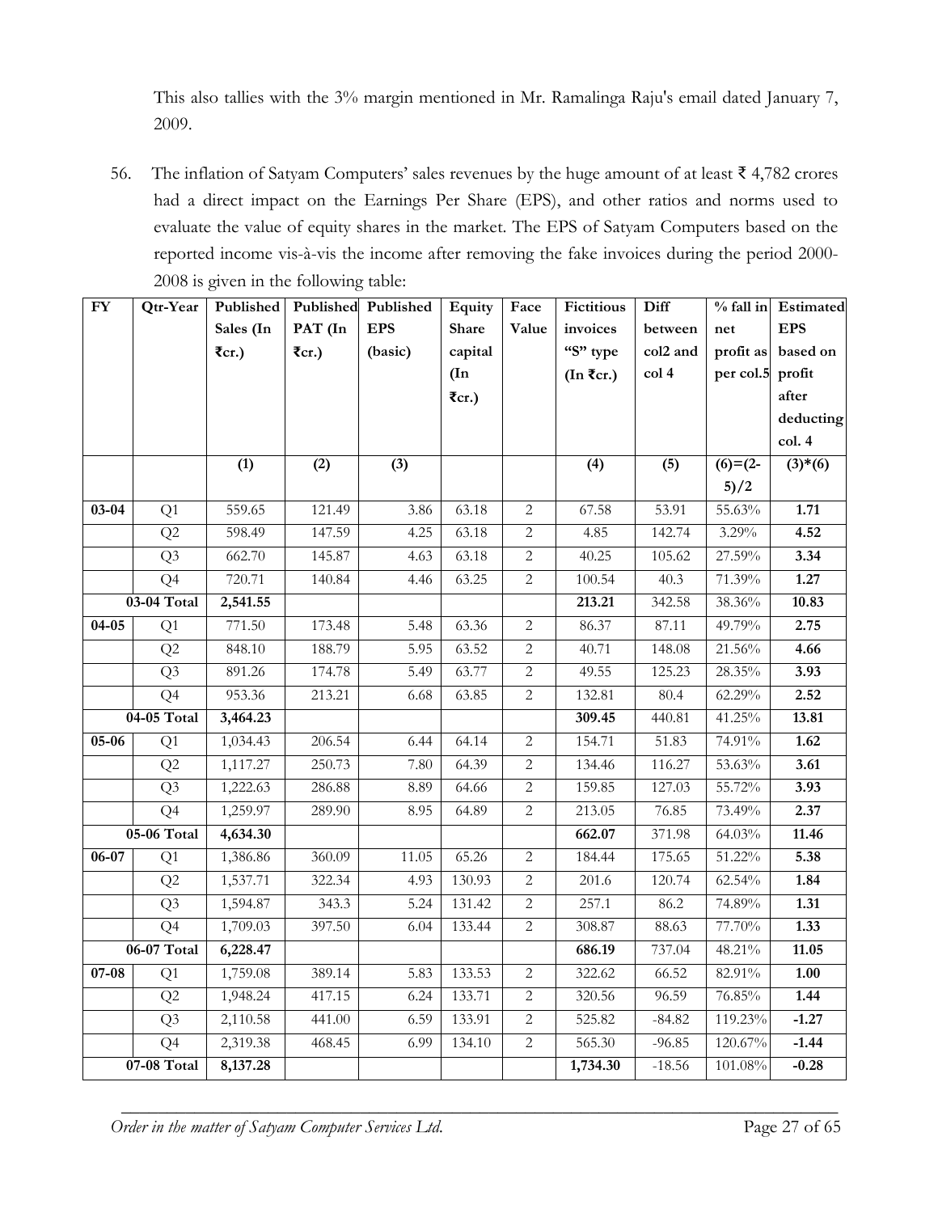This also tallies with the 3% margin mentioned in Mr. Ramalinga Raju's email dated January 7, 2009.

56. The inflation of Satyam Computers' sales revenues by the huge amount of at least ₹ 4,782 crores had a direct impact on the Earnings Per Share (EPS), and other ratios and norms used to evaluate the value of equity shares in the market. The EPS of Satyam Computers based on the reported income vis-à-vis the income after removing the fake invoices during the period 2000-2008 is given in the following table:

| FY | Qtr-Year | Published Sales (In ₹cr.) | Published PAT (In ₹cr.) | Published EPS (basic) | Equity Share capital (In ₹cr.) | Face Value | Fictitious invoices "S" type (In ₹cr.) | Diff between col2 and col 4 | % fall in net profit as per col.5 | Estimated EPS based on profit after deducting col. 4 |
|---|---|---|---|---|---|---|---|---|---|---|
| | | (1) | (2) | (3) | | | (4) | (5) | (6)=(2-5)/2 | (3)*(6) |
| **03-04** | Q1 | 559.65 | 121.49 | 3.86 | 63.18 | 2 | 67.58 | 53.91 | 55.63% | **1.71** |
| | Q2 | 598.49 | 147.59 | 4.25 | 63.18 | 2 | 4.85 | 142.74 | 3.29% | **4.52** |
| | Q3 | 662.70 | 145.87 | 4.63 | 63.18 | 2 | 40.25 | 105.62 | 27.59% | **3.34** |
| | Q4 | 720.71 | 140.84 | 4.46 | 63.25 | 2 | 100.54 | 40.3 | 71.39% | **1.27** |
| **03-04 Total** | | **2,541.55** | | | | | **213.21** | 342.58 | 38.36% | **10.83** |
| **04-05** | Q1 | 771.50 | 173.48 | 5.48 | 63.36 | 2 | 86.37 | 87.11 | 49.79% | **2.75** |
| | Q2 | 848.10 | 188.79 | 5.95 | 63.52 | 2 | 40.71 | 148.08 | 21.56% | **4.66** |
| | Q3 | 891.26 | 174.78 | 5.49 | 63.77 | 2 | 49.55 | 125.23 | 28.35% | **3.93** |
| | Q4 | 953.36 | 213.21 | 6.68 | 63.85 | 2 | 132.81 | 80.4 | 62.29% | **2.52** |
| **04-05 Total** | | **3,464.23** | | | | | **309.45** | 440.81 | 41.25% | **13.81** |
| **05-06** | Q1 | 1,034.43 | 206.54 | 6.44 | 64.14 | 2 | 154.71 | 51.83 | 74.91% | **1.62** |
| | Q2 | 1,117.27 | 250.73 | 7.80 | 64.39 | 2 | 134.46 | 116.27 | 53.63% | **3.61** |
| | Q3 | 1,222.63 | 286.88 | 8.89 | 64.66 | 2 | 159.85 | 127.03 | 55.72% | **3.93** |
| | Q4 | 1,259.97 | 289.90 | 8.95 | 64.89 | 2 | 213.05 | 76.85 | 73.49% | **2.37** |
| **05-06 Total** | | **4,634.30** | | | | | **662.07** | 371.98 | 64.03% | **11.46** |
| **06-07** | Q1 | 1,386.86 | 360.09 | 11.05 | 65.26 | 2 | 184.44 | 175.65 | 51.22% | **5.38** |
| | Q2 | 1,537.71 | 322.34 | 4.93 | 130.93 | 2 | 201.6 | 120.74 | 62.54% | **1.84** |
| | Q3 | 1,594.87 | 343.3 | 5.24 | 131.42 | 2 | 257.1 | 86.2 | 74.89% | **1.31** |
| | Q4 | 1,709.03 | 397.50 | 6.04 | 133.44 | 2 | 308.87 | 88.63 | 77.70% | **1.33** |
| **06-07 Total** | | **6,228.47** | | | | | **686.19** | 737.04 | 48.21% | **11.05** |
| **07-08** | Q1 | 1,759.08 | 389.14 | 5.83 | 133.53 | 2 | 322.62 | 66.52 | 82.91% | **1.00** |
| | Q2 | 1,948.24 | 417.15 | 6.24 | 133.71 | 2 | 320.56 | 96.59 | 76.85% | **1.44** |
| | Q3 | 2,110.58 | 441.00 | 6.59 | 133.91 | 2 | 525.82 | -84.82 | 119.23% | **-1.27** |
| | Q4 | 2,319.38 | 468.45 | 6.99 | 134.10 | 2 | 565.30 | -96.85 | 120.67% | **-1.44** |
| **07-08 Total** | | **8,137.28** | | | | | **1,734.30** | -18.56 | 101.08% | **-0.28** |

*Order in the matter of Satyam Computer Services Ltd.*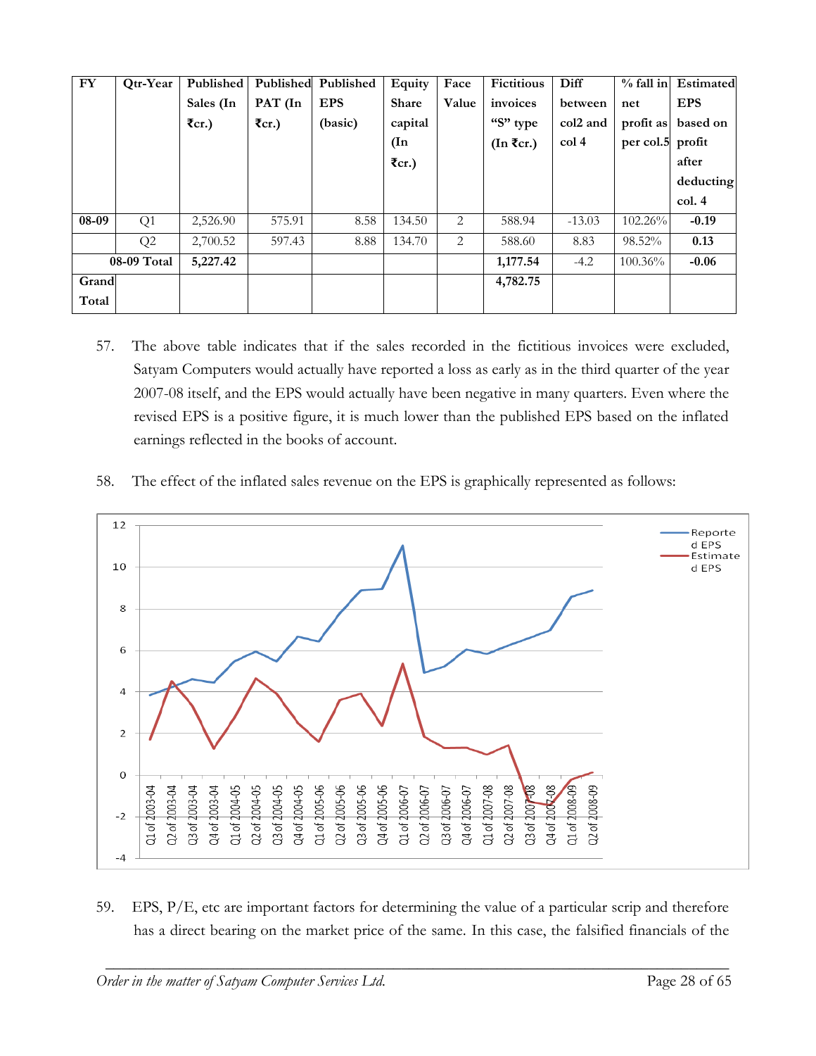| FY | Qtr-Year | Published Sales (In ₹cr.) | Published PAT (In ₹cr.) | Published EPS (basic) | Equity Share capital (In ₹cr.) | Face Value | Fictitious invoices "S" type (In ₹cr.) | Diff between col2 and col 4 | % fall in net profit as per col.5 | Estimated EPS based on profit after deducting col. 4 |
|---|---|---|---|---|---|---|---|---|---|---|
| **08-09** | Q1 | 2,526.90 | 575.91 | 8.58 | 134.50 | 2 | 588.94 | -13.03 | 102.26% | **-0.19** |
| | Q2 | 2,700.52 | 597.43 | 8.88 | 134.70 | 2 | 588.60 | 8.83 | 98.52% | **0.13** |
| | **08-09 Total** | **5,227.42** | | | | | **1,177.54** | -4.2 | 100.36% | **-0.06** |
| **Grand Total** | | | | | | | **4,782.75** | | | |

57. The above table indicates that if the sales recorded in the fictitious invoices were excluded, Satyam Computers would actually have reported a loss as early as in the third quarter of the year 2007-08 itself, and the EPS would actually have been negative in many quarters. Even where the revised EPS is a positive figure, it is much lower than the published EPS based on the inflated earnings reflected in the books of account.

58. The effect of the inflated sales revenue on the EPS is graphically represented as follows:

59. EPS, P/E, etc are important factors for determining the value of a particular scrip and therefore has a direct bearing on the market price of the same. In this case, the falsified financials of the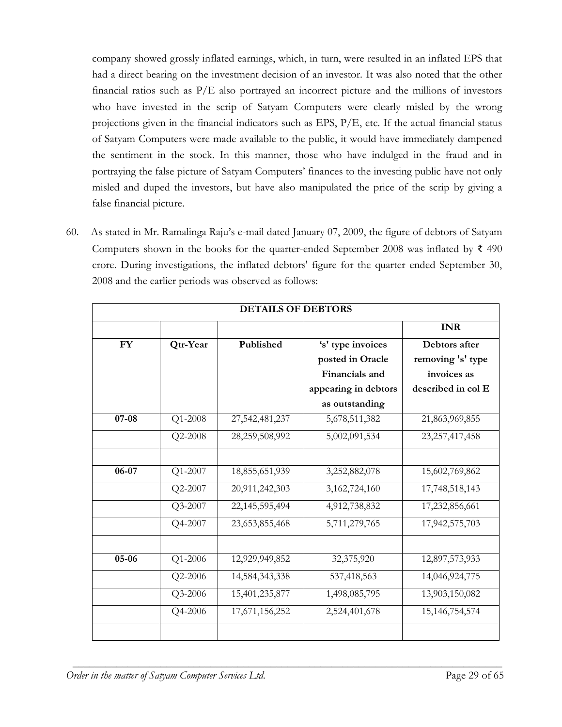company showed grossly inflated earnings, which, in turn, were resulted in an inflated EPS that had a direct bearing on the investment decision of an investor. It was also noted that the other financial ratios such as P/E also portrayed an incorrect picture and the millions of investors who have invested in the scrip of Satyam Computers were clearly misled by the wrong projections given in the financial indicators such as EPS, P/E, etc. If the actual financial status of Satyam Computers were made available to the public, it would have immediately dampened the sentiment in the stock. In this manner, those who have indulged in the fraud and in portraying the false picture of Satyam Computers' finances to the investing public have not only misled and duped the investors, but have also manipulated the price of the scrip by giving a false financial picture.

60. As stated in Mr. Ramalinga Raju's e-mail dated January 07, 2009, the figure of debtors of Satyam Computers shown in the books for the quarter-ended September 2008 was inflated by ₹ 490 crore. During investigations, the inflated debtors' figure for the quarter ended September 30, 2008 and the earlier periods was observed as follows:

| **DETAILS OF DEBTORS** | | | | |
|---|---|---|---|---|
| | | | | **INR** |
| **FY** | **Qtr-Year** | **Published** | **'s' type invoices posted in Oracle Financials and appearing in debtors as outstanding** | **Debtors after removing 's' type invoices as described in col E** |
| **07-08** | Q1-2008 | 27,542,481,237 | 5,678,511,382 | 21,863,969,855 |
| | Q2-2008 | 28,259,508,992 | 5,002,091,534 | 23,257,417,458 |
| | | | | |
| **06-07** | Q1-2007 | 18,855,651,939 | 3,252,882,078 | 15,602,769,862 |
| | Q2-2007 | 20,911,242,303 | 3,162,724,160 | 17,748,518,143 |
| | Q3-2007 | 22,145,595,494 | 4,912,738,832 | 17,232,856,661 |
| | Q4-2007 | 23,653,855,468 | 5,711,279,765 | 17,942,575,703 |
| | | | | |
| **05-06** | Q1-2006 | 12,929,949,852 | 32,375,920 | 12,897,573,933 |
| | Q2-2006 | 14,584,343,338 | 537,418,563 | 14,046,924,775 |
| | Q3-2006 | 15,401,235,877 | 1,498,085,795 | 13,903,150,082 |
| | Q4-2006 | 17,671,156,252 | 2,524,401,678 | 15,146,754,574 |
| | | | | |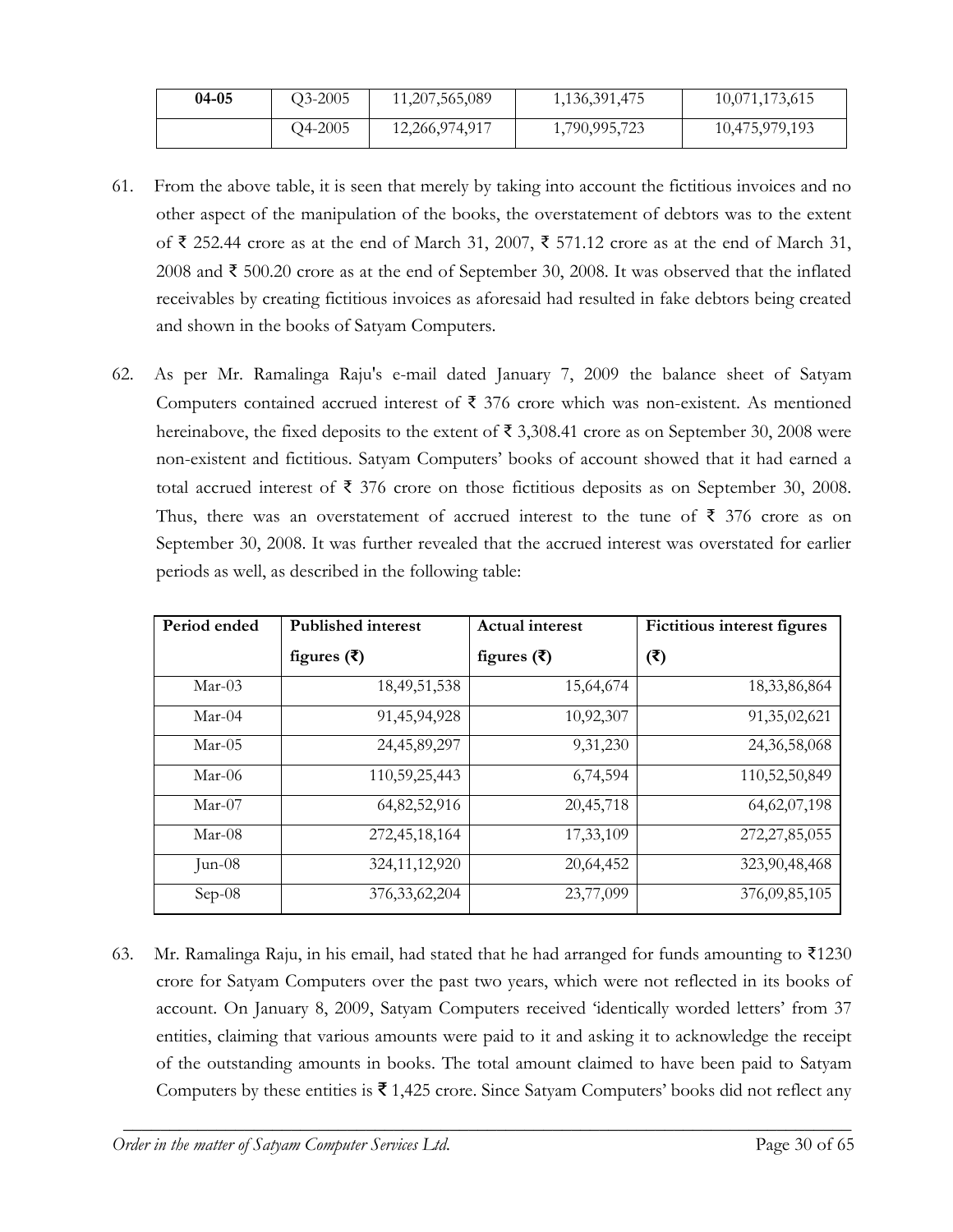| 04-05 | Q3-2005 | 11,207,565,089 | 1,136,391,475 | 10,071,173,615 |
|---|---|---|---|---|
| | Q4-2005 | 12,266,974,917 | 1,790,995,723 | 10,475,979,193 |

61. From the above table, it is seen that merely by taking into account the fictitious invoices and no other aspect of the manipulation of the books, the overstatement of debtors was to the extent of ₹ 252.44 crore as at the end of March 31, 2007, ₹ 571.12 crore as at the end of March 31, 2008 and ₹ 500.20 crore as at the end of September 30, 2008. It was observed that the inflated receivables by creating fictitious invoices as aforesaid had resulted in fake debtors being created and shown in the books of Satyam Computers.

62. As per Mr. Ramalinga Raju's e-mail dated January 7, 2009 the balance sheet of Satyam Computers contained accrued interest of ₹ 376 crore which was non-existent. As mentioned hereinabove, the fixed deposits to the extent of ₹ 3,308.41 crore as on September 30, 2008 were non-existent and fictitious. Satyam Computers' books of account showed that it had earned a total accrued interest of ₹ 376 crore on those fictitious deposits as on September 30, 2008. Thus, there was an overstatement of accrued interest to the tune of ₹ 376 crore as on September 30, 2008. It was further revealed that the accrued interest was overstated for earlier periods as well, as described in the following table:

| Period ended | Published interest figures (₹) | Actual interest figures (₹) | Fictitious interest figures (₹) |
|---|---|---|---|
| Mar-03 | 18,49,51,538 | 15,64,674 | 18,33,86,864 |
| Mar-04 | 91,45,94,928 | 10,92,307 | 91,35,02,621 |
| Mar-05 | 24,45,89,297 | 9,31,230 | 24,36,58,068 |
| Mar-06 | 110,59,25,443 | 6,74,594 | 110,52,50,849 |
| Mar-07 | 64,82,52,916 | 20,45,718 | 64,62,07,198 |
| Mar-08 | 272,45,18,164 | 17,33,109 | 272,27,85,055 |
| Jun-08 | 324,11,12,920 | 20,64,452 | 323,90,48,468 |
| Sep-08 | 376,33,62,204 | 23,77,099 | 376,09,85,105 |

63. Mr. Ramalinga Raju, in his email, had stated that he had arranged for funds amounting to ₹1230 crore for Satyam Computers over the past two years, which were not reflected in its books of account. On January 8, 2009, Satyam Computers received 'identically worded letters' from 37 entities, claiming that various amounts were paid to it and asking it to acknowledge the receipt of the outstanding amounts in books. The total amount claimed to have been paid to Satyam Computers by these entities is ₹ 1,425 crore. Since Satyam Computers' books did not reflect any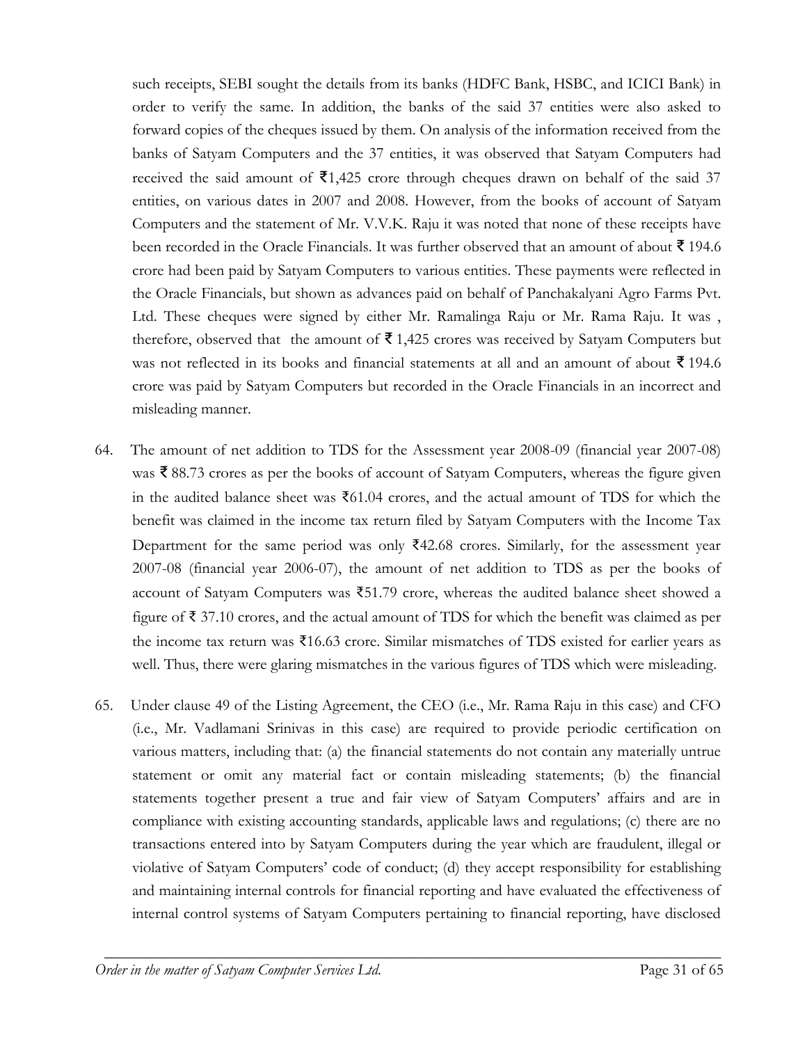such receipts, SEBI sought the details from its banks (HDFC Bank, HSBC, and ICICI Bank) in order to verify the same. In addition, the banks of the said 37 entities were also asked to forward copies of the cheques issued by them. On analysis of the information received from the banks of Satyam Computers and the 37 entities, it was observed that Satyam Computers had received the said amount of ₹1,425 crore through cheques drawn on behalf of the said 37 entities, on various dates in 2007 and 2008. However, from the books of account of Satyam Computers and the statement of Mr. V.V.K. Raju it was noted that none of these receipts have been recorded in the Oracle Financials. It was further observed that an amount of about ₹ 194.6 crore had been paid by Satyam Computers to various entities. These payments were reflected in the Oracle Financials, but shown as advances paid on behalf of Panchakalyani Agro Farms Pvt. Ltd. These cheques were signed by either Mr. Ramalinga Raju or Mr. Rama Raju. It was , therefore, observed that the amount of ₹ 1,425 crores was received by Satyam Computers but was not reflected in its books and financial statements at all and an amount of about ₹ 194.6 crore was paid by Satyam Computers but recorded in the Oracle Financials in an incorrect and misleading manner.

64. The amount of net addition to TDS for the Assessment year 2008-09 (financial year 2007-08) was ₹ 88.73 crores as per the books of account of Satyam Computers, whereas the figure given in the audited balance sheet was ₹61.04 crores, and the actual amount of TDS for which the benefit was claimed in the income tax return filed by Satyam Computers with the Income Tax Department for the same period was only ₹42.68 crores. Similarly, for the assessment year 2007-08 (financial year 2006-07), the amount of net addition to TDS as per the books of account of Satyam Computers was ₹51.79 crore, whereas the audited balance sheet showed a figure of ₹ 37.10 crores, and the actual amount of TDS for which the benefit was claimed as per the income tax return was ₹16.63 crore. Similar mismatches of TDS existed for earlier years as well. Thus, there were glaring mismatches in the various figures of TDS which were misleading.

65. Under clause 49 of the Listing Agreement, the CEO (i.e., Mr. Rama Raju in this case) and CFO (i.e., Mr. Vadlamani Srinivas in this case) are required to provide periodic certification on various matters, including that: (a) the financial statements do not contain any materially untrue statement or omit any material fact or contain misleading statements; (b) the financial statements together present a true and fair view of Satyam Computers' affairs and are in compliance with existing accounting standards, applicable laws and regulations; (c) there are no transactions entered into by Satyam Computers during the year which are fraudulent, illegal or violative of Satyam Computers' code of conduct; (d) they accept responsibility for establishing and maintaining internal controls for financial reporting and have evaluated the effectiveness of internal control systems of Satyam Computers pertaining to financial reporting, have disclosed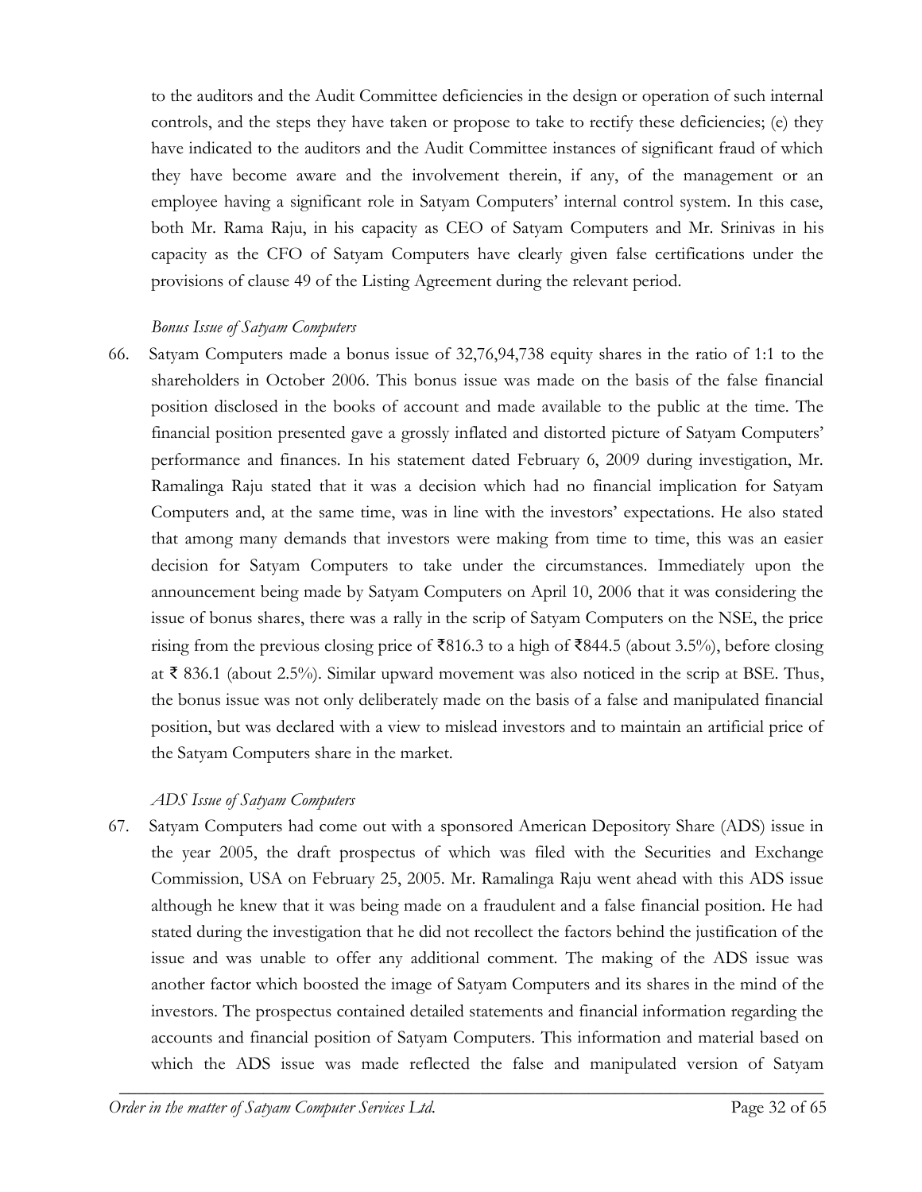to the auditors and the Audit Committee deficiencies in the design or operation of such internal controls, and the steps they have taken or propose to take to rectify these deficiencies; (e) they have indicated to the auditors and the Audit Committee instances of significant fraud of which they have become aware and the involvement therein, if any, of the management or an employee having a significant role in Satyam Computers' internal control system. In this case, both Mr. Rama Raju, in his capacity as CEO of Satyam Computers and Mr. Srinivas in his capacity as the CFO of Satyam Computers have clearly given false certifications under the provisions of clause 49 of the Listing Agreement during the relevant period.

*Bonus Issue of Satyam Computers*

66. Satyam Computers made a bonus issue of 32,76,94,738 equity shares in the ratio of 1:1 to the shareholders in October 2006. This bonus issue was made on the basis of the false financial position disclosed in the books of account and made available to the public at the time. The financial position presented gave a grossly inflated and distorted picture of Satyam Computers' performance and finances. In his statement dated February 6, 2009 during investigation, Mr. Ramalinga Raju stated that it was a decision which had no financial implication for Satyam Computers and, at the same time, was in line with the investors' expectations. He also stated that among many demands that investors were making from time to time, this was an easier decision for Satyam Computers to take under the circumstances. Immediately upon the announcement being made by Satyam Computers on April 10, 2006 that it was considering the issue of bonus shares, there was a rally in the scrip of Satyam Computers on the NSE, the price rising from the previous closing price of ₹816.3 to a high of ₹844.5 (about 3.5%), before closing at ₹ 836.1 (about 2.5%). Similar upward movement was also noticed in the scrip at BSE. Thus, the bonus issue was not only deliberately made on the basis of a false and manipulated financial position, but was declared with a view to mislead investors and to maintain an artificial price of the Satyam Computers share in the market.

*ADS Issue of Satyam Computers*

67. Satyam Computers had come out with a sponsored American Depository Share (ADS) issue in the year 2005, the draft prospectus of which was filed with the Securities and Exchange Commission, USA on February 25, 2005. Mr. Ramalinga Raju went ahead with this ADS issue although he knew that it was being made on a fraudulent and a false financial position. He had stated during the investigation that he did not recollect the factors behind the justification of the issue and was unable to offer any additional comment. The making of the ADS issue was another factor which boosted the image of Satyam Computers and its shares in the mind of the investors. The prospectus contained detailed statements and financial information regarding the accounts and financial position of Satyam Computers. This information and material based on which the ADS issue was made reflected the false and manipulated version of Satyam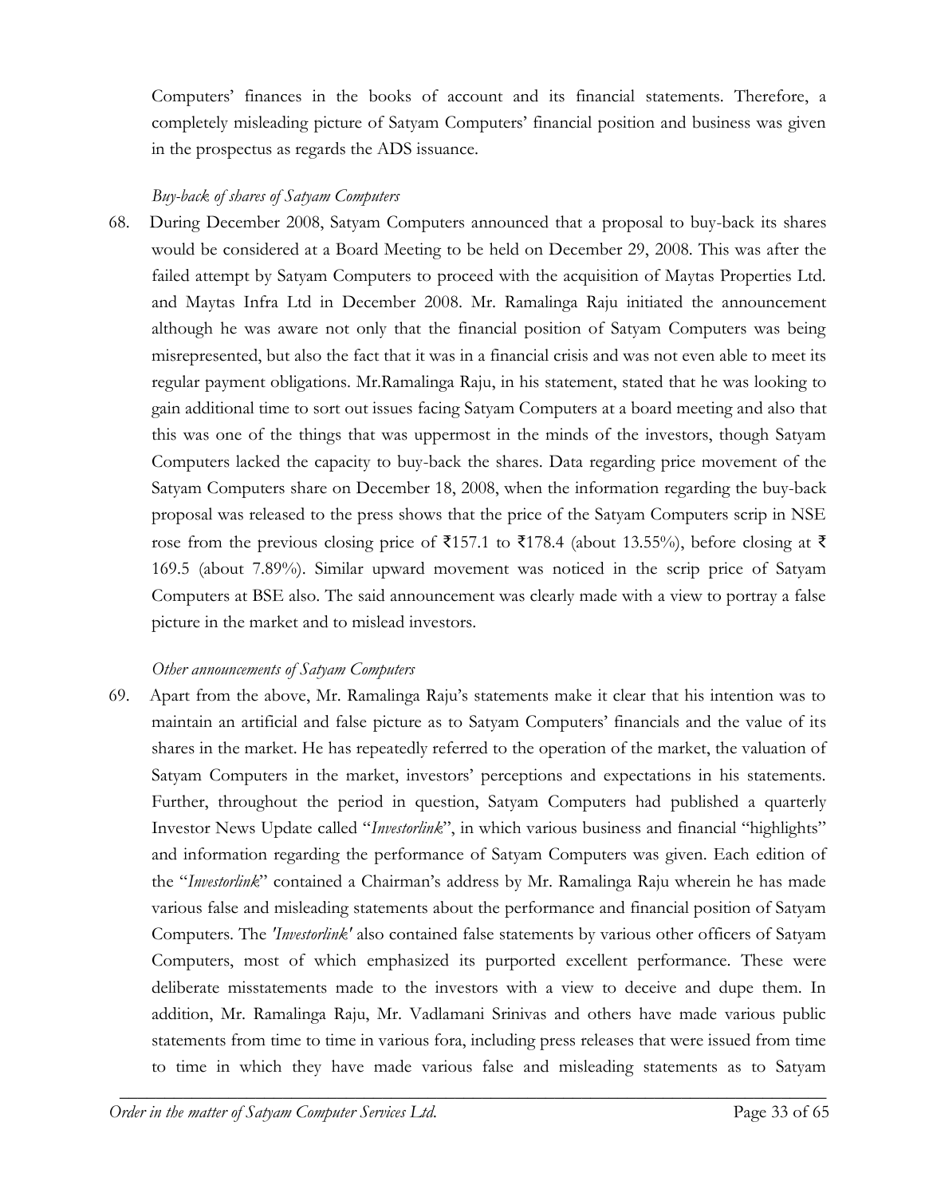Computers' finances in the books of account and its financial statements. Therefore, a completely misleading picture of Satyam Computers' financial position and business was given in the prospectus as regards the ADS issuance.

*Buy-back of shares of Satyam Computers*

68. During December 2008, Satyam Computers announced that a proposal to buy-back its shares would be considered at a Board Meeting to be held on December 29, 2008. This was after the failed attempt by Satyam Computers to proceed with the acquisition of Maytas Properties Ltd. and Maytas Infra Ltd in December 2008. Mr. Ramalinga Raju initiated the announcement although he was aware not only that the financial position of Satyam Computers was being misrepresented, but also the fact that it was in a financial crisis and was not even able to meet its regular payment obligations. Mr.Ramalinga Raju, in his statement, stated that he was looking to gain additional time to sort out issues facing Satyam Computers at a board meeting and also that this was one of the things that was uppermost in the minds of the investors, though Satyam Computers lacked the capacity to buy-back the shares. Data regarding price movement of the Satyam Computers share on December 18, 2008, when the information regarding the buy-back proposal was released to the press shows that the price of the Satyam Computers scrip in NSE rose from the previous closing price of ₹157.1 to ₹178.4 (about 13.55%), before closing at ₹ 169.5 (about 7.89%). Similar upward movement was noticed in the scrip price of Satyam Computers at BSE also. The said announcement was clearly made with a view to portray a false picture in the market and to mislead investors.

*Other announcements of Satyam Computers*

69. Apart from the above, Mr. Ramalinga Raju's statements make it clear that his intention was to maintain an artificial and false picture as to Satyam Computers' financials and the value of its shares in the market. He has repeatedly referred to the operation of the market, the valuation of Satyam Computers in the market, investors' perceptions and expectations in his statements. Further, throughout the period in question, Satyam Computers had published a quarterly Investor News Update called "*Investorlink*", in which various business and financial "highlights" and information regarding the performance of Satyam Computers was given. Each edition of the "*Investorlink*" contained a Chairman's address by Mr. Ramalinga Raju wherein he has made various false and misleading statements about the performance and financial position of Satyam Computers. The *'Investorlink'* also contained false statements by various other officers of Satyam Computers, most of which emphasized its purported excellent performance. These were deliberate misstatements made to the investors with a view to deceive and dupe them. In addition, Mr. Ramalinga Raju, Mr. Vadlamani Srinivas and others have made various public statements from time to time in various fora, including press releases that were issued from time to time in which they have made various false and misleading statements as to Satyam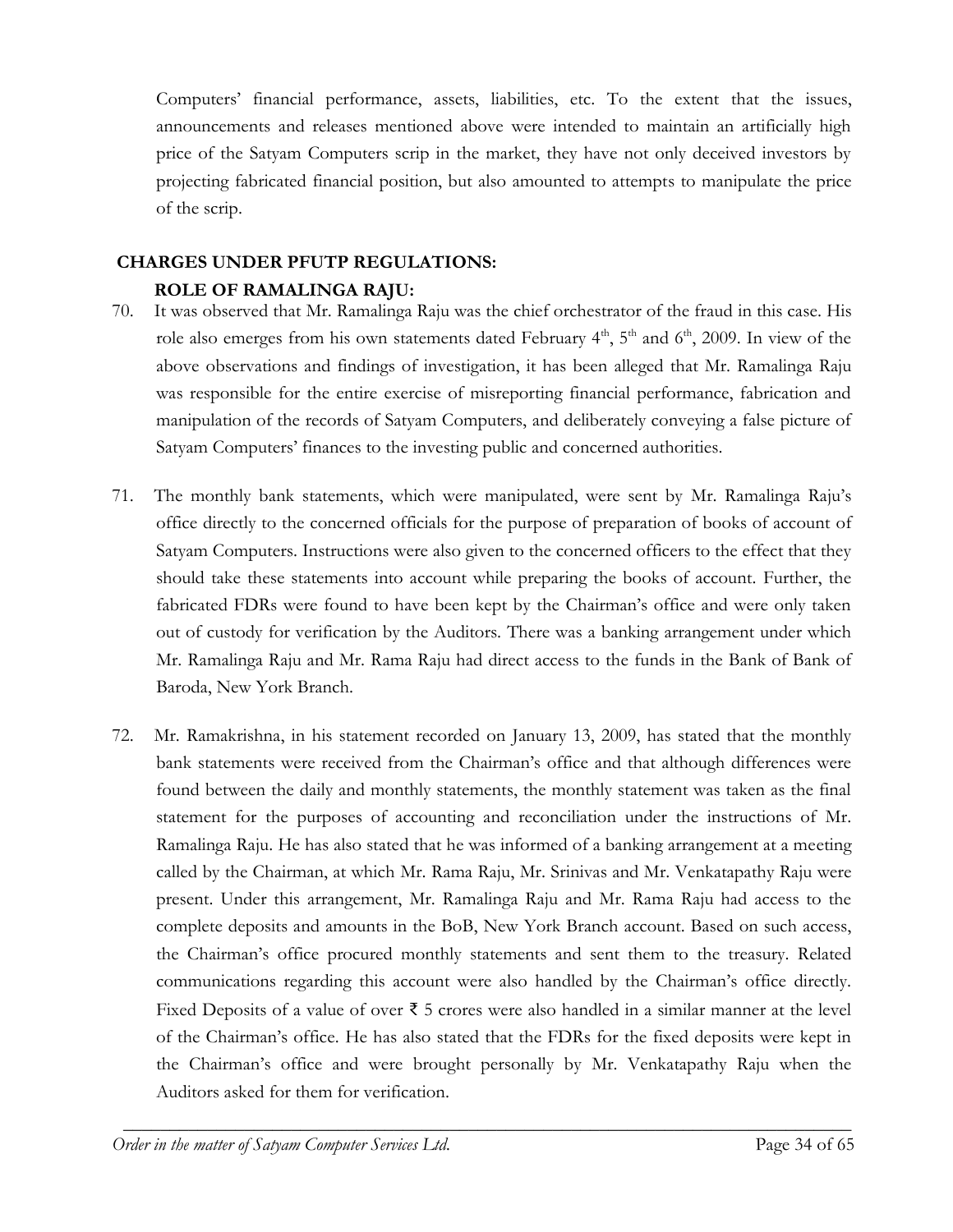Computers' financial performance, assets, liabilities, etc. To the extent that the issues, announcements and releases mentioned above were intended to maintain an artificially high price of the Satyam Computers scrip in the market, they have not only deceived investors by projecting fabricated financial position, but also amounted to attempts to manipulate the price of the scrip.

## CHARGES UNDER PFUTP REGULATIONS:

### ROLE OF RAMALINGA RAJU:

70. It was observed that Mr. Ramalinga Raju was the chief orchestrator of the fraud in this case. His role also emerges from his own statements dated February 4th, 5th and 6th, 2009. In view of the above observations and findings of investigation, it has been alleged that Mr. Ramalinga Raju was responsible for the entire exercise of misreporting financial performance, fabrication and manipulation of the records of Satyam Computers, and deliberately conveying a false picture of Satyam Computers' finances to the investing public and concerned authorities.

71. The monthly bank statements, which were manipulated, were sent by Mr. Ramalinga Raju's office directly to the concerned officials for the purpose of preparation of books of account of Satyam Computers. Instructions were also given to the concerned officers to the effect that they should take these statements into account while preparing the books of account. Further, the fabricated FDRs were found to have been kept by the Chairman's office and were only taken out of custody for verification by the Auditors. There was a banking arrangement under which Mr. Ramalinga Raju and Mr. Rama Raju had direct access to the funds in the Bank of Bank of Baroda, New York Branch.

72. Mr. Ramakrishna, in his statement recorded on January 13, 2009, has stated that the monthly bank statements were received from the Chairman's office and that although differences were found between the daily and monthly statements, the monthly statement was taken as the final statement for the purposes of accounting and reconciliation under the instructions of Mr. Ramalinga Raju. He has also stated that he was informed of a banking arrangement at a meeting called by the Chairman, at which Mr. Rama Raju, Mr. Srinivas and Mr. Venkatapathy Raju were present. Under this arrangement, Mr. Ramalinga Raju and Mr. Rama Raju had access to the complete deposits and amounts in the BoB, New York Branch account. Based on such access, the Chairman's office procured monthly statements and sent them to the treasury. Related communications regarding this account were also handled by the Chairman's office directly. Fixed Deposits of a value of over ₹ 5 crores were also handled in a similar manner at the level of the Chairman's office. He has also stated that the FDRs for the fixed deposits were kept in the Chairman's office and were brought personally by Mr. Venkatapathy Raju when the Auditors asked for them for verification.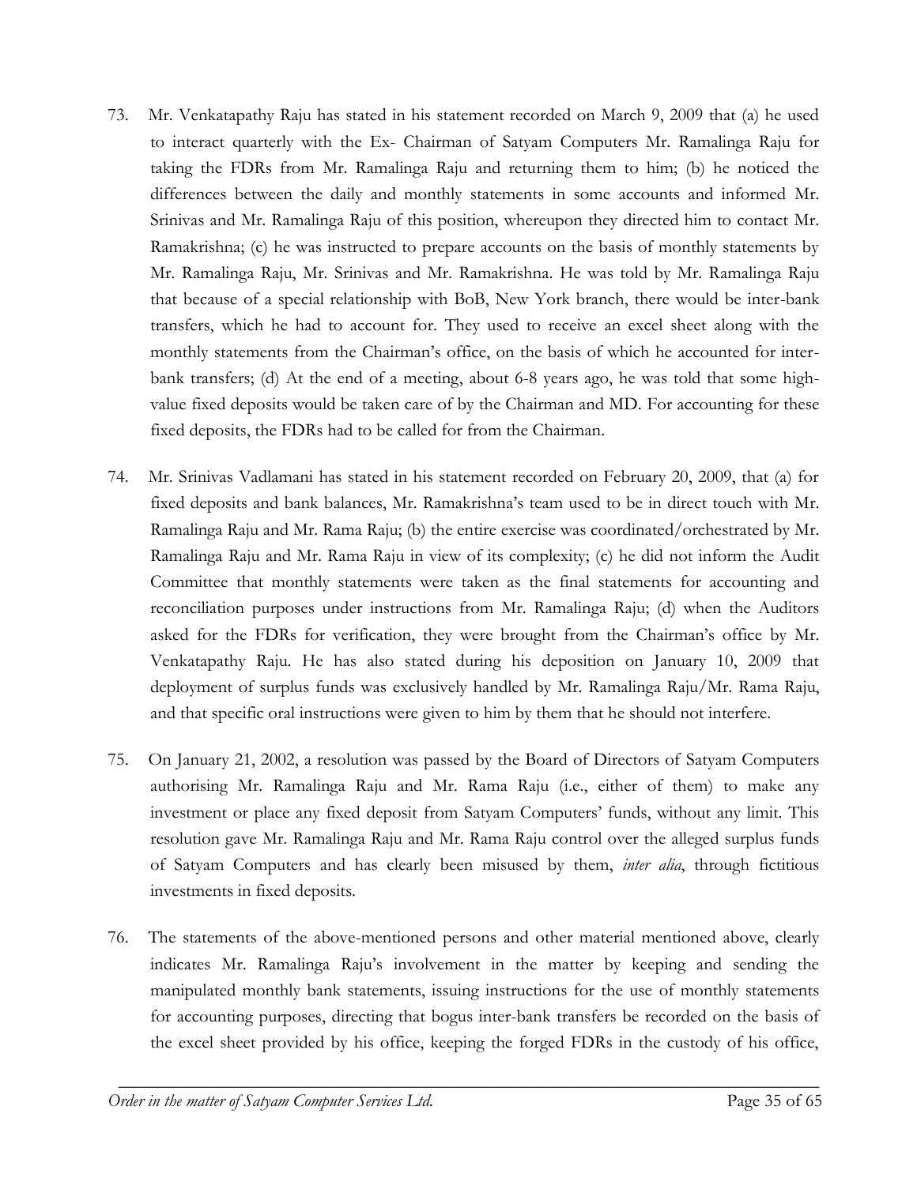73. Mr. Venkatapathy Raju has stated in his statement recorded on March 9, 2009 that (a) he used to interact quarterly with the Ex- Chairman of Satyam Computers Mr. Ramalinga Raju for taking the FDRs from Mr. Ramalinga Raju and returning them to him; (b) he noticed the differences between the daily and monthly statements in some accounts and informed Mr. Srinivas and Mr. Ramalinga Raju of this position, whereupon they directed him to contact Mr. Ramakrishna; (c) he was instructed to prepare accounts on the basis of monthly statements by Mr. Ramalinga Raju, Mr. Srinivas and Mr. Ramakrishna. He was told by Mr. Ramalinga Raju that because of a special relationship with BoB, New York branch, there would be inter-bank transfers, which he had to account for. They used to receive an excel sheet along with the monthly statements from the Chairman's office, on the basis of which he accounted for inter-bank transfers; (d) At the end of a meeting, about 6-8 years ago, he was told that some high-value fixed deposits would be taken care of by the Chairman and MD. For accounting for these fixed deposits, the FDRs had to be called for from the Chairman.

74. Mr. Srinivas Vadlamani has stated in his statement recorded on February 20, 2009, that (a) for fixed deposits and bank balances, Mr. Ramakrishna's team used to be in direct touch with Mr. Ramalinga Raju and Mr. Rama Raju; (b) the entire exercise was coordinated/orchestrated by Mr. Ramalinga Raju and Mr. Rama Raju in view of its complexity; (c) he did not inform the Audit Committee that monthly statements were taken as the final statements for accounting and reconciliation purposes under instructions from Mr. Ramalinga Raju; (d) when the Auditors asked for the FDRs for verification, they were brought from the Chairman's office by Mr. Venkatapathy Raju. He has also stated during his deposition on January 10, 2009 that deployment of surplus funds was exclusively handled by Mr. Ramalinga Raju/Mr. Rama Raju, and that specific oral instructions were given to him by them that he should not interfere.

75. On January 21, 2002, a resolution was passed by the Board of Directors of Satyam Computers authorising Mr. Ramalinga Raju and Mr. Rama Raju (i.e., either of them) to make any investment or place any fixed deposit from Satyam Computers' funds, without any limit. This resolution gave Mr. Ramalinga Raju and Mr. Rama Raju control over the alleged surplus funds of Satyam Computers and has clearly been misused by them, *inter alia*, through fictitious investments in fixed deposits.

76. The statements of the above-mentioned persons and other material mentioned above, clearly indicates Mr. Ramalinga Raju's involvement in the matter by keeping and sending the manipulated monthly bank statements, issuing instructions for the use of monthly statements for accounting purposes, directing that bogus inter-bank transfers be recorded on the basis of the excel sheet provided by his office, keeping the forged FDRs in the custody of his office,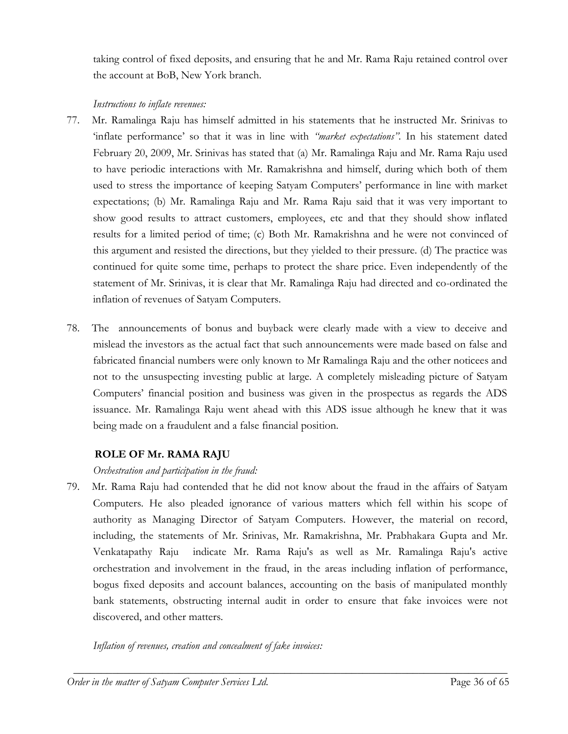taking control of fixed deposits, and ensuring that he and Mr. Rama Raju retained control over the account at BoB, New York branch.

*Instructions to inflate revenues:*

77. Mr. Ramalinga Raju has himself admitted in his statements that he instructed Mr. Srinivas to 'inflate performance' so that it was in line with *"market expectations"*. In his statement dated February 20, 2009, Mr. Srinivas has stated that (a) Mr. Ramalinga Raju and Mr. Rama Raju used to have periodic interactions with Mr. Ramakrishna and himself, during which both of them used to stress the importance of keeping Satyam Computers' performance in line with market expectations; (b) Mr. Ramalinga Raju and Mr. Rama Raju said that it was very important to show good results to attract customers, employees, etc and that they should show inflated results for a limited period of time; (c) Both Mr. Ramakrishna and he were not convinced of this argument and resisted the directions, but they yielded to their pressure. (d) The practice was continued for quite some time, perhaps to protect the share price. Even independently of the statement of Mr. Srinivas, it is clear that Mr. Ramalinga Raju had directed and co-ordinated the inflation of revenues of Satyam Computers.

78. The announcements of bonus and buyback were clearly made with a view to deceive and mislead the investors as the actual fact that such announcements were made based on false and fabricated financial numbers were only known to Mr Ramalinga Raju and the other noticees and not to the unsuspecting investing public at large. A completely misleading picture of Satyam Computers' financial position and business was given in the prospectus as regards the ADS issuance. Mr. Ramalinga Raju went ahead with this ADS issue although he knew that it was being made on a fraudulent and a false financial position.

**ROLE OF Mr. RAMA RAJU**

*Orchestration and participation in the fraud:*

79. Mr. Rama Raju had contended that he did not know about the fraud in the affairs of Satyam Computers. He also pleaded ignorance of various matters which fell within his scope of authority as Managing Director of Satyam Computers. However, the material on record, including, the statements of Mr. Srinivas, Mr. Ramakrishna, Mr. Prabhakara Gupta and Mr. Venkatapathy Raju indicate Mr. Rama Raju's as well as Mr. Ramalinga Raju's active orchestration and involvement in the fraud, in the areas including inflation of performance, bogus fixed deposits and account balances, accounting on the basis of manipulated monthly bank statements, obstructing internal audit in order to ensure that fake invoices were not discovered, and other matters.

*Inflation of revenues, creation and concealment of fake invoices:*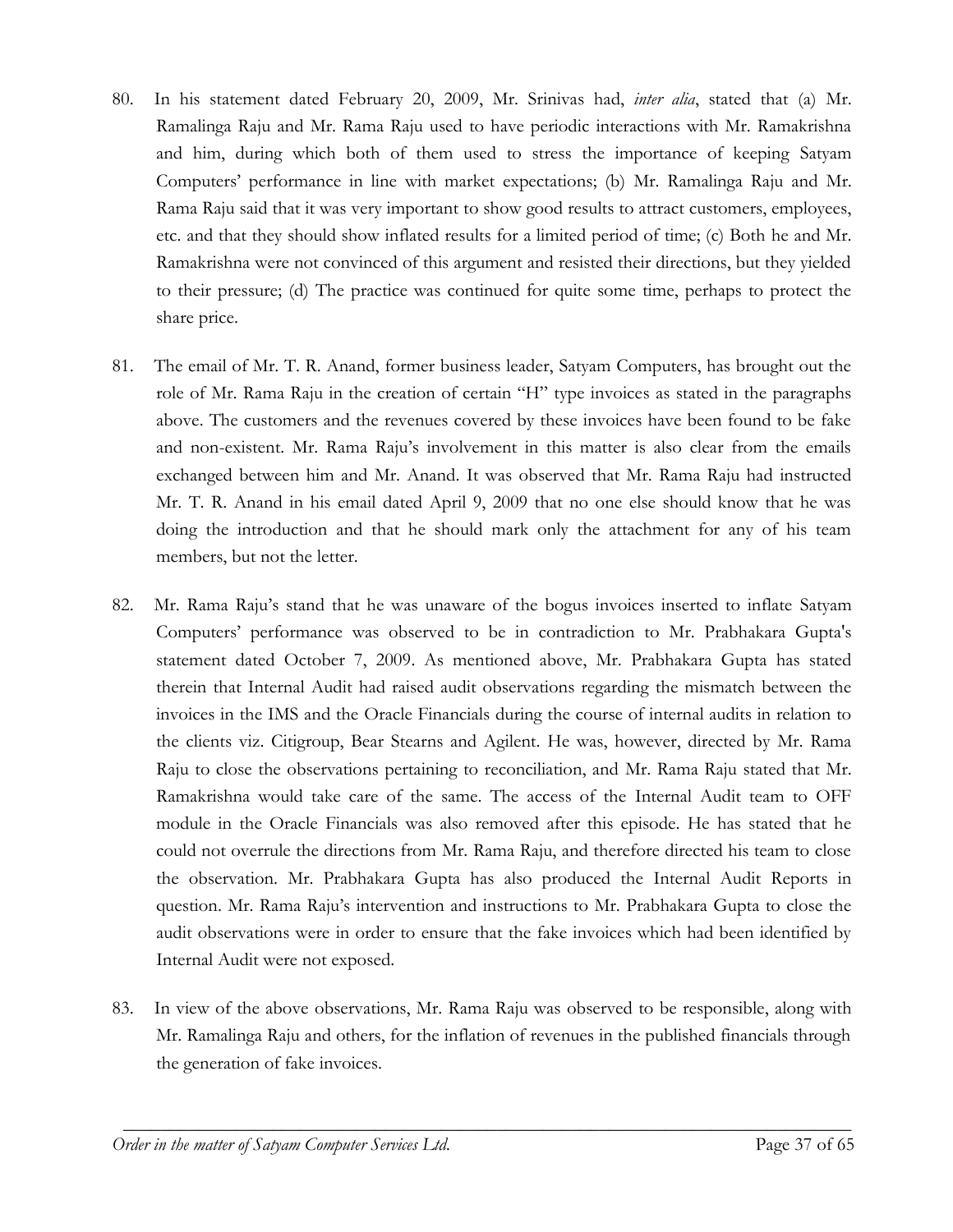80. In his statement dated February 20, 2009, Mr. Srinivas had, *inter alia*, stated that (a) Mr. Ramalinga Raju and Mr. Rama Raju used to have periodic interactions with Mr. Ramakrishna and him, during which both of them used to stress the importance of keeping Satyam Computers' performance in line with market expectations; (b) Mr. Ramalinga Raju and Mr. Rama Raju said that it was very important to show good results to attract customers, employees, etc. and that they should show inflated results for a limited period of time; (c) Both he and Mr. Ramakrishna were not convinced of this argument and resisted their directions, but they yielded to their pressure; (d) The practice was continued for quite some time, perhaps to protect the share price.

81. The email of Mr. T. R. Anand, former business leader, Satyam Computers, has brought out the role of Mr. Rama Raju in the creation of certain "H" type invoices as stated in the paragraphs above. The customers and the revenues covered by these invoices have been found to be fake and non-existent. Mr. Rama Raju's involvement in this matter is also clear from the emails exchanged between him and Mr. Anand. It was observed that Mr. Rama Raju had instructed Mr. T. R. Anand in his email dated April 9, 2009 that no one else should know that he was doing the introduction and that he should mark only the attachment for any of his team members, but not the letter.

82. Mr. Rama Raju's stand that he was unaware of the bogus invoices inserted to inflate Satyam Computers' performance was observed to be in contradiction to Mr. Prabhakara Gupta's statement dated October 7, 2009. As mentioned above, Mr. Prabhakara Gupta has stated therein that Internal Audit had raised audit observations regarding the mismatch between the invoices in the IMS and the Oracle Financials during the course of internal audits in relation to the clients viz. Citigroup, Bear Stearns and Agilent. He was, however, directed by Mr. Rama Raju to close the observations pertaining to reconciliation, and Mr. Rama Raju stated that Mr. Ramakrishna would take care of the same. The access of the Internal Audit team to OFF module in the Oracle Financials was also removed after this episode. He has stated that he could not overrule the directions from Mr. Rama Raju, and therefore directed his team to close the observation. Mr. Prabhakara Gupta has also produced the Internal Audit Reports in question. Mr. Rama Raju's intervention and instructions to Mr. Prabhakara Gupta to close the audit observations were in order to ensure that the fake invoices which had been identified by Internal Audit were not exposed.

83. In view of the above observations, Mr. Rama Raju was observed to be responsible, along with Mr. Ramalinga Raju and others, for the inflation of revenues in the published financials through the generation of fake invoices.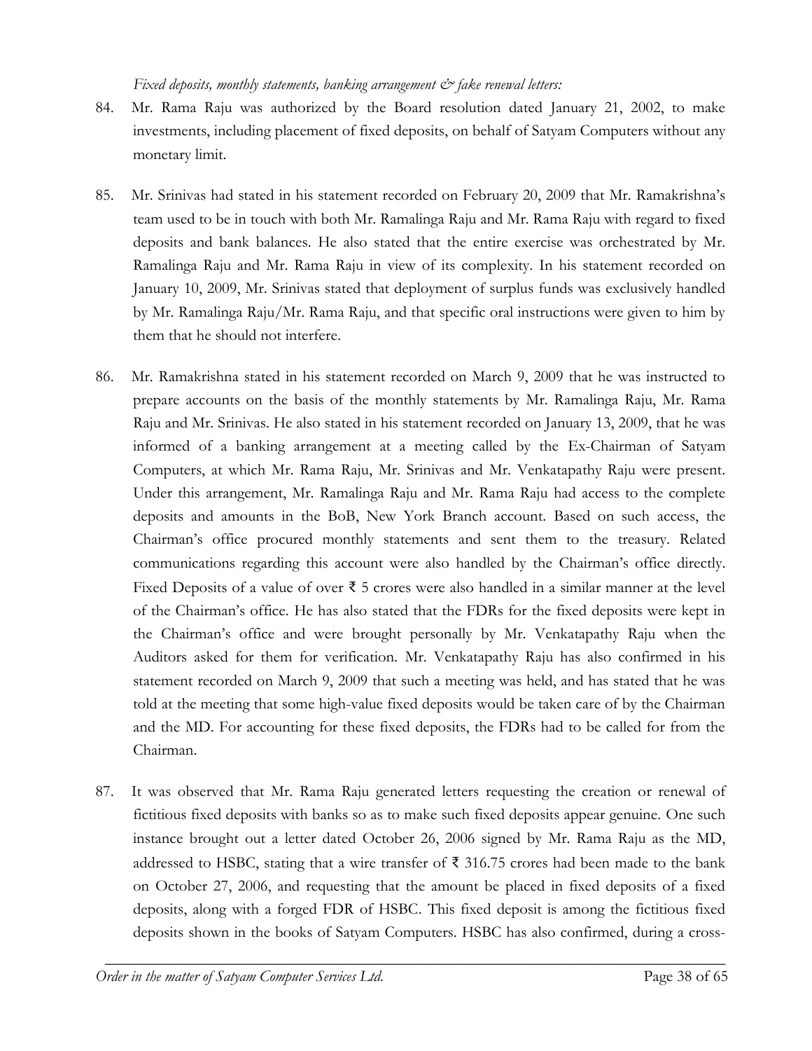*Fixed deposits, monthly statements, banking arrangement & fake renewal letters:*

84. Mr. Rama Raju was authorized by the Board resolution dated January 21, 2002, to make investments, including placement of fixed deposits, on behalf of Satyam Computers without any monetary limit.

85. Mr. Srinivas had stated in his statement recorded on February 20, 2009 that Mr. Ramakrishna's team used to be in touch with both Mr. Ramalinga Raju and Mr. Rama Raju with regard to fixed deposits and bank balances. He also stated that the entire exercise was orchestrated by Mr. Ramalinga Raju and Mr. Rama Raju in view of its complexity. In his statement recorded on January 10, 2009, Mr. Srinivas stated that deployment of surplus funds was exclusively handled by Mr. Ramalinga Raju/Mr. Rama Raju, and that specific oral instructions were given to him by them that he should not interfere.

86. Mr. Ramakrishna stated in his statement recorded on March 9, 2009 that he was instructed to prepare accounts on the basis of the monthly statements by Mr. Ramalinga Raju, Mr. Rama Raju and Mr. Srinivas. He also stated in his statement recorded on January 13, 2009, that he was informed of a banking arrangement at a meeting called by the Ex-Chairman of Satyam Computers, at which Mr. Rama Raju, Mr. Srinivas and Mr. Venkatapathy Raju were present. Under this arrangement, Mr. Ramalinga Raju and Mr. Rama Raju had access to the complete deposits and amounts in the BoB, New York Branch account. Based on such access, the Chairman's office procured monthly statements and sent them to the treasury. Related communications regarding this account were also handled by the Chairman's office directly. Fixed Deposits of a value of over ₹ 5 crores were also handled in a similar manner at the level of the Chairman's office. He has also stated that the FDRs for the fixed deposits were kept in the Chairman's office and were brought personally by Mr. Venkatapathy Raju when the Auditors asked for them for verification. Mr. Venkatapathy Raju has also confirmed in his statement recorded on March 9, 2009 that such a meeting was held, and has stated that he was told at the meeting that some high-value fixed deposits would be taken care of by the Chairman and the MD. For accounting for these fixed deposits, the FDRs had to be called for from the Chairman.

87. It was observed that Mr. Rama Raju generated letters requesting the creation or renewal of fictitious fixed deposits with banks so as to make such fixed deposits appear genuine. One such instance brought out a letter dated October 26, 2006 signed by Mr. Rama Raju as the MD, addressed to HSBC, stating that a wire transfer of ₹ 316.75 crores had been made to the bank on October 27, 2006, and requesting that the amount be placed in fixed deposits of a fixed deposits, along with a forged FDR of HSBC. This fixed deposit is among the fictitious fixed deposits shown in the books of Satyam Computers. HSBC has also confirmed, during a cross-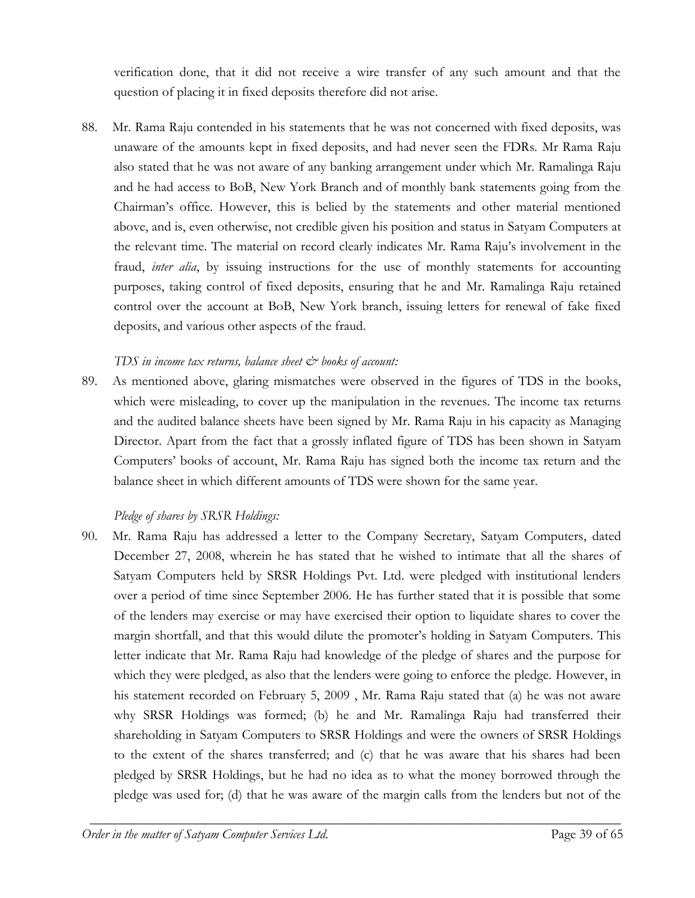verification done, that it did not receive a wire transfer of any such amount and that the question of placing it in fixed deposits therefore did not arise.

88. Mr. Rama Raju contended in his statements that he was not concerned with fixed deposits, was unaware of the amounts kept in fixed deposits, and had never seen the FDRs. Mr Rama Raju also stated that he was not aware of any banking arrangement under which Mr. Ramalinga Raju and he had access to BoB, New York Branch and of monthly bank statements going from the Chairman's office. However, this is belied by the statements and other material mentioned above, and is, even otherwise, not credible given his position and status in Satyam Computers at the relevant time. The material on record clearly indicates Mr. Rama Raju's involvement in the fraud, *inter alia*, by issuing instructions for the use of monthly statements for accounting purposes, taking control of fixed deposits, ensuring that he and Mr. Ramalinga Raju retained control over the account at BoB, New York branch, issuing letters for renewal of fake fixed deposits, and various other aspects of the fraud.

*TDS in income tax returns, balance sheet & books of account:*

89. As mentioned above, glaring mismatches were observed in the figures of TDS in the books, which were misleading, to cover up the manipulation in the revenues. The income tax returns and the audited balance sheets have been signed by Mr. Rama Raju in his capacity as Managing Director. Apart from the fact that a grossly inflated figure of TDS has been shown in Satyam Computers' books of account, Mr. Rama Raju has signed both the income tax return and the balance sheet in which different amounts of TDS were shown for the same year.

*Pledge of shares by SRSR Holdings:*

90. Mr. Rama Raju has addressed a letter to the Company Secretary, Satyam Computers, dated December 27, 2008, wherein he has stated that he wished to intimate that all the shares of Satyam Computers held by SRSR Holdings Pvt. Ltd. were pledged with institutional lenders over a period of time since September 2006. He has further stated that it is possible that some of the lenders may exercise or may have exercised their option to liquidate shares to cover the margin shortfall, and that this would dilute the promoter's holding in Satyam Computers. This letter indicate that Mr. Rama Raju had knowledge of the pledge of shares and the purpose for which they were pledged, as also that the lenders were going to enforce the pledge. However, in his statement recorded on February 5, 2009 , Mr. Rama Raju stated that (a) he was not aware why SRSR Holdings was formed; (b) he and Mr. Ramalinga Raju had transferred their shareholding in Satyam Computers to SRSR Holdings and were the owners of SRSR Holdings to the extent of the shares transferred; and (c) that he was aware that his shares had been pledged by SRSR Holdings, but he had no idea as to what the money borrowed through the pledge was used for; (d) that he was aware of the margin calls from the lenders but not of the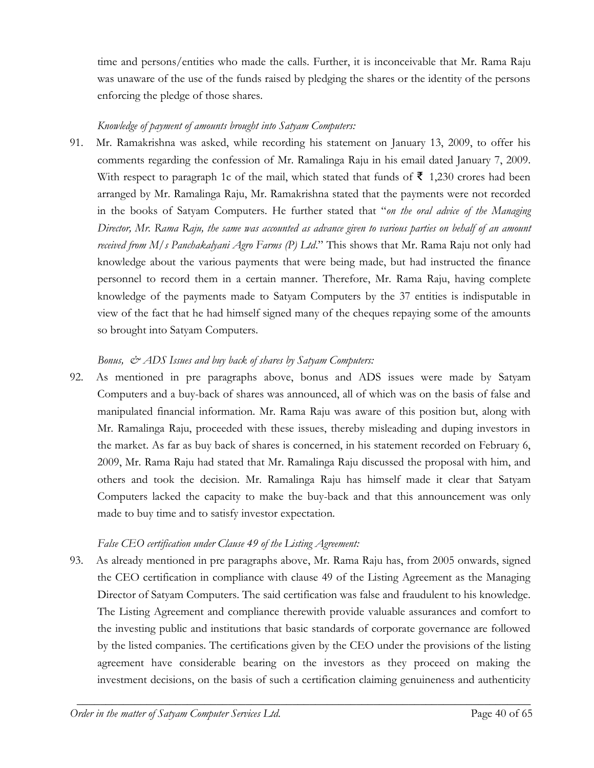time and persons/entities who made the calls. Further, it is inconceivable that Mr. Rama Raju was unaware of the use of the funds raised by pledging the shares or the identity of the persons enforcing the pledge of those shares.

*Knowledge of payment of amounts brought into Satyam Computers:*

91. Mr. Ramakrishna was asked, while recording his statement on January 13, 2009, to offer his comments regarding the confession of Mr. Ramalinga Raju in his email dated January 7, 2009. With respect to paragraph 1c of the mail, which stated that funds of ₹ 1,230 crores had been arranged by Mr. Ramalinga Raju, Mr. Ramakrishna stated that the payments were not recorded in the books of Satyam Computers. He further stated that "*on the oral advice of the Managing Director, Mr. Rama Raju, the same was accounted as advance given to various parties on behalf of an amount received from M/s Panchakalyani Agro Farms (P) Ltd*." This shows that Mr. Rama Raju not only had knowledge about the various payments that were being made, but had instructed the finance personnel to record them in a certain manner. Therefore, Mr. Rama Raju, having complete knowledge of the payments made to Satyam Computers by the 37 entities is indisputable in view of the fact that he had himself signed many of the cheques repaying some of the amounts so brought into Satyam Computers.

*Bonus, & ADS Issues and buy back of shares by Satyam Computers:*

92. As mentioned in pre paragraphs above, bonus and ADS issues were made by Satyam Computers and a buy-back of shares was announced, all of which was on the basis of false and manipulated financial information. Mr. Rama Raju was aware of this position but, along with Mr. Ramalinga Raju, proceeded with these issues, thereby misleading and duping investors in the market. As far as buy back of shares is concerned, in his statement recorded on February 6, 2009, Mr. Rama Raju had stated that Mr. Ramalinga Raju discussed the proposal with him, and others and took the decision. Mr. Ramalinga Raju has himself made it clear that Satyam Computers lacked the capacity to make the buy-back and that this announcement was only made to buy time and to satisfy investor expectation.

*False CEO certification under Clause 49 of the Listing Agreement:*

93. As already mentioned in pre paragraphs above, Mr. Rama Raju has, from 2005 onwards, signed the CEO certification in compliance with clause 49 of the Listing Agreement as the Managing Director of Satyam Computers. The said certification was false and fraudulent to his knowledge. The Listing Agreement and compliance therewith provide valuable assurances and comfort to the investing public and institutions that basic standards of corporate governance are followed by the listed companies. The certifications given by the CEO under the provisions of the listing agreement have considerable bearing on the investors as they proceed on making the investment decisions, on the basis of such a certification claiming genuineness and authenticity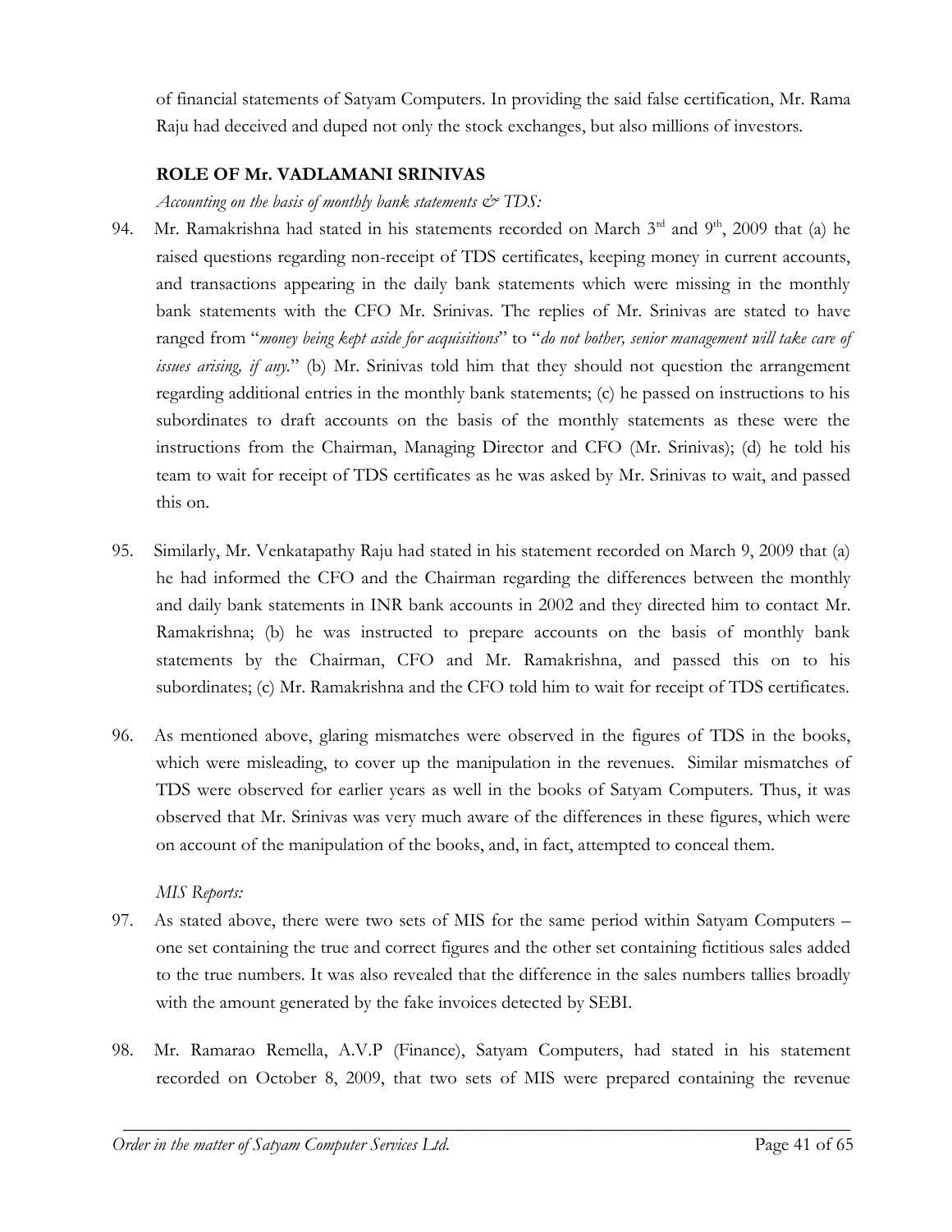of financial statements of Satyam Computers. In providing the said false certification, Mr. Rama Raju had deceived and duped not only the stock exchanges, but also millions of investors.

### ROLE OF Mr. VADLAMANI SRINIVAS

*Accounting on the basis of monthly bank statements & TDS:*

94. Mr. Ramakrishna had stated in his statements recorded on March 3rd and 9th, 2009 that (a) he raised questions regarding non-receipt of TDS certificates, keeping money in current accounts, and transactions appearing in the daily bank statements which were missing in the monthly bank statements with the CFO Mr. Srinivas. The replies of Mr. Srinivas are stated to have ranged from "*money being kept aside for acquisitions*" to "*do not bother, senior management will take care of issues arising, if any.*" (b) Mr. Srinivas told him that they should not question the arrangement regarding additional entries in the monthly bank statements; (c) he passed on instructions to his subordinates to draft accounts on the basis of the monthly statements as these were the instructions from the Chairman, Managing Director and CFO (Mr. Srinivas); (d) he told his team to wait for receipt of TDS certificates as he was asked by Mr. Srinivas to wait, and passed this on.

95. Similarly, Mr. Venkatapathy Raju had stated in his statement recorded on March 9, 2009 that (a) he had informed the CFO and the Chairman regarding the differences between the monthly and daily bank statements in INR bank accounts in 2002 and they directed him to contact Mr. Ramakrishna; (b) he was instructed to prepare accounts on the basis of monthly bank statements by the Chairman, CFO and Mr. Ramakrishna, and passed this on to his subordinates; (c) Mr. Ramakrishna and the CFO told him to wait for receipt of TDS certificates.

96. As mentioned above, glaring mismatches were observed in the figures of TDS in the books, which were misleading, to cover up the manipulation in the revenues. Similar mismatches of TDS were observed for earlier years as well in the books of Satyam Computers. Thus, it was observed that Mr. Srinivas was very much aware of the differences in these figures, which were on account of the manipulation of the books, and, in fact, attempted to conceal them.

*MIS Reports:*

97. As stated above, there were two sets of MIS for the same period within Satyam Computers – one set containing the true and correct figures and the other set containing fictitious sales added to the true numbers. It was also revealed that the difference in the sales numbers tallies broadly with the amount generated by the fake invoices detected by SEBI.

98. Mr. Ramarao Remella, A.V.P (Finance), Satyam Computers, had stated in his statement recorded on October 8, 2009, that two sets of MIS were prepared containing the revenue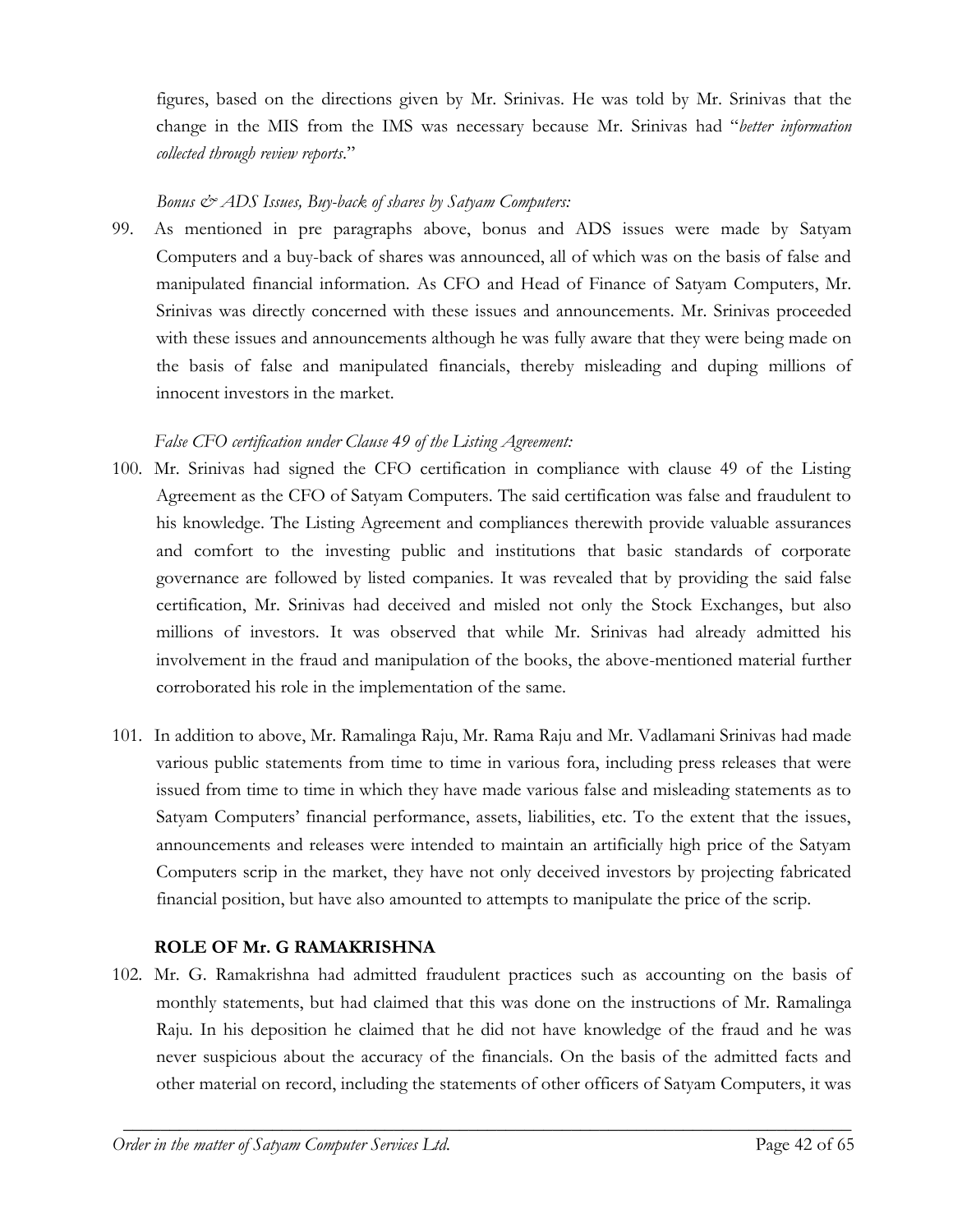figures, based on the directions given by Mr. Srinivas. He was told by Mr. Srinivas that the change in the MIS from the IMS was necessary because Mr. Srinivas had "*better information collected through review reports*."

*Bonus & ADS Issues, Buy-back of shares by Satyam Computers:*

99. As mentioned in pre paragraphs above, bonus and ADS issues were made by Satyam Computers and a buy-back of shares was announced, all of which was on the basis of false and manipulated financial information. As CFO and Head of Finance of Satyam Computers, Mr. Srinivas was directly concerned with these issues and announcements. Mr. Srinivas proceeded with these issues and announcements although he was fully aware that they were being made on the basis of false and manipulated financials, thereby misleading and duping millions of innocent investors in the market.

*False CFO certification under Clause 49 of the Listing Agreement:*

100. Mr. Srinivas had signed the CFO certification in compliance with clause 49 of the Listing Agreement as the CFO of Satyam Computers. The said certification was false and fraudulent to his knowledge. The Listing Agreement and compliances therewith provide valuable assurances and comfort to the investing public and institutions that basic standards of corporate governance are followed by listed companies. It was revealed that by providing the said false certification, Mr. Srinivas had deceived and misled not only the Stock Exchanges, but also millions of investors. It was observed that while Mr. Srinivas had already admitted his involvement in the fraud and manipulation of the books, the above-mentioned material further corroborated his role in the implementation of the same.

101. In addition to above, Mr. Ramalinga Raju, Mr. Rama Raju and Mr. Vadlamani Srinivas had made various public statements from time to time in various fora, including press releases that were issued from time to time in which they have made various false and misleading statements as to Satyam Computers' financial performance, assets, liabilities, etc. To the extent that the issues, announcements and releases were intended to maintain an artificially high price of the Satyam Computers scrip in the market, they have not only deceived investors by projecting fabricated financial position, but have also amounted to attempts to manipulate the price of the scrip.

**ROLE OF Mr. G RAMAKRISHNA**

102. Mr. G. Ramakrishna had admitted fraudulent practices such as accounting on the basis of monthly statements, but had claimed that this was done on the instructions of Mr. Ramalinga Raju. In his deposition he claimed that he did not have knowledge of the fraud and he was never suspicious about the accuracy of the financials. On the basis of the admitted facts and other material on record, including the statements of other officers of Satyam Computers, it was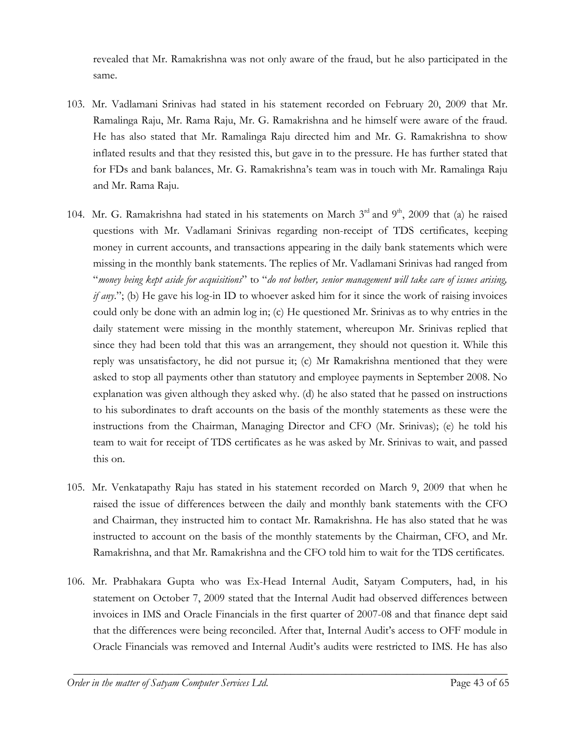revealed that Mr. Ramakrishna was not only aware of the fraud, but he also participated in the same.

103. Mr. Vadlamani Srinivas had stated in his statement recorded on February 20, 2009 that Mr. Ramalinga Raju, Mr. Rama Raju, Mr. G. Ramakrishna and he himself were aware of the fraud. He has also stated that Mr. Ramalinga Raju directed him and Mr. G. Ramakrishna to show inflated results and that they resisted this, but gave in to the pressure. He has further stated that for FDs and bank balances, Mr. G. Ramakrishna's team was in touch with Mr. Ramalinga Raju and Mr. Rama Raju.

104. Mr. G. Ramakrishna had stated in his statements on March 3rd and 9th, 2009 that (a) he raised questions with Mr. Vadlamani Srinivas regarding non-receipt of TDS certificates, keeping money in current accounts, and transactions appearing in the daily bank statements which were missing in the monthly bank statements. The replies of Mr. Vadlamani Srinivas had ranged from "*money being kept aside for acquisitions*" to "*do not bother, senior management will take care of issues arising, if any*."; (b) He gave his log-in ID to whoever asked him for it since the work of raising invoices could only be done with an admin log in; (c) He questioned Mr. Srinivas as to why entries in the daily statement were missing in the monthly statement, whereupon Mr. Srinivas replied that since they had been told that this was an arrangement, they should not question it. While this reply was unsatisfactory, he did not pursue it; (c) Mr Ramakrishna mentioned that they were asked to stop all payments other than statutory and employee payments in September 2008. No explanation was given although they asked why. (d) he also stated that he passed on instructions to his subordinates to draft accounts on the basis of the monthly statements as these were the instructions from the Chairman, Managing Director and CFO (Mr. Srinivas); (e) he told his team to wait for receipt of TDS certificates as he was asked by Mr. Srinivas to wait, and passed this on.

105. Mr. Venkatapathy Raju has stated in his statement recorded on March 9, 2009 that when he raised the issue of differences between the daily and monthly bank statements with the CFO and Chairman, they instructed him to contact Mr. Ramakrishna. He has also stated that he was instructed to account on the basis of the monthly statements by the Chairman, CFO, and Mr. Ramakrishna, and that Mr. Ramakrishna and the CFO told him to wait for the TDS certificates.

106. Mr. Prabhakara Gupta who was Ex-Head Internal Audit, Satyam Computers, had, in his statement on October 7, 2009 stated that the Internal Audit had observed differences between invoices in IMS and Oracle Financials in the first quarter of 2007-08 and that finance dept said that the differences were being reconciled. After that, Internal Audit's access to OFF module in Oracle Financials was removed and Internal Audit's audits were restricted to IMS. He has also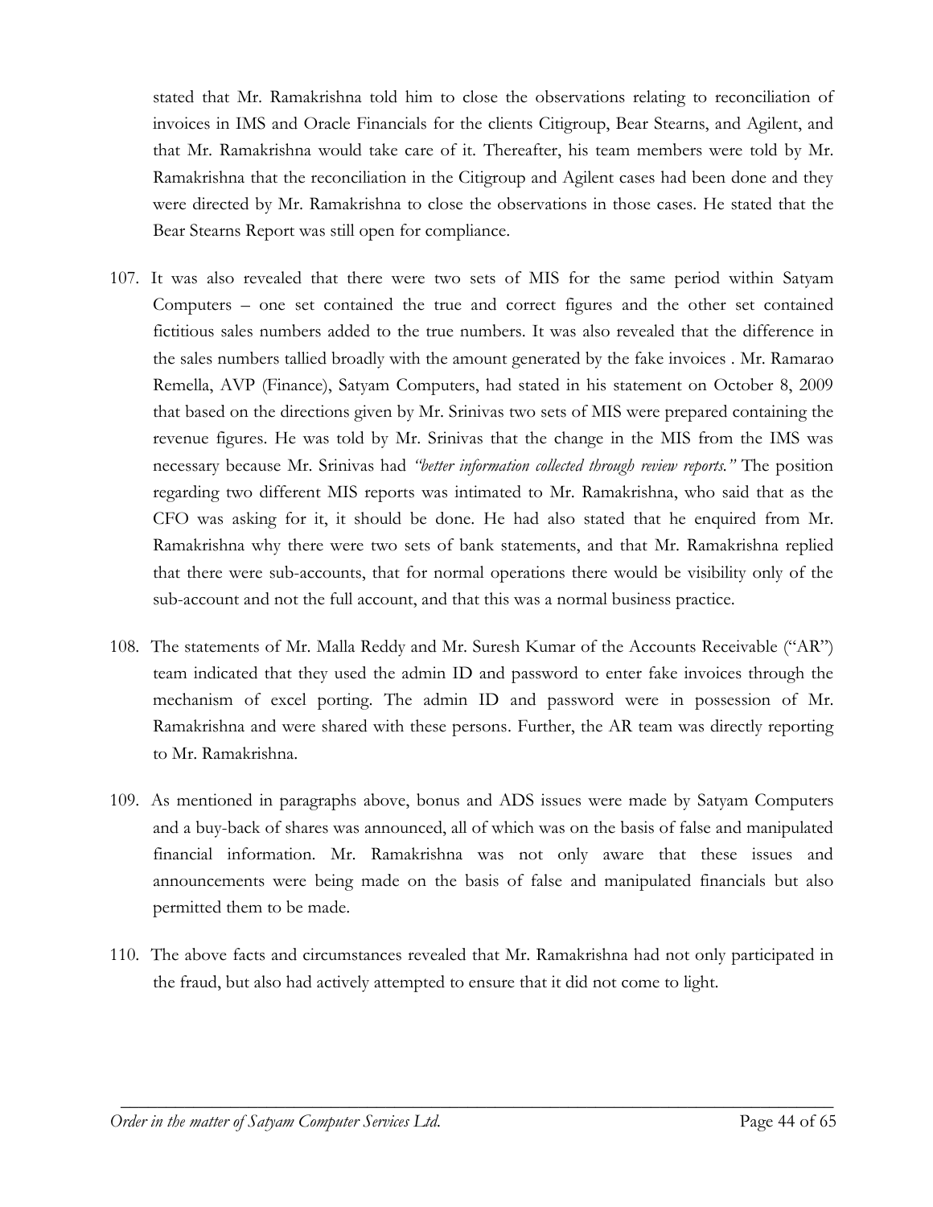stated that Mr. Ramakrishna told him to close the observations relating to reconciliation of invoices in IMS and Oracle Financials for the clients Citigroup, Bear Stearns, and Agilent, and that Mr. Ramakrishna would take care of it. Thereafter, his team members were told by Mr. Ramakrishna that the reconciliation in the Citigroup and Agilent cases had been done and they were directed by Mr. Ramakrishna to close the observations in those cases. He stated that the Bear Stearns Report was still open for compliance.

107. It was also revealed that there were two sets of MIS for the same period within Satyam Computers – one set contained the true and correct figures and the other set contained fictitious sales numbers added to the true numbers. It was also revealed that the difference in the sales numbers tallied broadly with the amount generated by the fake invoices . Mr. Ramarao Remella, AVP (Finance), Satyam Computers, had stated in his statement on October 8, 2009 that based on the directions given by Mr. Srinivas two sets of MIS were prepared containing the revenue figures. He was told by Mr. Srinivas that the change in the MIS from the IMS was necessary because Mr. Srinivas had *"better information collected through review reports."* The position regarding two different MIS reports was intimated to Mr. Ramakrishna, who said that as the CFO was asking for it, it should be done. He had also stated that he enquired from Mr. Ramakrishna why there were two sets of bank statements, and that Mr. Ramakrishna replied that there were sub-accounts, that for normal operations there would be visibility only of the sub-account and not the full account, and that this was a normal business practice.

108. The statements of Mr. Malla Reddy and Mr. Suresh Kumar of the Accounts Receivable ("AR") team indicated that they used the admin ID and password to enter fake invoices through the mechanism of excel porting. The admin ID and password were in possession of Mr. Ramakrishna and were shared with these persons. Further, the AR team was directly reporting to Mr. Ramakrishna.

109. As mentioned in paragraphs above, bonus and ADS issues were made by Satyam Computers and a buy-back of shares was announced, all of which was on the basis of false and manipulated financial information. Mr. Ramakrishna was not only aware that these issues and announcements were being made on the basis of false and manipulated financials but also permitted them to be made.

110. The above facts and circumstances revealed that Mr. Ramakrishna had not only participated in the fraud, but also had actively attempted to ensure that it did not come to light.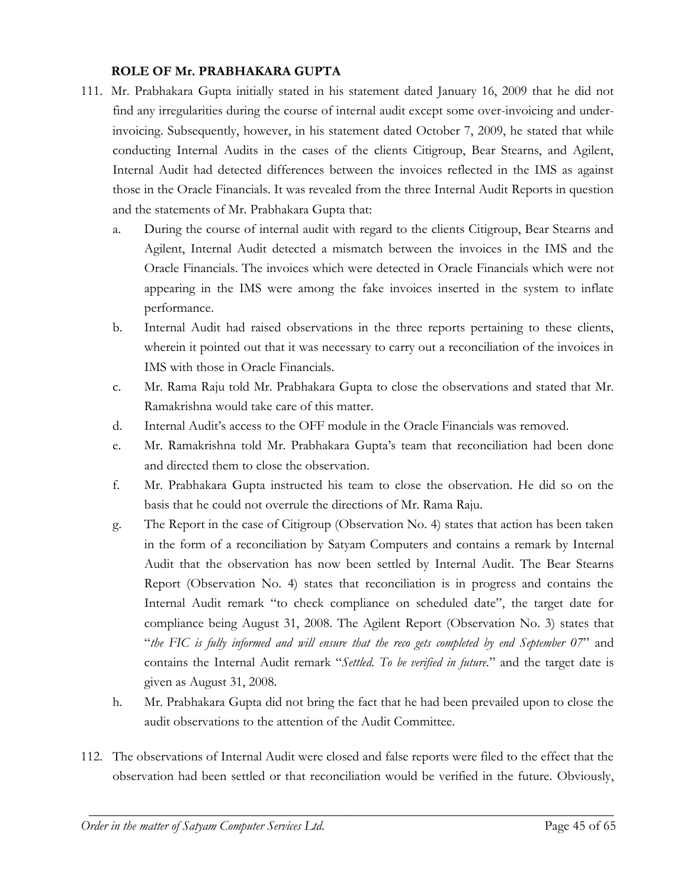**ROLE OF Mr. PRABHAKARA GUPTA**

111. Mr. Prabhakara Gupta initially stated in his statement dated January 16, 2009 that he did not find any irregularities during the course of internal audit except some over-invoicing and under-invoicing. Subsequently, however, in his statement dated October 7, 2009, he stated that while conducting Internal Audits in the cases of the clients Citigroup, Bear Stearns, and Agilent, Internal Audit had detected differences between the invoices reflected in the IMS as against those in the Oracle Financials. It was revealed from the three Internal Audit Reports in question and the statements of Mr. Prabhakara Gupta that:

    a. During the course of internal audit with regard to the clients Citigroup, Bear Stearns and Agilent, Internal Audit detected a mismatch between the invoices in the IMS and the Oracle Financials. The invoices which were detected in Oracle Financials which were not appearing in the IMS were among the fake invoices inserted in the system to inflate performance.
    b. Internal Audit had raised observations in the three reports pertaining to these clients, wherein it pointed out that it was necessary to carry out a reconciliation of the invoices in IMS with those in Oracle Financials.
    c. Mr. Rama Raju told Mr. Prabhakara Gupta to close the observations and stated that Mr. Ramakrishna would take care of this matter.
    d. Internal Audit's access to the OFF module in the Oracle Financials was removed.
    e. Mr. Ramakrishna told Mr. Prabhakara Gupta's team that reconciliation had been done and directed them to close the observation.
    f. Mr. Prabhakara Gupta instructed his team to close the observation. He did so on the basis that he could not overrule the directions of Mr. Rama Raju.
    g. The Report in the case of Citigroup (Observation No. 4) states that action has been taken in the form of a reconciliation by Satyam Computers and contains a remark by Internal Audit that the observation has now been settled by Internal Audit. The Bear Stearns Report (Observation No. 4) states that reconciliation is in progress and contains the Internal Audit remark "to check compliance on scheduled date", the target date for compliance being August 31, 2008. The Agilent Report (Observation No. 3) states that "*the FIC is fully informed and will ensure that the reco gets completed by end September 07*" and contains the Internal Audit remark "*Settled. To be verified in future.*" and the target date is given as August 31, 2008.
    h. Mr. Prabhakara Gupta did not bring the fact that he had been prevailed upon to close the audit observations to the attention of the Audit Committee.

112. The observations of Internal Audit were closed and false reports were filed to the effect that the observation had been settled or that reconciliation would be verified in the future. Obviously,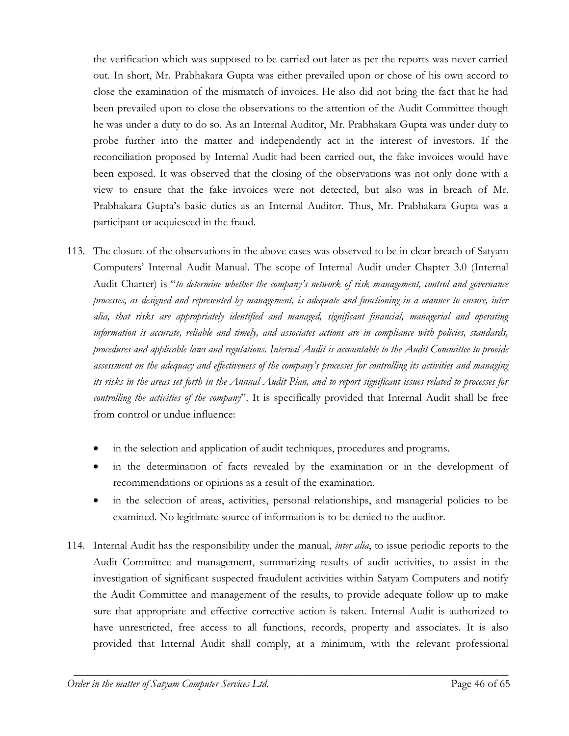the verification which was supposed to be carried out later as per the reports was never carried out. In short, Mr. Prabhakara Gupta was either prevailed upon or chose of his own accord to close the examination of the mismatch of invoices. He also did not bring the fact that he had been prevailed upon to close the observations to the attention of the Audit Committee though he was under a duty to do so. As an Internal Auditor, Mr. Prabhakara Gupta was under duty to probe further into the matter and independently act in the interest of investors. If the reconciliation proposed by Internal Audit had been carried out, the fake invoices would have been exposed. It was observed that the closing of the observations was not only done with a view to ensure that the fake invoices were not detected, but also was in breach of Mr. Prabhakara Gupta's basic duties as an Internal Auditor. Thus, Mr. Prabhakara Gupta was a participant or acquiesced in the fraud.

113. The closure of the observations in the above cases was observed to be in clear breach of Satyam Computers' Internal Audit Manual. The scope of Internal Audit under Chapter 3.0 (Internal Audit Charter) is "*to determine whether the company's network of risk management, control and governance processes, as designed and represented by management, is adequate and functioning in a manner to ensure, inter alia, that risks are appropriately identified and managed, significant financial, managerial and operating information is accurate, reliable and timely, and associates actions are in compliance with policies, standards, procedures and applicable laws and regulations*. *Internal Audit is accountable to the Audit Committee to provide assessment on the adequacy and effectiveness of the company's processes for controlling its activities and managing its risks in the areas set forth in the Annual Audit Plan, and to report significant issues related to processes for controlling the activities of the company*". It is specifically provided that Internal Audit shall be free from control or undue influence:

- in the selection and application of audit techniques, procedures and programs.
- in the determination of facts revealed by the examination or in the development of recommendations or opinions as a result of the examination.
- in the selection of areas, activities, personal relationships, and managerial policies to be examined. No legitimate source of information is to be denied to the auditor.

114. Internal Audit has the responsibility under the manual, *inter alia*, to issue periodic reports to the Audit Committee and management, summarizing results of audit activities, to assist in the investigation of significant suspected fraudulent activities within Satyam Computers and notify the Audit Committee and management of the results, to provide adequate follow up to make sure that appropriate and effective corrective action is taken. Internal Audit is authorized to have unrestricted, free access to all functions, records, property and associates. It is also provided that Internal Audit shall comply, at a minimum, with the relevant professional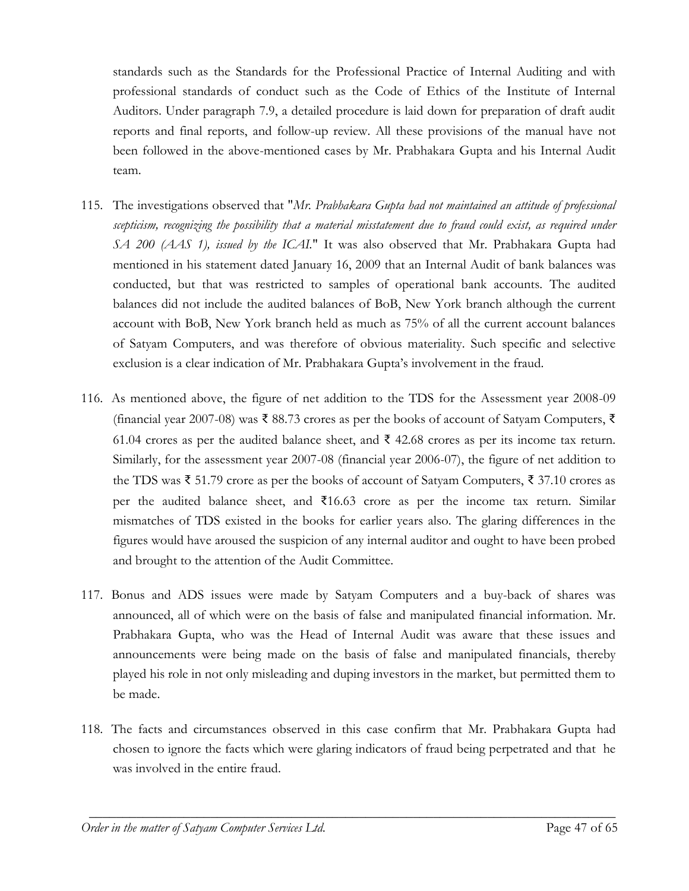standards such as the Standards for the Professional Practice of Internal Auditing and with professional standards of conduct such as the Code of Ethics of the Institute of Internal Auditors. Under paragraph 7.9, a detailed procedure is laid down for preparation of draft audit reports and final reports, and follow-up review. All these provisions of the manual have not been followed in the above-mentioned cases by Mr. Prabhakara Gupta and his Internal Audit team.

115. The investigations observed that "*Mr. Prabhakara Gupta had not maintained an attitude of professional scepticism, recognizing the possibility that a material misstatement due to fraud could exist, as required under SA 200 (AAS 1), issued by the ICAI.*" It was also observed that Mr. Prabhakara Gupta had mentioned in his statement dated January 16, 2009 that an Internal Audit of bank balances was conducted, but that was restricted to samples of operational bank accounts. The audited balances did not include the audited balances of BoB, New York branch although the current account with BoB, New York branch held as much as 75% of all the current account balances of Satyam Computers, and was therefore of obvious materiality. Such specific and selective exclusion is a clear indication of Mr. Prabhakara Gupta's involvement in the fraud.

116. As mentioned above, the figure of net addition to the TDS for the Assessment year 2008-09 (financial year 2007-08) was ₹ 88.73 crores as per the books of account of Satyam Computers, ₹ 61.04 crores as per the audited balance sheet, and ₹ 42.68 crores as per its income tax return. Similarly, for the assessment year 2007-08 (financial year 2006-07), the figure of net addition to the TDS was ₹ 51.79 crore as per the books of account of Satyam Computers, ₹ 37.10 crores as per the audited balance sheet, and ₹16.63 crore as per the income tax return. Similar mismatches of TDS existed in the books for earlier years also. The glaring differences in the figures would have aroused the suspicion of any internal auditor and ought to have been probed and brought to the attention of the Audit Committee.

117. Bonus and ADS issues were made by Satyam Computers and a buy-back of shares was announced, all of which were on the basis of false and manipulated financial information. Mr. Prabhakara Gupta, who was the Head of Internal Audit was aware that these issues and announcements were being made on the basis of false and manipulated financials, thereby played his role in not only misleading and duping investors in the market, but permitted them to be made.

118. The facts and circumstances observed in this case confirm that Mr. Prabhakara Gupta had chosen to ignore the facts which were glaring indicators of fraud being perpetrated and that he was involved in the entire fraud.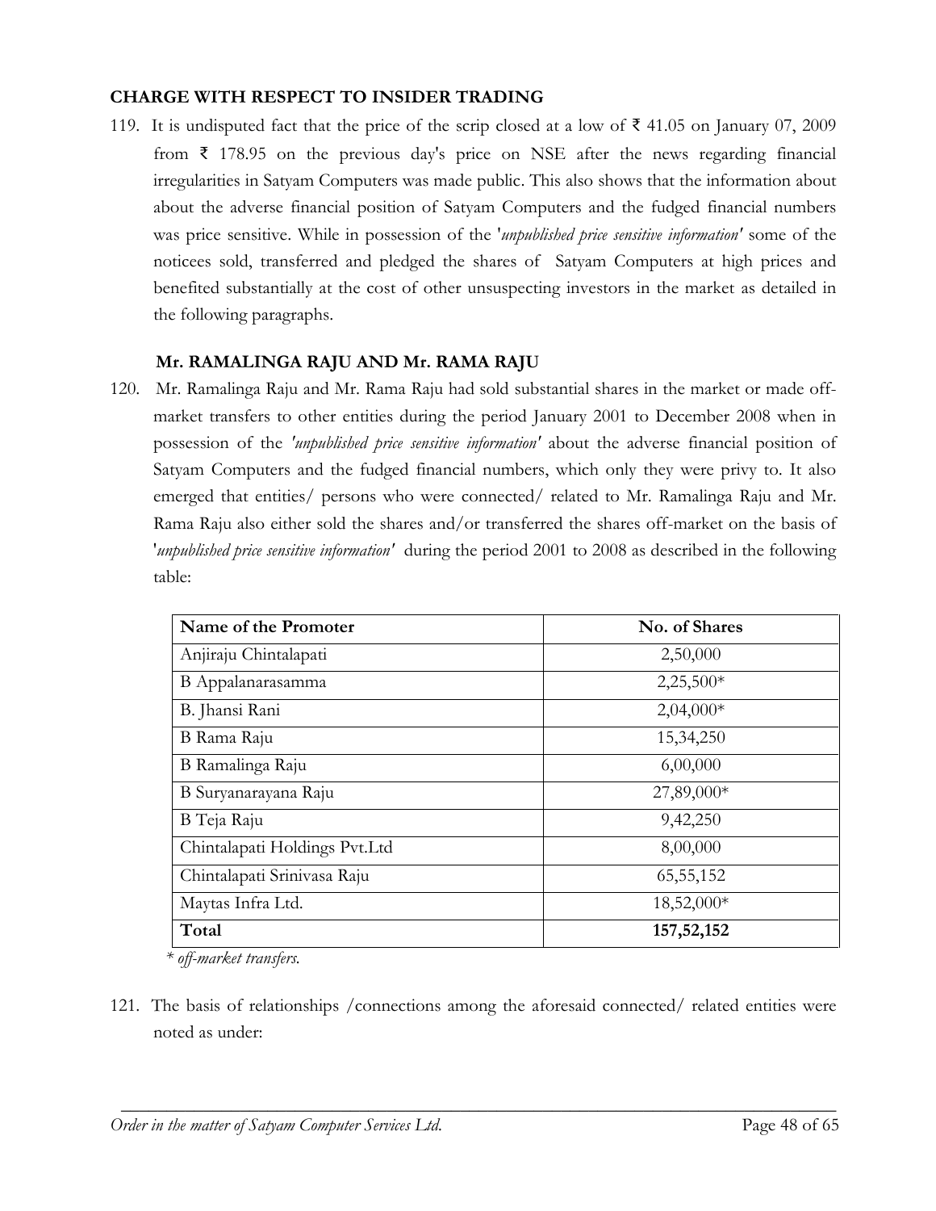**CHARGE WITH RESPECT TO INSIDER TRADING**

119. It is undisputed fact that the price of the scrip closed at a low of ₹ 41.05 on January 07, 2009 from ₹ 178.95 on the previous day's price on NSE after the news regarding financial irregularities in Satyam Computers was made public. This also shows that the information about about the adverse financial position of Satyam Computers and the fudged financial numbers was price sensitive. While in possession of the '*unpublished price sensitive information'* some of the noticees sold, transferred and pledged the shares of Satyam Computers at high prices and benefited substantially at the cost of other unsuspecting investors in the market as detailed in the following paragraphs.

**Mr. RAMALINGA RAJU AND Mr. RAMA RAJU**

120. Mr. Ramalinga Raju and Mr. Rama Raju had sold substantial shares in the market or made off-market transfers to other entities during the period January 2001 to December 2008 when in possession of the *'unpublished price sensitive information'* about the adverse financial position of Satyam Computers and the fudged financial numbers, which only they were privy to. It also emerged that entities/ persons who were connected/ related to Mr. Ramalinga Raju and Mr. Rama Raju also either sold the shares and/or transferred the shares off-market on the basis of '*unpublished price sensitive information'* during the period 2001 to 2008 as described in the following table:

| Name of the Promoter | No. of Shares |
|---|---|
| Anjiraju Chintalapati | 2,50,000 |
| B Appalanarasamma | 2,25,500* |
| B. Jhansi Rani | 2,04,000* |
| B Rama Raju | 15,34,250 |
| B Ramalinga Raju | 6,00,000 |
| B Suryanarayana Raju | 27,89,000* |
| B Teja Raju | 9,42,250 |
| Chintalapati Holdings Pvt.Ltd | 8,00,000 |
| Chintalapati Srinivasa Raju | 65,55,152 |
| Maytas Infra Ltd. | 18,52,000* |
| **Total** | **157,52,152** |

*\* off-market transfers.*

121. The basis of relationships /connections among the aforesaid connected/ related entities were noted as under: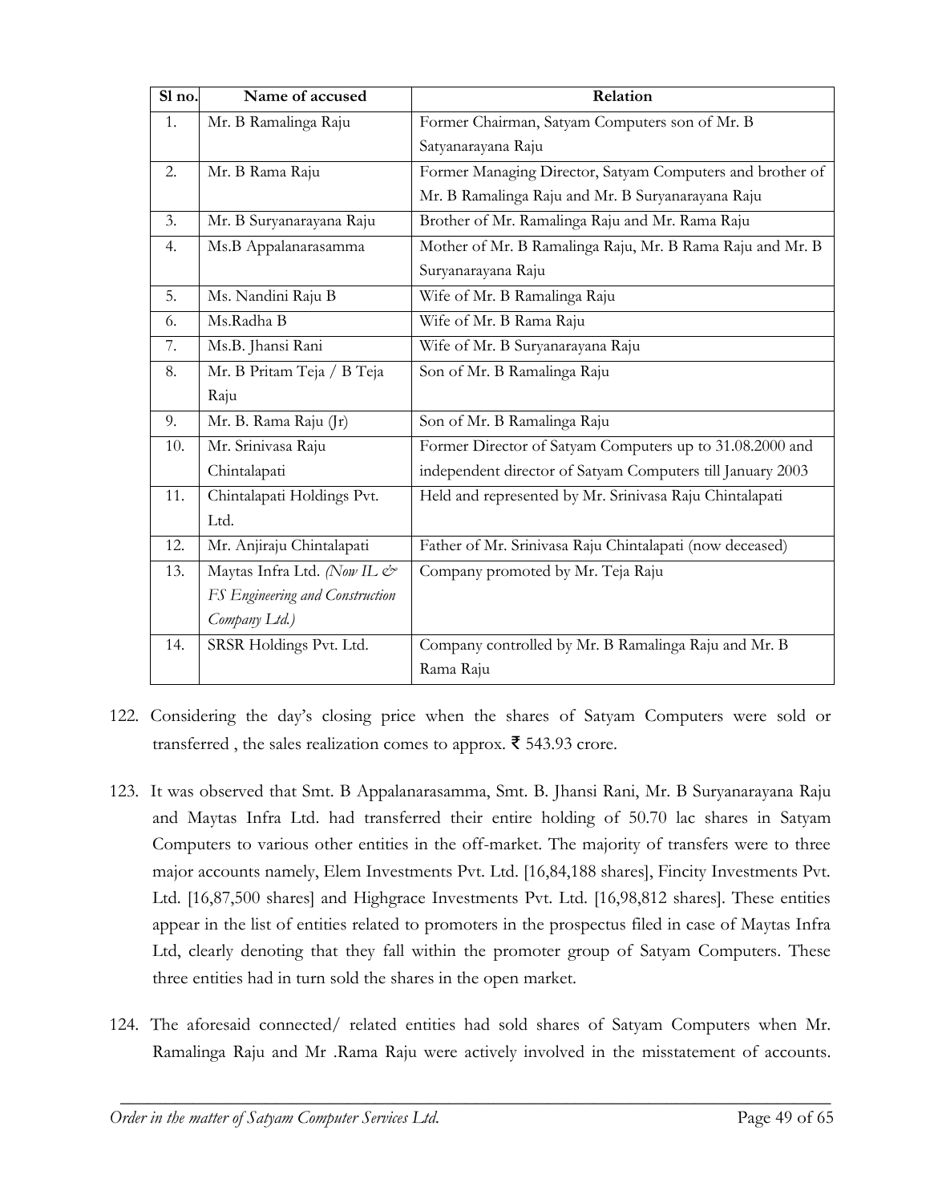| Sl no. | Name of accused | Relation |
|---|---|---|
| 1. | Mr. B Ramalinga Raju | Former Chairman, Satyam Computers son of Mr. B Satyanarayana Raju |
| 2. | Mr. B Rama Raju | Former Managing Director, Satyam Computers and brother of Mr. B Ramalinga Raju and Mr. B Suryanarayana Raju |
| 3. | Mr. B Suryanarayana Raju | Brother of Mr. Ramalinga Raju and Mr. Rama Raju |
| 4. | Ms.B Appalanarasamma | Mother of Mr. B Ramalinga Raju, Mr. B Rama Raju and Mr. B Suryanarayana Raju |
| 5. | Ms. Nandini Raju B | Wife of Mr. B Ramalinga Raju |
| 6. | Ms.Radha B | Wife of Mr. B Rama Raju |
| 7. | Ms.B. Jhansi Rani | Wife of Mr. B Suryanarayana Raju |
| 8. | Mr. B Pritam Teja / B Teja Raju | Son of Mr. B Ramalinga Raju |
| 9. | Mr. B. Rama Raju (Jr) | Son of Mr. B Ramalinga Raju |
| 10. | Mr. Srinivasa Raju Chintalapati | Former Director of Satyam Computers up to 31.08.2000 and independent director of Satyam Computers till January 2003 |
| 11. | Chintalapati Holdings Pvt. Ltd. | Held and represented by Mr. Srinivasa Raju Chintalapati |
| 12. | Mr. Anjiraju Chintalapati | Father of Mr. Srinivasa Raju Chintalapati (now deceased) |
| 13. | Maytas Infra Ltd. *(Now IL & FS Engineering and Construction Company Ltd.)* | Company promoted by Mr. Teja Raju |
| 14. | SRSR Holdings Pvt. Ltd. | Company controlled by Mr. B Ramalinga Raju and Mr. B Rama Raju |

122. Considering the day's closing price when the shares of Satyam Computers were sold or transferred , the sales realization comes to approx. ₹ 543.93 crore.

123. It was observed that Smt. B Appalanarasamma, Smt. B. Jhansi Rani, Mr. B Suryanarayana Raju and Maytas Infra Ltd. had transferred their entire holding of 50.70 lac shares in Satyam Computers to various other entities in the off-market. The majority of transfers were to three major accounts namely, Elem Investments Pvt. Ltd. [16,84,188 shares], Fincity Investments Pvt. Ltd. [16,87,500 shares] and Highgrace Investments Pvt. Ltd. [16,98,812 shares]. These entities appear in the list of entities related to promoters in the prospectus filed in case of Maytas Infra Ltd, clearly denoting that they fall within the promoter group of Satyam Computers. These three entities had in turn sold the shares in the open market.

124. The aforesaid connected/ related entities had sold shares of Satyam Computers when Mr. Ramalinga Raju and Mr .Rama Raju were actively involved in the misstatement of accounts.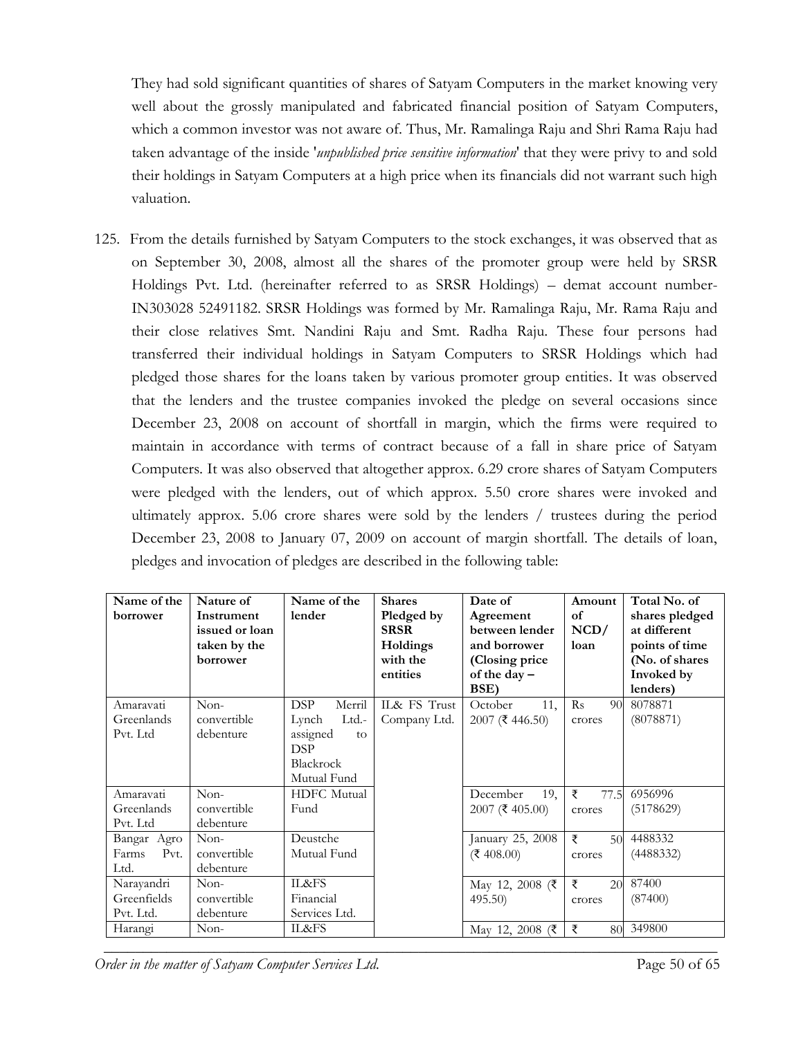They had sold significant quantities of shares of Satyam Computers in the market knowing very well about the grossly manipulated and fabricated financial position of Satyam Computers, which a common investor was not aware of. Thus, Mr. Ramalinga Raju and Shri Rama Raju had taken advantage of the inside '*unpublished price sensitive information*' that they were privy to and sold their holdings in Satyam Computers at a high price when its financials did not warrant such high valuation.

125. From the details furnished by Satyam Computers to the stock exchanges, it was observed that as on September 30, 2008, almost all the shares of the promoter group were held by SRSR Holdings Pvt. Ltd. (hereinafter referred to as SRSR Holdings) – demat account number- IN303028 52491182. SRSR Holdings was formed by Mr. Ramalinga Raju, Mr. Rama Raju and their close relatives Smt. Nandini Raju and Smt. Radha Raju. These four persons had transferred their individual holdings in Satyam Computers to SRSR Holdings which had pledged those shares for the loans taken by various promoter group entities. It was observed that the lenders and the trustee companies invoked the pledge on several occasions since December 23, 2008 on account of shortfall in margin, which the firms were required to maintain in accordance with terms of contract because of a fall in share price of Satyam Computers. It was also observed that altogether approx. 6.29 crore shares of Satyam Computers were pledged with the lenders, out of which approx. 5.50 crore shares were invoked and ultimately approx. 5.06 crore shares were sold by the lenders / trustees during the period December 23, 2008 to January 07, 2009 on account of margin shortfall. The details of loan, pledges and invocation of pledges are described in the following table:

| Name of the borrower | Nature of Instrument issued or loan taken by the borrower | Name of the lender | Shares Pledged by SRSR Holdings with the entities | Date of Agreement between lender and borrower (Closing price of the day – BSE) | Amount of NCD/ loan | Total No. of shares pledged at different points of time (No. of shares Invoked by lenders) |
|---|---|---|---|---|---|---|
| Amaravati Greenlands Pvt. Ltd | Non-convertible debenture | DSP Merril Lynch Ltd.- assigned to DSP Blackrock Mutual Fund | IL& FS Trust Company Ltd. | October 11, 2007 (₹ 446.50) | Rs 90 crores | 8078871 (8078871) |
| Amaravati Greenlands Pvt. Ltd | Non-convertible debenture | HDFC Mutual Fund | | December 19, 2007 (₹ 405.00) | ₹ 77.5 crores | 6956996 (5178629) |
| Bangar Agro Farms Pvt. Ltd. | Non-convertible debenture | Deustche Mutual Fund | | January 25, 2008 (₹ 408.00) | ₹ 50 crores | 4488332 (4488332) |
| Narayandri Greenfields Pvt. Ltd. | Non-convertible debenture | IL&FS Financial Services Ltd. | | May 12, 2008 (₹ 495.50) | ₹ 20 crores | 87400 (87400) |
| Harangi | Non- | IL&FS | | May 12, 2008 (₹ | ₹ 80 | 349800 |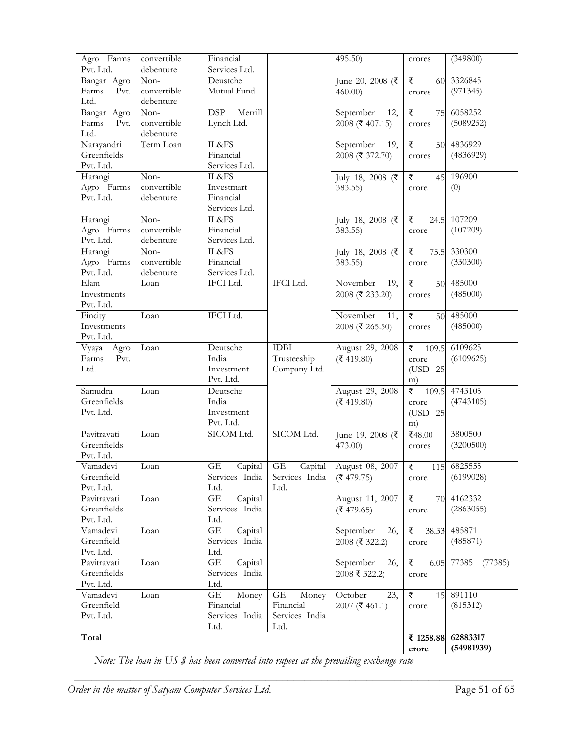| | | | | | | |
|---|---|---|---|---|---|---|
| Agro Farms Pvt. Ltd. | convertible debenture | Financial Services Ltd. | | 495.50) | crores | (349800) |
| Bangar Agro Farms Pvt. Ltd. | Non-convertible debenture | Deustche Mutual Fund | | June 20, 2008 (₹ 460.00) | ₹ 60 crores | 3326845 (971345) |
| Bangar Agro Farms Pvt. Ltd. | Non-convertible debenture | DSP Merrill Lynch Ltd. | | September 12, 2008 (₹ 407.15) | ₹ 75 crores | 6058252 (5089252) |
| Narayandri Greenfields Pvt. Ltd. | Term Loan | IL&FS Financial Services Ltd. | | September 19, 2008 (₹ 372.70) | ₹ 50 crores | 4836929 (4836929) |
| Harangi Agro Farms Pvt. Ltd. | Non-convertible debenture | IL&FS Investmart Financial Services Ltd. | | July 18, 2008 (₹ 383.55) | ₹ 45 crore | 196900 (0) |
| Harangi Agro Farms Pvt. Ltd. | Non-convertible debenture | IL&FS Financial Services Ltd. | | July 18, 2008 (₹ 383.55) | ₹ 24.5 crore | 107209 (107209) |
| Harangi Agro Farms Pvt. Ltd. | Non-convertible debenture | IL&FS Financial Services Ltd. | | July 18, 2008 (₹ 383.55) | ₹ 75.5 crore | 330300 (330300) |
| Elam Investments Pvt. Ltd. | Loan | IFCI Ltd. | IFCI Ltd. | November 19, 2008 (₹ 233.20) | ₹ 50 crores | 485000 (485000) |
| Fincity Investments Pvt. Ltd. | Loan | IFCI Ltd. | | November 11, 2008 (₹ 265.50) | ₹ 50 crores | 485000 (485000) |
| Vyaya Agro Farms Pvt. Ltd. | Loan | Deutsche India Investment Pvt. Ltd. | IDBI Trusteeship Company Ltd. | August 29, 2008 (₹ 419.80) | ₹ 109.5 crore (USD 25 m) | 6109625 (6109625) |
| Samudra Greenfields Pvt. Ltd. | Loan | Deutsche India Investment Pvt. Ltd. | | August 29, 2008 (₹ 419.80) | ₹ 109.5 crore (USD 25 m) | 4743105 (4743105) |
| Pavitravati Greenfields Pvt. Ltd. | Loan | SICOM Ltd. | SICOM Ltd. | June 19, 2008 (₹ 473.00) | ₹48.00 crores | 3800500 (3200500) |
| Vamadevi Greenfield Pvt. Ltd. | Loan | GE Capital Services India Ltd. | GE Capital Services India Ltd. | August 08, 2007 (₹ 479.75) | ₹ 115 crore | 6825555 (6199028) |
| Pavitravati Greenfields Pvt. Ltd. | Loan | GE Capital Services India Ltd. | | August 11, 2007 (₹ 479.65) | ₹ 70 crore | 4162332 (2863055) |
| Vamadevi Greenfield Pvt. Ltd. | Loan | GE Capital Services India Ltd. | | September 26, 2008 (₹ 322.2) | ₹ 38.33 crore | 485871 (485871) |
| Pavitravati Greenfields Pvt. Ltd. | Loan | GE Capital Services India Ltd. | | September 26, 2008 ₹ 322.2) | ₹ 6.05 crore | 77385 (77385) |
| Vamadevi Greenfield Pvt. Ltd. | Loan | GE Money Financial Services India Ltd. | GE Money Financial Services India Ltd. | October 23, 2007 (₹ 461.1) | ₹ 15 crore | 891110 (815312) |
| **Total** | | | | | **₹ 1258.88 crore** | **62883317 (54981939)** |

*Note: The loan in US $ has been converted into rupees at the prevailing exchange rate*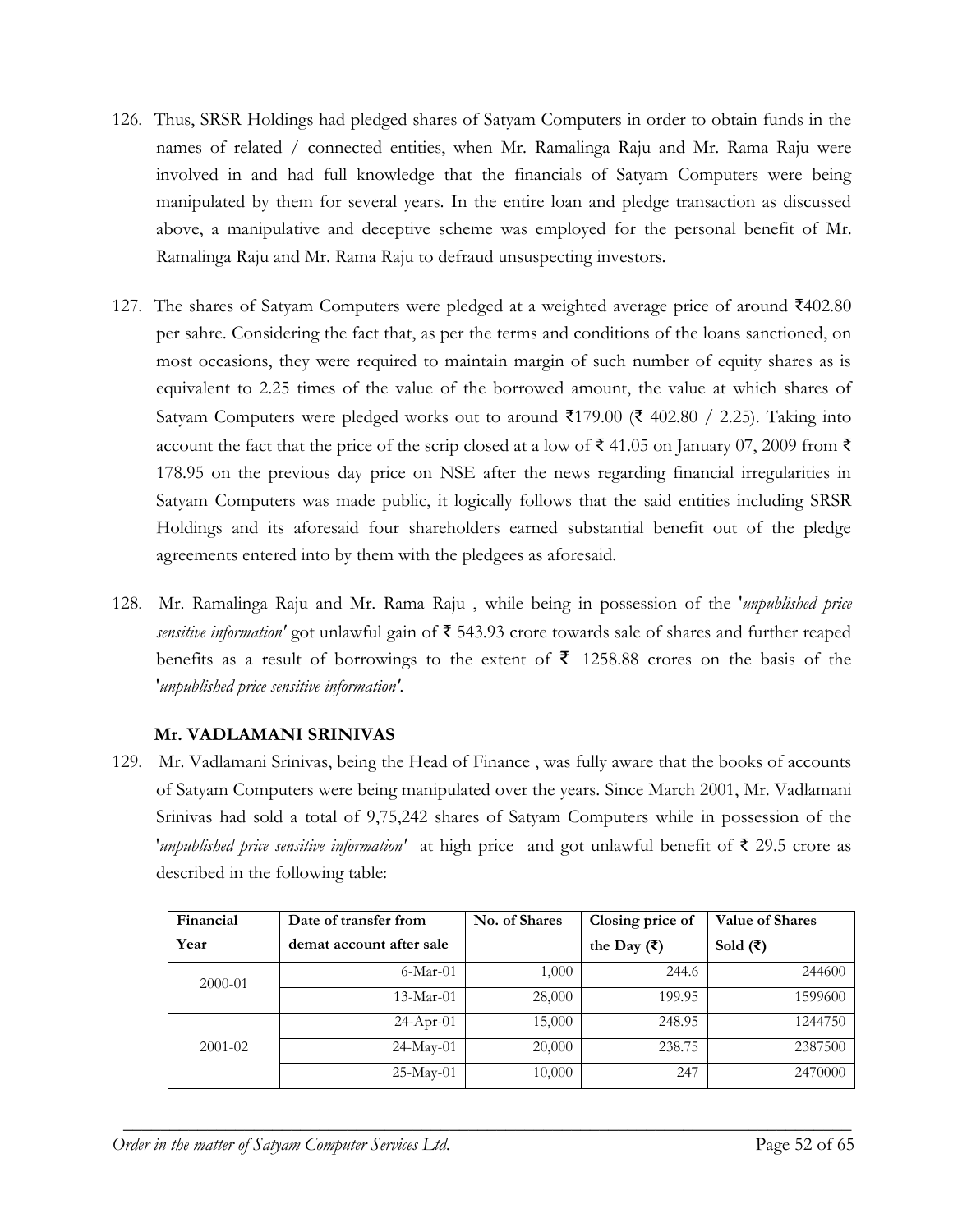126. Thus, SRSR Holdings had pledged shares of Satyam Computers in order to obtain funds in the names of related / connected entities, when Mr. Ramalinga Raju and Mr. Rama Raju were involved in and had full knowledge that the financials of Satyam Computers were being manipulated by them for several years. In the entire loan and pledge transaction as discussed above, a manipulative and deceptive scheme was employed for the personal benefit of Mr. Ramalinga Raju and Mr. Rama Raju to defraud unsuspecting investors.

127. The shares of Satyam Computers were pledged at a weighted average price of around ₹402.80 per sahre. Considering the fact that, as per the terms and conditions of the loans sanctioned, on most occasions, they were required to maintain margin of such number of equity shares as is equivalent to 2.25 times of the value of the borrowed amount, the value at which shares of Satyam Computers were pledged works out to around ₹179.00 (₹ 402.80 / 2.25). Taking into account the fact that the price of the scrip closed at a low of ₹ 41.05 on January 07, 2009 from ₹ 178.95 on the previous day price on NSE after the news regarding financial irregularities in Satyam Computers was made public, it logically follows that the said entities including SRSR Holdings and its aforesaid four shareholders earned substantial benefit out of the pledge agreements entered into by them with the pledgees as aforesaid.

128. Mr. Ramalinga Raju and Mr. Rama Raju , while being in possession of the '*unpublished price sensitive information'* got unlawful gain of ₹ 543.93 crore towards sale of shares and further reaped benefits as a result of borrowings to the extent of ₹ 1258.88 crores on the basis of the '*unpublished price sensitive information'*.

**Mr. VADLAMANI SRINIVAS**

129. Mr. Vadlamani Srinivas, being the Head of Finance , was fully aware that the books of accounts of Satyam Computers were being manipulated over the years. Since March 2001, Mr. Vadlamani Srinivas had sold a total of 9,75,242 shares of Satyam Computers while in possession of the '*unpublished price sensitive information'* at high price and got unlawful benefit of ₹ 29.5 crore as described in the following table:

| Financial Year | Date of transfer from demat account after sale | No. of Shares | Closing price of the Day (₹) | Value of Shares Sold (₹) |
|---|---|---|---|---|
| 2000-01 | 6-Mar-01 | 1,000 | 244.6 | 244600 |
| | 13-Mar-01 | 28,000 | 199.95 | 1599600 |
| 2001-02 | 24-Apr-01 | 15,000 | 248.95 | 1244750 |
| | 24-May-01 | 20,000 | 238.75 | 2387500 |
| | 25-May-01 | 10,000 | 247 | 2470000 |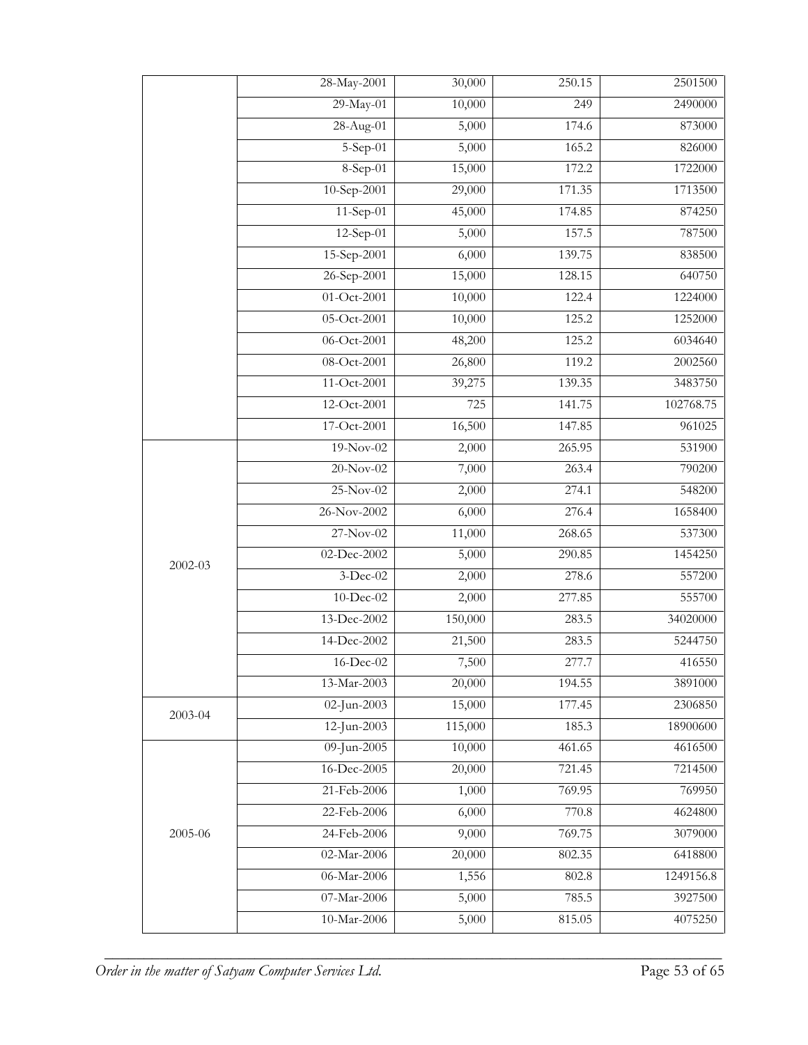| | | | | |
|---|---|---|---|---|
| | 28-May-2001 | 30,000 | 250.15 | 2501500 |
| | 29-May-01 | 10,000 | 249 | 2490000 |
| | 28-Aug-01 | 5,000 | 174.6 | 873000 |
| | 5-Sep-01 | 5,000 | 165.2 | 826000 |
| | 8-Sep-01 | 15,000 | 172.2 | 1722000 |
| | 10-Sep-2001 | 29,000 | 171.35 | 1713500 |
| | 11-Sep-01 | 45,000 | 174.85 | 874250 |
| | 12-Sep-01 | 5,000 | 157.5 | 787500 |
| | 15-Sep-2001 | 6,000 | 139.75 | 838500 |
| | 26-Sep-2001 | 15,000 | 128.15 | 640750 |
| | 01-Oct-2001 | 10,000 | 122.4 | 1224000 |
| | 05-Oct-2001 | 10,000 | 125.2 | 1252000 |
| | 06-Oct-2001 | 48,200 | 125.2 | 6034640 |
| | 08-Oct-2001 | 26,800 | 119.2 | 2002560 |
| | 11-Oct-2001 | 39,275 | 139.35 | 3483750 |
| | 12-Oct-2001 | 725 | 141.75 | 102768.75 |
| | 17-Oct-2001 | 16,500 | 147.85 | 961025 |
| 2002-03 | 19-Nov-02 | 2,000 | 265.95 | 531900 |
| | 20-Nov-02 | 7,000 | 263.4 | 790200 |
| | 25-Nov-02 | 2,000 | 274.1 | 548200 |
| | 26-Nov-2002 | 6,000 | 276.4 | 1658400 |
| | 27-Nov-02 | 11,000 | 268.65 | 537300 |
| | 02-Dec-2002 | 5,000 | 290.85 | 1454250 |
| | 3-Dec-02 | 2,000 | 278.6 | 557200 |
| | 10-Dec-02 | 2,000 | 277.85 | 555700 |
| | 13-Dec-2002 | 150,000 | 283.5 | 34020000 |
| | 14-Dec-2002 | 21,500 | 283.5 | 5244750 |
| | 16-Dec-02 | 7,500 | 277.7 | 416550 |
| | 13-Mar-2003 | 20,000 | 194.55 | 3891000 |
| 2003-04 | 02-Jun-2003 | 15,000 | 177.45 | 2306850 |
| | 12-Jun-2003 | 115,000 | 185.3 | 18900600 |
| 2005-06 | 09-Jun-2005 | 10,000 | 461.65 | 4616500 |
| | 16-Dec-2005 | 20,000 | 721.45 | 7214500 |
| | 21-Feb-2006 | 1,000 | 769.95 | 769950 |
| | 22-Feb-2006 | 6,000 | 770.8 | 4624800 |
| | 24-Feb-2006 | 9,000 | 769.75 | 3079000 |
| | 02-Mar-2006 | 20,000 | 802.35 | 6418800 |
| | 06-Mar-2006 | 1,556 | 802.8 | 1249156.8 |
| | 07-Mar-2006 | 5,000 | 785.5 | 3927500 |
| | 10-Mar-2006 | 5,000 | 815.05 | 4075250 |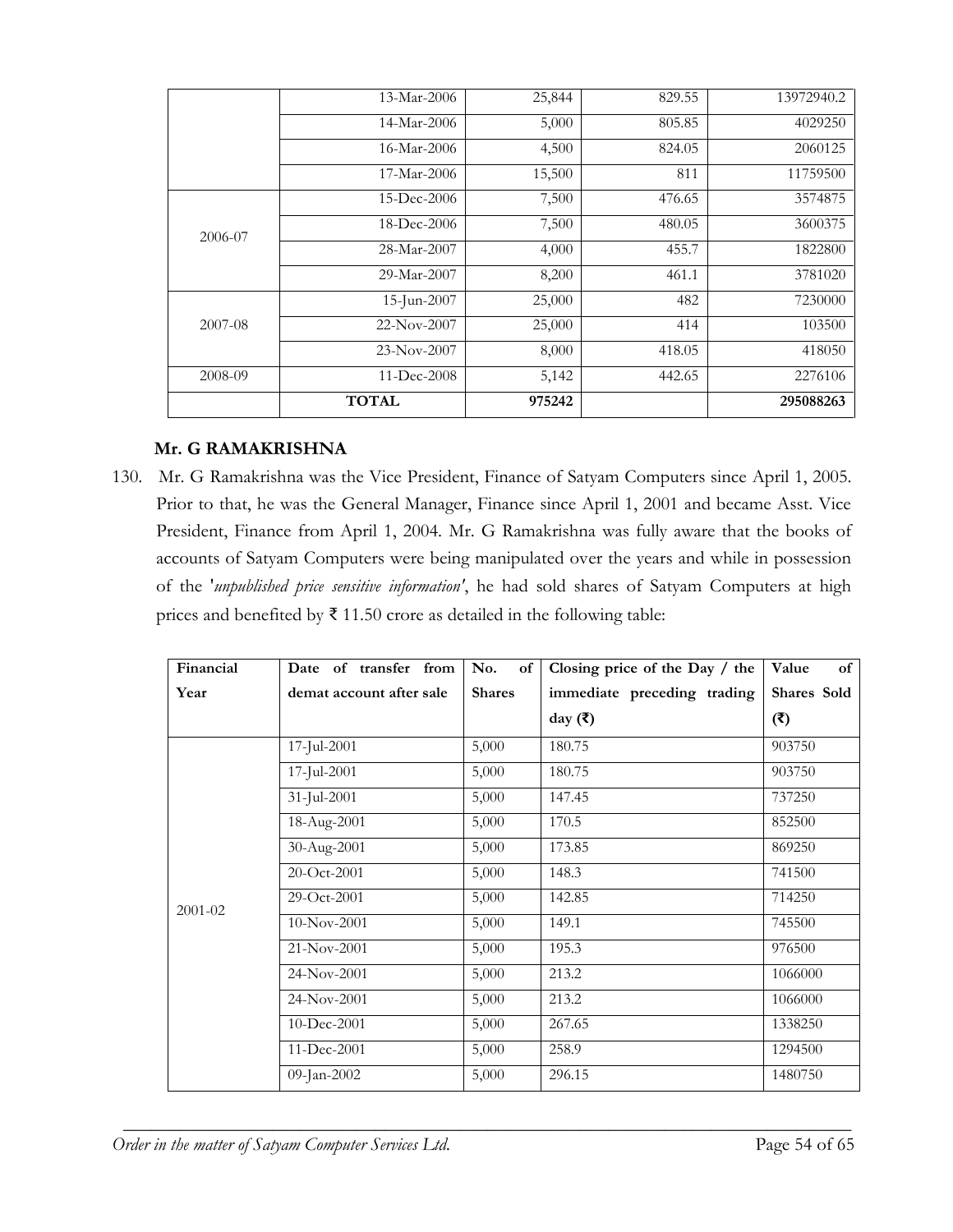|  | 13-Mar-2006 | 25,844 | 829.55 | 13972940.2 |
|---|---|---|---|---|
|  | 14-Mar-2006 | 5,000 | 805.85 | 4029250 |
|  | 16-Mar-2006 | 4,500 | 824.05 | 2060125 |
|  | 17-Mar-2006 | 15,500 | 811 | 11759500 |
| 2006-07 | 15-Dec-2006 | 7,500 | 476.65 | 3574875 |
|  | 18-Dec-2006 | 7,500 | 480.05 | 3600375 |
|  | 28-Mar-2007 | 4,000 | 455.7 | 1822800 |
|  | 29-Mar-2007 | 8,200 | 461.1 | 3781020 |
| 2007-08 | 15-Jun-2007 | 25,000 | 482 | 7230000 |
|  | 22-Nov-2007 | 25,000 | 414 | 103500 |
|  | 23-Nov-2007 | 8,000 | 418.05 | 418050 |
| 2008-09 | 11-Dec-2008 | 5,142 | 442.65 | 2276106 |
|  | **TOTAL** | **975242** |  | **295088263** |

**Mr. G RAMAKRISHNA**

130. Mr. G Ramakrishna was the Vice President, Finance of Satyam Computers since April 1, 2005. Prior to that, he was the General Manager, Finance since April 1, 2001 and became Asst. Vice President, Finance from April 1, 2004. Mr. G Ramakrishna was fully aware that the books of accounts of Satyam Computers were being manipulated over the years and while in possession of the '*unpublished price sensitive information'*, he had sold shares of Satyam Computers at high prices and benefited by ₹ 11.50 crore as detailed in the following table:

| Financial Year | Date of transfer from demat account after sale | No. of Shares | Closing price of the Day / the immediate preceding trading day (₹) | Value of Shares Sold (₹) |
|---|---|---|---|---|
| 2001-02 | 17-Jul-2001 | 5,000 | 180.75 | 903750 |
|  | 17-Jul-2001 | 5,000 | 180.75 | 903750 |
|  | 31-Jul-2001 | 5,000 | 147.45 | 737250 |
|  | 18-Aug-2001 | 5,000 | 170.5 | 852500 |
|  | 30-Aug-2001 | 5,000 | 173.85 | 869250 |
|  | 20-Oct-2001 | 5,000 | 148.3 | 741500 |
|  | 29-Oct-2001 | 5,000 | 142.85 | 714250 |
|  | 10-Nov-2001 | 5,000 | 149.1 | 745500 |
|  | 21-Nov-2001 | 5,000 | 195.3 | 976500 |
|  | 24-Nov-2001 | 5,000 | 213.2 | 1066000 |
|  | 24-Nov-2001 | 5,000 | 213.2 | 1066000 |
|  | 10-Dec-2001 | 5,000 | 267.65 | 1338250 |
|  | 11-Dec-2001 | 5,000 | 258.9 | 1294500 |
|  | 09-Jan-2002 | 5,000 | 296.15 | 1480750 |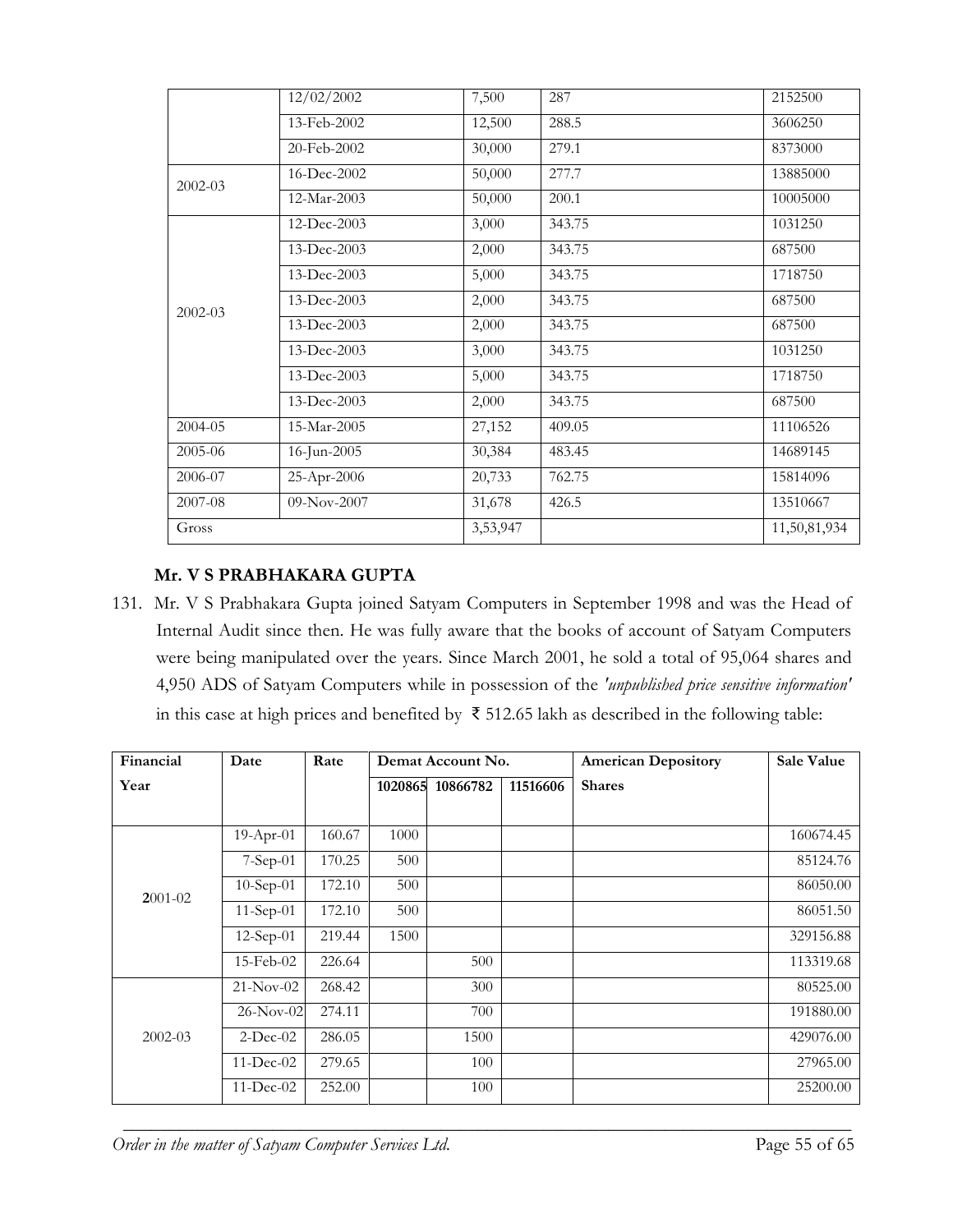| | | | | |
|---|---|---|---|---|
| | 12/02/2002 | 7,500 | 287 | 2152500 |
| | 13-Feb-2002 | 12,500 | 288.5 | 3606250 |
| | 20-Feb-2002 | 30,000 | 279.1 | 8373000 |
| 2002-03 | 16-Dec-2002 | 50,000 | 277.7 | 13885000 |
| | 12-Mar-2003 | 50,000 | 200.1 | 10005000 |
| 2002-03 | 12-Dec-2003 | 3,000 | 343.75 | 1031250 |
| | 13-Dec-2003 | 2,000 | 343.75 | 687500 |
| | 13-Dec-2003 | 5,000 | 343.75 | 1718750 |
| | 13-Dec-2003 | 2,000 | 343.75 | 687500 |
| | 13-Dec-2003 | 2,000 | 343.75 | 687500 |
| | 13-Dec-2003 | 3,000 | 343.75 | 1031250 |
| | 13-Dec-2003 | 5,000 | 343.75 | 1718750 |
| | 13-Dec-2003 | 2,000 | 343.75 | 687500 |
| 2004-05 | 15-Mar-2005 | 27,152 | 409.05 | 11106526 |
| 2005-06 | 16-Jun-2005 | 30,384 | 483.45 | 14689145 |
| 2006-07 | 25-Apr-2006 | 20,733 | 762.75 | 15814096 |
| 2007-08 | 09-Nov-2007 | 31,678 | 426.5 | 13510667 |
| Gross | | 3,53,947 | | 11,50,81,934 |

**Mr. V S PRABHAKARA GUPTA**

131. Mr. V S Prabhakara Gupta joined Satyam Computers in September 1998 and was the Head of Internal Audit since then. He was fully aware that the books of account of Satyam Computers were being manipulated over the years. Since March 2001, he sold a total of 95,064 shares and 4,950 ADS of Satyam Computers while in possession of the *'unpublished price sensitive information'* in this case at high prices and benefited by ₹ 512.65 lakh as described in the following table:

| Financial Year | Date | Rate | Demat Account No. | | | American Depository Shares | Sale Value |
|---|---|---|---|---|---|---|---|
| | | | 1020865 | 10866782 | 11516606 | | |
| 2001-02 | 19-Apr-01 | 160.67 | 1000 | | | | 160674.45 |
| | 7-Sep-01 | 170.25 | 500 | | | | 85124.76 |
| | 10-Sep-01 | 172.10 | 500 | | | | 86050.00 |
| | 11-Sep-01 | 172.10 | 500 | | | | 86051.50 |
| | 12-Sep-01 | 219.44 | 1500 | | | | 329156.88 |
| | 15-Feb-02 | 226.64 | | 500 | | | 113319.68 |
| 2002-03 | 21-Nov-02 | 268.42 | | 300 | | | 80525.00 |
| | 26-Nov-02 | 274.11 | | 700 | | | 191880.00 |
| | 2-Dec-02 | 286.05 | | 1500 | | | 429076.00 |
| | 11-Dec-02 | 279.65 | | 100 | | | 27965.00 |
| | 11-Dec-02 | 252.00 | | 100 | | | 25200.00 |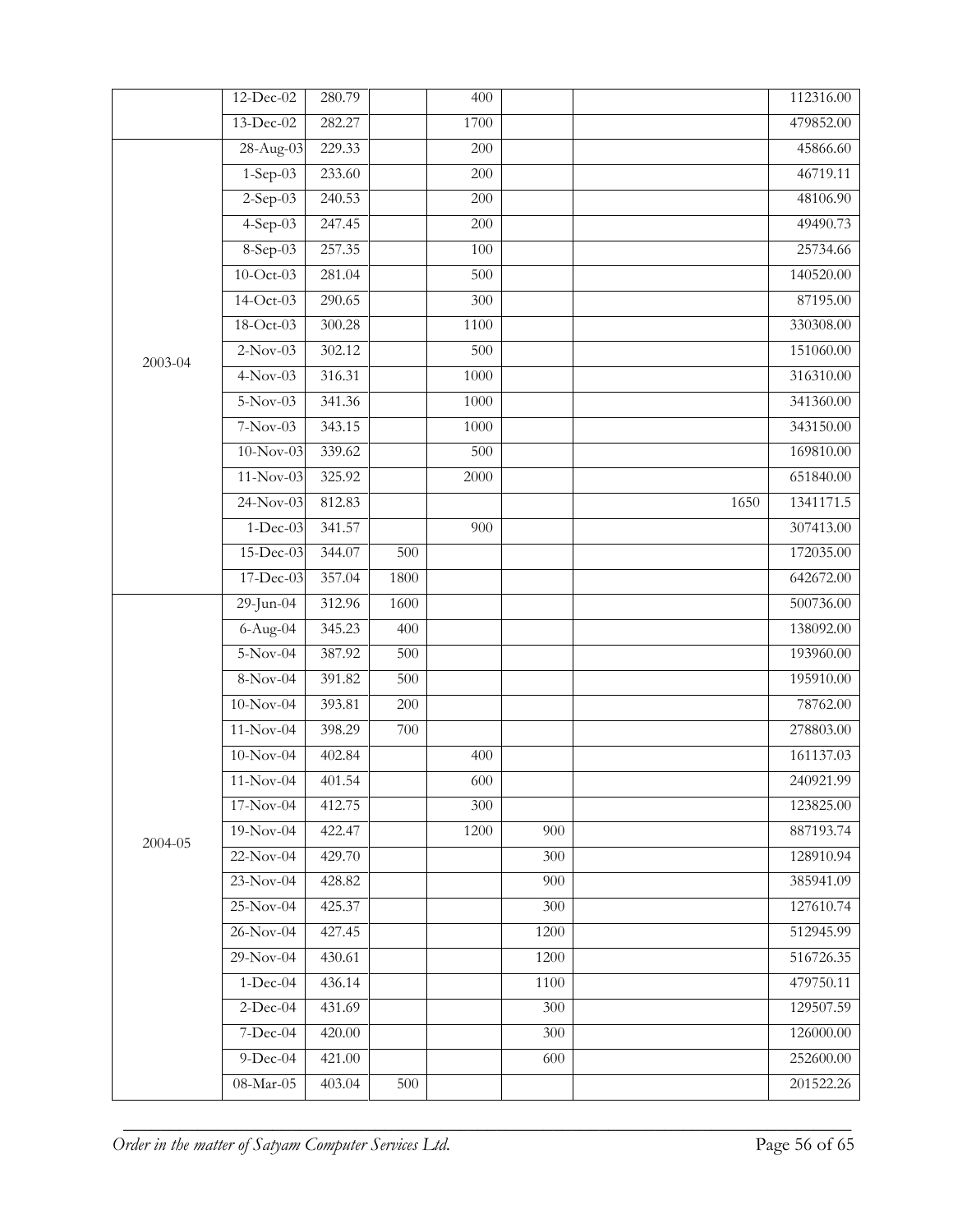| | 12-Dec-02 | 280.79 | | 400 | | | 112316.00 |
|---|---|---|---|---|---|---|---|
| | 13-Dec-02 | 282.27 | | 1700 | | | 479852.00 |
| 2003-04 | 28-Aug-03 | 229.33 | | 200 | | | 45866.60 |
| | 1-Sep-03 | 233.60 | | 200 | | | 46719.11 |
| | 2-Sep-03 | 240.53 | | 200 | | | 48106.90 |
| | 4-Sep-03 | 247.45 | | 200 | | | 49490.73 |
| | 8-Sep-03 | 257.35 | | 100 | | | 25734.66 |
| | 10-Oct-03 | 281.04 | | 500 | | | 140520.00 |
| | 14-Oct-03 | 290.65 | | 300 | | | 87195.00 |
| | 18-Oct-03 | 300.28 | | 1100 | | | 330308.00 |
| | 2-Nov-03 | 302.12 | | 500 | | | 151060.00 |
| | 4-Nov-03 | 316.31 | | 1000 | | | 316310.00 |
| | 5-Nov-03 | 341.36 | | 1000 | | | 341360.00 |
| | 7-Nov-03 | 343.15 | | 1000 | | | 343150.00 |
| | 10-Nov-03 | 339.62 | | 500 | | | 169810.00 |
| | 11-Nov-03 | 325.92 | | 2000 | | | 651840.00 |
| | 24-Nov-03 | 812.83 | | | | 1650 | 1341171.5 |
| | 1-Dec-03 | 341.57 | | 900 | | | 307413.00 |
| | 15-Dec-03 | 344.07 | 500 | | | | 172035.00 |
| | 17-Dec-03 | 357.04 | 1800 | | | | 642672.00 |
| 2004-05 | 29-Jun-04 | 312.96 | 1600 | | | | 500736.00 |
| | 6-Aug-04 | 345.23 | 400 | | | | 138092.00 |
| | 5-Nov-04 | 387.92 | 500 | | | | 193960.00 |
| | 8-Nov-04 | 391.82 | 500 | | | | 195910.00 |
| | 10-Nov-04 | 393.81 | 200 | | | | 78762.00 |
| | 11-Nov-04 | 398.29 | 700 | | | | 278803.00 |
| | 10-Nov-04 | 402.84 | | 400 | | | 161137.03 |
| | 11-Nov-04 | 401.54 | | 600 | | | 240921.99 |
| | 17-Nov-04 | 412.75 | | 300 | | | 123825.00 |
| | 19-Nov-04 | 422.47 | | 1200 | 900 | | 887193.74 |
| | 22-Nov-04 | 429.70 | | | 300 | | 128910.94 |
| | 23-Nov-04 | 428.82 | | | 900 | | 385941.09 |
| | 25-Nov-04 | 425.37 | | | 300 | | 127610.74 |
| | 26-Nov-04 | 427.45 | | | 1200 | | 512945.99 |
| | 29-Nov-04 | 430.61 | | | 1200 | | 516726.35 |
| | 1-Dec-04 | 436.14 | | | 1100 | | 479750.11 |
| | 2-Dec-04 | 431.69 | | | 300 | | 129507.59 |
| | 7-Dec-04 | 420.00 | | | 300 | | 126000.00 |
| | 9-Dec-04 | 421.00 | | | 600 | | 252600.00 |
| | 08-Mar-05 | 403.04 | 500 | | | | 201522.26 |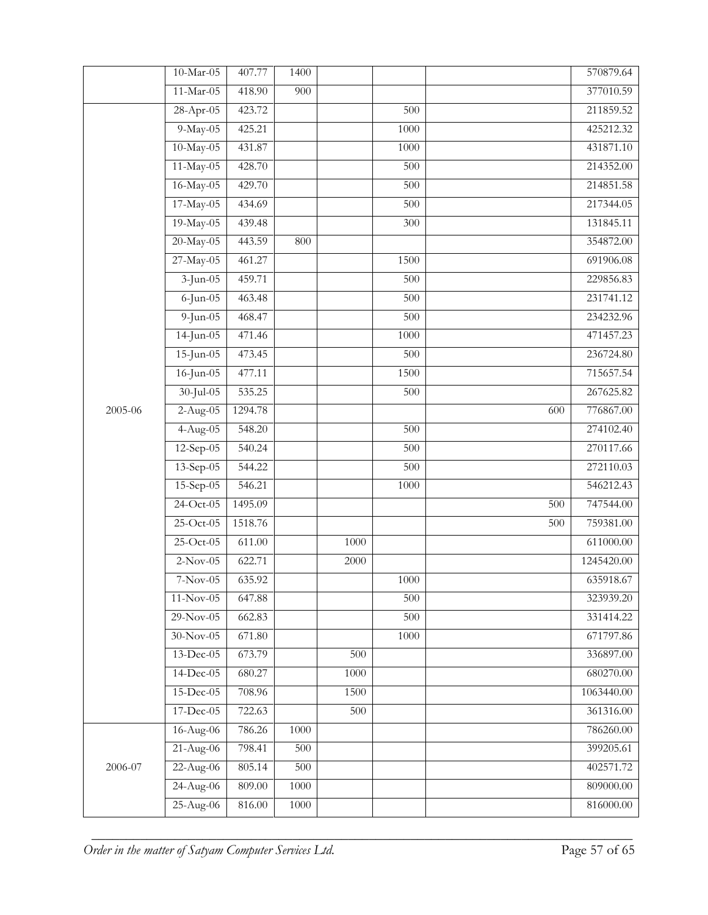|  | 10-Mar-05 | 407.77 | 1400 |  |  |  | 570879.64 |
|---|---|---|---|---|---|---|---|
|  | 11-Mar-05 | 418.90 | 900 |  |  |  | 377010.59 |
| 2005-06 | 28-Apr-05 | 423.72 |  |  | 500 |  | 211859.52 |
|  | 9-May-05 | 425.21 |  |  | 1000 |  | 425212.32 |
|  | 10-May-05 | 431.87 |  |  | 1000 |  | 431871.10 |
|  | 11-May-05 | 428.70 |  |  | 500 |  | 214352.00 |
|  | 16-May-05 | 429.70 |  |  | 500 |  | 214851.58 |
|  | 17-May-05 | 434.69 |  |  | 500 |  | 217344.05 |
|  | 19-May-05 | 439.48 |  |  | 300 |  | 131845.11 |
|  | 20-May-05 | 443.59 | 800 |  |  |  | 354872.00 |
|  | 27-May-05 | 461.27 |  |  | 1500 |  | 691906.08 |
|  | 3-Jun-05 | 459.71 |  |  | 500 |  | 229856.83 |
|  | 6-Jun-05 | 463.48 |  |  | 500 |  | 231741.12 |
|  | 9-Jun-05 | 468.47 |  |  | 500 |  | 234232.96 |
|  | 14-Jun-05 | 471.46 |  |  | 1000 |  | 471457.23 |
|  | 15-Jun-05 | 473.45 |  |  | 500 |  | 236724.80 |
|  | 16-Jun-05 | 477.11 |  |  | 1500 |  | 715657.54 |
|  | 30-Jul-05 | 535.25 |  |  | 500 |  | 267625.82 |
|  | 2-Aug-05 | 1294.78 |  |  |  | 600 | 776867.00 |
|  | 4-Aug-05 | 548.20 |  |  | 500 |  | 274102.40 |
|  | 12-Sep-05 | 540.24 |  |  | 500 |  | 270117.66 |
|  | 13-Sep-05 | 544.22 |  |  | 500 |  | 272110.03 |
|  | 15-Sep-05 | 546.21 |  |  | 1000 |  | 546212.43 |
|  | 24-Oct-05 | 1495.09 |  |  |  | 500 | 747544.00 |
|  | 25-Oct-05 | 1518.76 |  |  |  | 500 | 759381.00 |
|  | 25-Oct-05 | 611.00 |  | 1000 |  |  | 611000.00 |
|  | 2-Nov-05 | 622.71 |  | 2000 |  |  | 1245420.00 |
|  | 7-Nov-05 | 635.92 |  |  | 1000 |  | 635918.67 |
|  | 11-Nov-05 | 647.88 |  |  | 500 |  | 323939.20 |
|  | 29-Nov-05 | 662.83 |  |  | 500 |  | 331414.22 |
|  | 30-Nov-05 | 671.80 |  |  | 1000 |  | 671797.86 |
|  | 13-Dec-05 | 673.79 |  | 500 |  |  | 336897.00 |
|  | 14-Dec-05 | 680.27 |  | 1000 |  |  | 680270.00 |
|  | 15-Dec-05 | 708.96 |  | 1500 |  |  | 1063440.00 |
|  | 17-Dec-05 | 722.63 |  | 500 |  |  | 361316.00 |
| 2006-07 | 16-Aug-06 | 786.26 | 1000 |  |  |  | 786260.00 |
|  | 21-Aug-06 | 798.41 | 500 |  |  |  | 399205.61 |
|  | 22-Aug-06 | 805.14 | 500 |  |  |  | 402571.72 |
|  | 24-Aug-06 | 809.00 | 1000 |  |  |  | 809000.00 |
|  | 25-Aug-06 | 816.00 | 1000 |  |  |  | 816000.00 |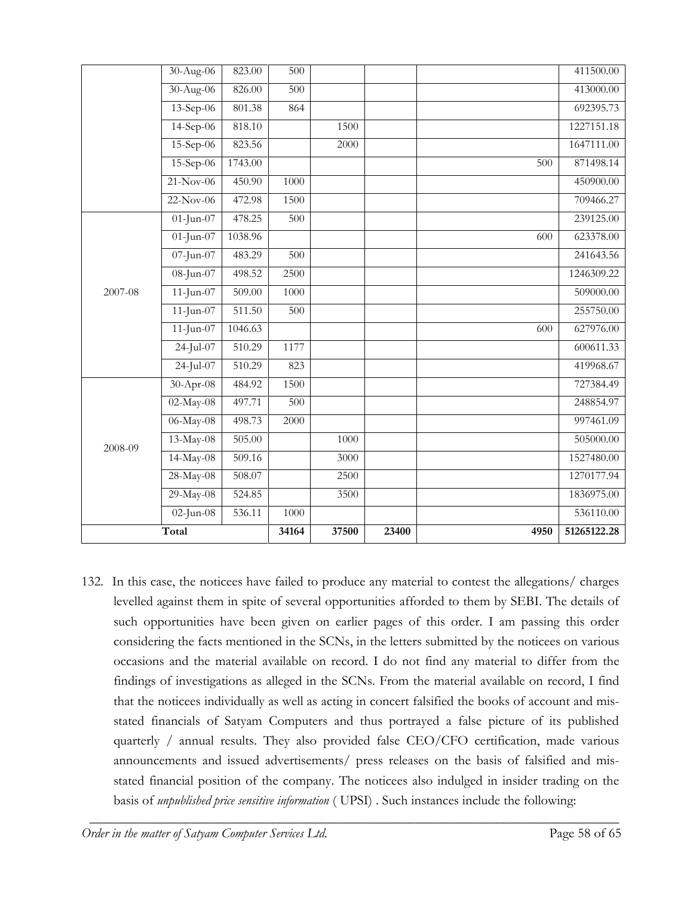|  |  |  |  |  |  |  |  |
|---|---|---|---|---|---|---|---|
|  | 30-Aug-06 | 823.00 | 500 |  |  |  | 411500.00 |
|  | 30-Aug-06 | 826.00 | 500 |  |  |  | 413000.00 |
|  | 13-Sep-06 | 801.38 | 864 |  |  |  | 692395.73 |
|  | 14-Sep-06 | 818.10 |  | 1500 |  |  | 1227151.18 |
|  | 15-Sep-06 | 823.56 |  | 2000 |  |  | 1647111.00 |
|  | 15-Sep-06 | 1743.00 |  |  |  | 500 | 871498.14 |
|  | 21-Nov-06 | 450.90 | 1000 |  |  |  | 450900.00 |
|  | 22-Nov-06 | 472.98 | 1500 |  |  |  | 709466.27 |
| 2007-08 | 01-Jun-07 | 478.25 | 500 |  |  |  | 239125.00 |
|  | 01-Jun-07 | 1038.96 |  |  |  | 600 | 623378.00 |
|  | 07-Jun-07 | 483.29 | 500 |  |  |  | 241643.56 |
|  | 08-Jun-07 | 498.52 | 2500 |  |  |  | 1246309.22 |
|  | 11-Jun-07 | 509.00 | 1000 |  |  |  | 509000.00 |
|  | 11-Jun-07 | 511.50 | 500 |  |  |  | 255750.00 |
|  | 11-Jun-07 | 1046.63 |  |  |  | 600 | 627976.00 |
|  | 24-Jul-07 | 510.29 | 1177 |  |  |  | 600611.33 |
|  | 24-Jul-07 | 510.29 | 823 |  |  |  | 419968.67 |
| 2008-09 | 30-Apr-08 | 484.92 | 1500 |  |  |  | 727384.49 |
|  | 02-May-08 | 497.71 | 500 |  |  |  | 248854.97 |
|  | 06-May-08 | 498.73 | 2000 |  |  |  | 997461.09 |
|  | 13-May-08 | 505.00 |  | 1000 |  |  | 505000.00 |
|  | 14-May-08 | 509.16 |  | 3000 |  |  | 1527480.00 |
|  | 28-May-08 | 508.07 |  | 2500 |  |  | 1270177.94 |
|  | 29-May-08 | 524.85 |  | 3500 |  |  | 1836975.00 |
|  | 02-Jun-08 | 536.11 | 1000 |  |  |  | 536110.00 |
| **Total** |  |  | **34164** | **37500** | **23400** | **4950** | **51265122.28** |

132. In this case, the noticees have failed to produce any material to contest the allegations/ charges levelled against them in spite of several opportunities afforded to them by SEBI. The details of such opportunities have been given on earlier pages of this order. I am passing this order considering the facts mentioned in the SCNs, in the letters submitted by the noticees on various occasions and the material available on record. I do not find any material to differ from the findings of investigations as alleged in the SCNs. From the material available on record, I find that the noticees individually as well as acting in concert falsified the books of account and mis-stated financials of Satyam Computers and thus portrayed a false picture of its published quarterly / annual results. They also provided false CEO/CFO certification, made various announcements and issued advertisements/ press releases on the basis of falsified and mis-stated financial position of the company. The noticees also indulged in insider trading on the basis of *unpublished price sensitive information* ( UPSI) . Such instances include the following: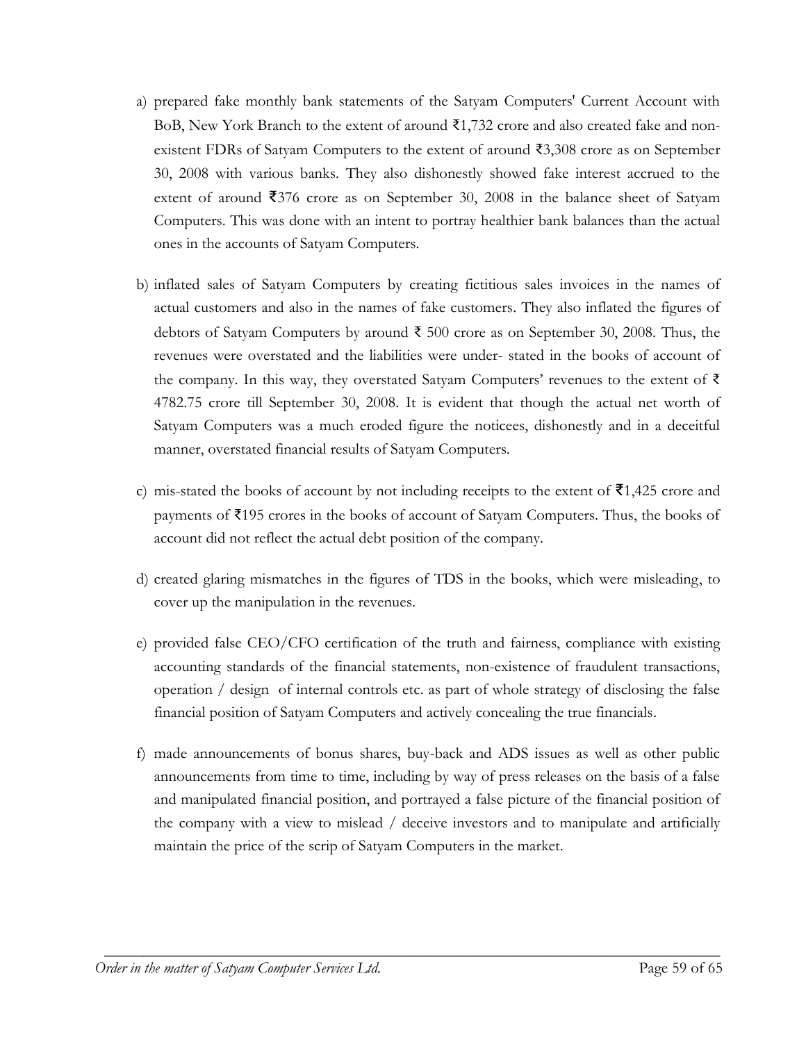a) prepared fake monthly bank statements of the Satyam Computers' Current Account with BoB, New York Branch to the extent of around ₹1,732 crore and also created fake and non-existent FDRs of Satyam Computers to the extent of around ₹3,308 crore as on September 30, 2008 with various banks. They also dishonestly showed fake interest accrued to the extent of around ₹376 crore as on September 30, 2008 in the balance sheet of Satyam Computers. This was done with an intent to portray healthier bank balances than the actual ones in the accounts of Satyam Computers.

b) inflated sales of Satyam Computers by creating fictitious sales invoices in the names of actual customers and also in the names of fake customers. They also inflated the figures of debtors of Satyam Computers by around ₹ 500 crore as on September 30, 2008. Thus, the revenues were overstated and the liabilities were under- stated in the books of account of the company. In this way, they overstated Satyam Computers' revenues to the extent of ₹ 4782.75 crore till September 30, 2008. It is evident that though the actual net worth of Satyam Computers was a much eroded figure the noticees, dishonestly and in a deceitful manner, overstated financial results of Satyam Computers.

c) mis-stated the books of account by not including receipts to the extent of ₹1,425 crore and payments of ₹195 crores in the books of account of Satyam Computers. Thus, the books of account did not reflect the actual debt position of the company.

d) created glaring mismatches in the figures of TDS in the books, which were misleading, to cover up the manipulation in the revenues.

e) provided false CEO/CFO certification of the truth and fairness, compliance with existing accounting standards of the financial statements, non-existence of fraudulent transactions, operation / design of internal controls etc. as part of whole strategy of disclosing the false financial position of Satyam Computers and actively concealing the true financials.

f) made announcements of bonus shares, buy-back and ADS issues as well as other public announcements from time to time, including by way of press releases on the basis of a false and manipulated financial position, and portrayed a false picture of the financial position of the company with a view to mislead / deceive investors and to manipulate and artificially maintain the price of the scrip of Satyam Computers in the market.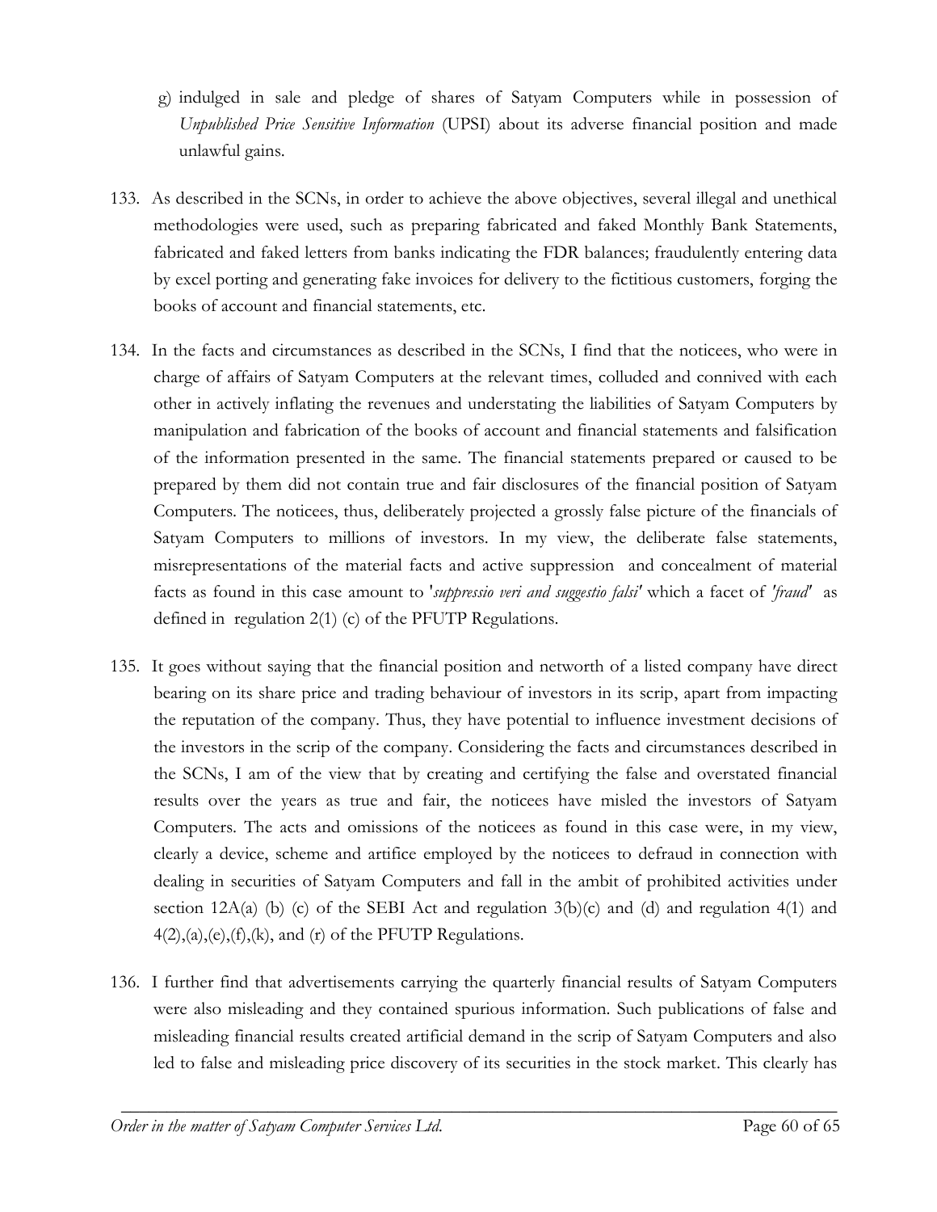g) indulged in sale and pledge of shares of Satyam Computers while in possession of *Unpublished Price Sensitive Information* (UPSI) about its adverse financial position and made unlawful gains.

133. As described in the SCNs, in order to achieve the above objectives, several illegal and unethical methodologies were used, such as preparing fabricated and faked Monthly Bank Statements, fabricated and faked letters from banks indicating the FDR balances; fraudulently entering data by excel porting and generating fake invoices for delivery to the fictitious customers, forging the books of account and financial statements, etc.

134. In the facts and circumstances as described in the SCNs, I find that the noticees, who were in charge of affairs of Satyam Computers at the relevant times, colluded and connived with each other in actively inflating the revenues and understating the liabilities of Satyam Computers by manipulation and fabrication of the books of account and financial statements and falsification of the information presented in the same. The financial statements prepared or caused to be prepared by them did not contain true and fair disclosures of the financial position of Satyam Computers. The noticees, thus, deliberately projected a grossly false picture of the financials of Satyam Computers to millions of investors. In my view, the deliberate false statements, misrepresentations of the material facts and active suppression and concealment of material facts as found in this case amount to '*suppressio veri and suggestio falsi'* which a facet of *'fraud'* as defined in regulation 2(1) (c) of the PFUTP Regulations.

135. It goes without saying that the financial position and networth of a listed company have direct bearing on its share price and trading behaviour of investors in its scrip, apart from impacting the reputation of the company. Thus, they have potential to influence investment decisions of the investors in the scrip of the company. Considering the facts and circumstances described in the SCNs, I am of the view that by creating and certifying the false and overstated financial results over the years as true and fair, the noticees have misled the investors of Satyam Computers. The acts and omissions of the noticees as found in this case were, in my view, clearly a device, scheme and artifice employed by the noticees to defraud in connection with dealing in securities of Satyam Computers and fall in the ambit of prohibited activities under section 12A(a) (b) (c) of the SEBI Act and regulation 3(b)(c) and (d) and regulation 4(1) and 4(2),(a),(e),(f),(k), and (r) of the PFUTP Regulations.

136. I further find that advertisements carrying the quarterly financial results of Satyam Computers were also misleading and they contained spurious information. Such publications of false and misleading financial results created artificial demand in the scrip of Satyam Computers and also led to false and misleading price discovery of its securities in the stock market. This clearly has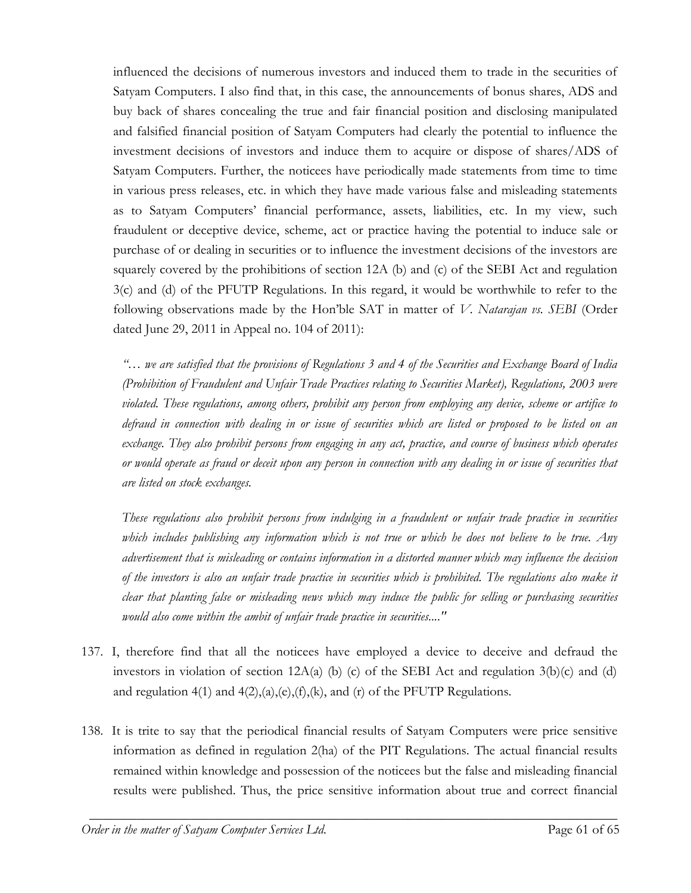influenced the decisions of numerous investors and induced them to trade in the securities of Satyam Computers. I also find that, in this case, the announcements of bonus shares, ADS and buy back of shares concealing the true and fair financial position and disclosing manipulated and falsified financial position of Satyam Computers had clearly the potential to influence the investment decisions of investors and induce them to acquire or dispose of shares/ADS of Satyam Computers. Further, the noticees have periodically made statements from time to time in various press releases, etc. in which they have made various false and misleading statements as to Satyam Computers' financial performance, assets, liabilities, etc. In my view, such fraudulent or deceptive device, scheme, act or practice having the potential to induce sale or purchase of or dealing in securities or to influence the investment decisions of the investors are squarely covered by the prohibitions of section 12A (b) and (c) of the SEBI Act and regulation 3(c) and (d) of the PFUTP Regulations. In this regard, it would be worthwhile to refer to the following observations made by the Hon'ble SAT in matter of *V. Natarajan vs. SEBI* (Order dated June 29, 2011 in Appeal no. 104 of 2011):

> *"… we are satisfied that the provisions of Regulations 3 and 4 of the Securities and Exchange Board of India (Prohibition of Fraudulent and Unfair Trade Practices relating to Securities Market), Regulations, 2003 were violated. These regulations, among others, prohibit any person from employing any device, scheme or artifice to defraud in connection with dealing in or issue of securities which are listed or proposed to be listed on an exchange. They also prohibit persons from engaging in any act, practice, and course of business which operates or would operate as fraud or deceit upon any person in connection with any dealing in or issue of securities that are listed on stock exchanges.*
>
> *These regulations also prohibit persons from indulging in a fraudulent or unfair trade practice in securities which includes publishing any information which is not true or which he does not believe to be true. Any advertisement that is misleading or contains information in a distorted manner which may influence the decision of the investors is also an unfair trade practice in securities which is prohibited. The regulations also make it clear that planting false or misleading news which may induce the public for selling or purchasing securities would also come within the ambit of unfair trade practice in securities...."*

137. I, therefore find that all the noticees have employed a device to deceive and defraud the investors in violation of section 12A(a) (b) (c) of the SEBI Act and regulation 3(b)(c) and (d) and regulation 4(1) and 4(2),(a),(e),(f),(k), and (r) of the PFUTP Regulations.

138. It is trite to say that the periodical financial results of Satyam Computers were price sensitive information as defined in regulation 2(ha) of the PIT Regulations. The actual financial results remained within knowledge and possession of the noticees but the false and misleading financial results were published. Thus, the price sensitive information about true and correct financial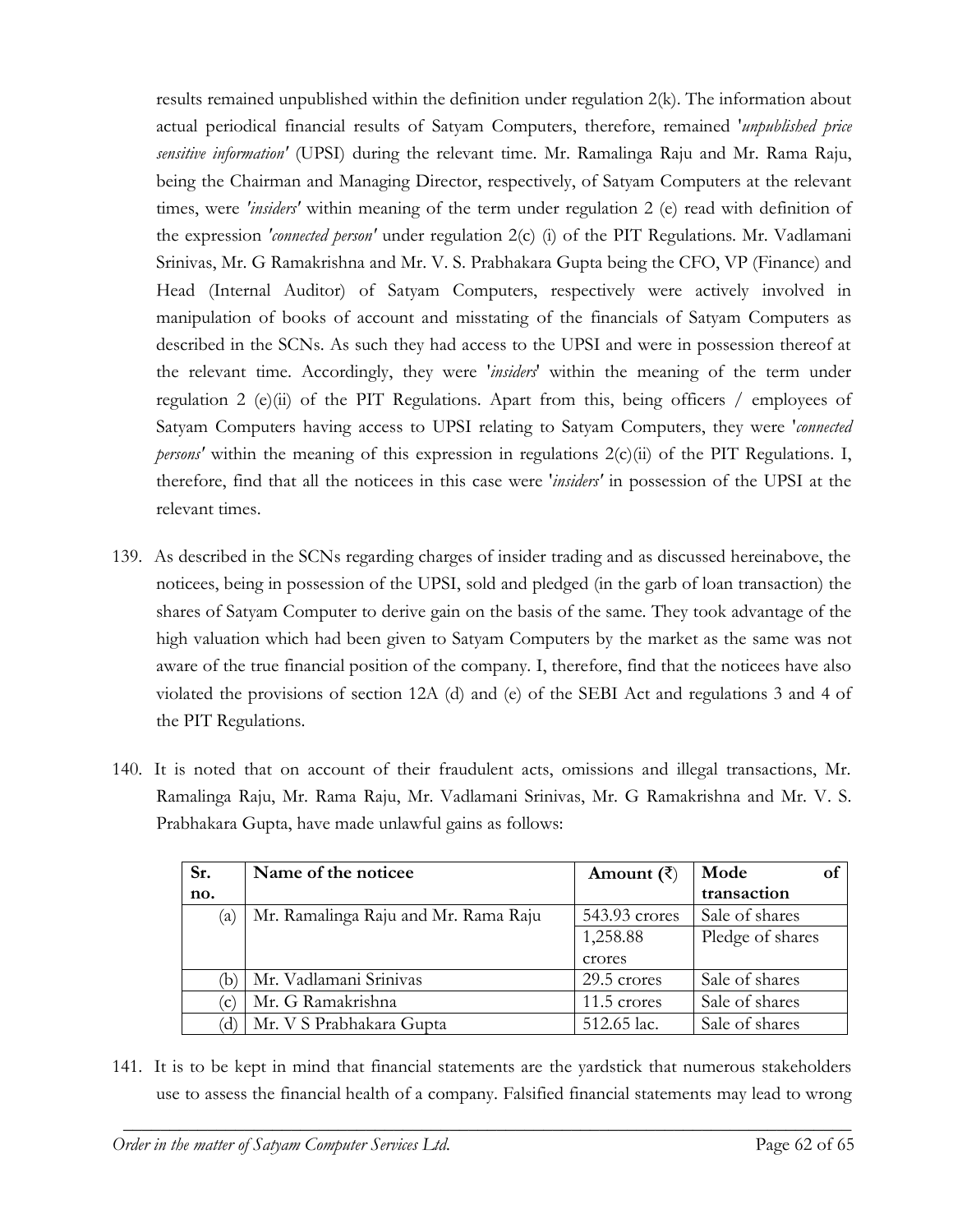results remained unpublished within the definition under regulation 2(k). The information about actual periodical financial results of Satyam Computers, therefore, remained '*unpublished price sensitive information'* (UPSI) during the relevant time. Mr. Ramalinga Raju and Mr. Rama Raju, being the Chairman and Managing Director, respectively, of Satyam Computers at the relevant times, were *'insiders'* within meaning of the term under regulation 2 (e) read with definition of the expression *'connected person'* under regulation 2(c) (i) of the PIT Regulations. Mr. Vadlamani Srinivas, Mr. G Ramakrishna and Mr. V. S. Prabhakara Gupta being the CFO, VP (Finance) and Head (Internal Auditor) of Satyam Computers, respectively were actively involved in manipulation of books of account and misstating of the financials of Satyam Computers as described in the SCNs. As such they had access to the UPSI and were in possession thereof at the relevant time. Accordingly, they were '*insiders*' within the meaning of the term under regulation 2 (e)(ii) of the PIT Regulations. Apart from this, being officers / employees of Satyam Computers having access to UPSI relating to Satyam Computers, they were '*connected persons'* within the meaning of this expression in regulations 2(c)(ii) of the PIT Regulations. I, therefore, find that all the noticees in this case were '*insiders'* in possession of the UPSI at the relevant times.

139. As described in the SCNs regarding charges of insider trading and as discussed hereinabove, the noticees, being in possession of the UPSI, sold and pledged (in the garb of loan transaction) the shares of Satyam Computer to derive gain on the basis of the same. They took advantage of the high valuation which had been given to Satyam Computers by the market as the same was not aware of the true financial position of the company. I, therefore, find that the noticees have also violated the provisions of section 12A (d) and (e) of the SEBI Act and regulations 3 and 4 of the PIT Regulations.

140. It is noted that on account of their fraudulent acts, omissions and illegal transactions, Mr. Ramalinga Raju, Mr. Rama Raju, Mr. Vadlamani Srinivas, Mr. G Ramakrishna and Mr. V. S. Prabhakara Gupta, have made unlawful gains as follows:

| Sr. no. | Name of the noticee | Amount (₹) | Mode of transaction |
|---|---|---|---|
| (a) | Mr. Ramalinga Raju and Mr. Rama Raju | 543.93 crores | Sale of shares |
| | | 1,258.88 crores | Pledge of shares |
| (b) | Mr. Vadlamani Srinivas | 29.5 crores | Sale of shares |
| (c) | Mr. G Ramakrishna | 11.5 crores | Sale of shares |
| (d) | Mr. V S Prabhakara Gupta | 512.65 lac. | Sale of shares |

141. It is to be kept in mind that financial statements are the yardstick that numerous stakeholders use to assess the financial health of a company. Falsified financial statements may lead to wrong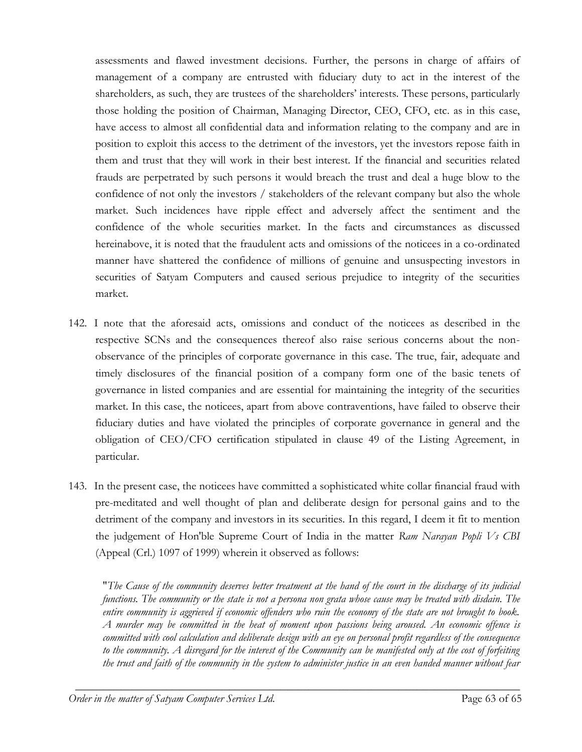assessments and flawed investment decisions. Further, the persons in charge of affairs of management of a company are entrusted with fiduciary duty to act in the interest of the shareholders, as such, they are trustees of the shareholders' interests. These persons, particularly those holding the position of Chairman, Managing Director, CEO, CFO, etc. as in this case, have access to almost all confidential data and information relating to the company and are in position to exploit this access to the detriment of the investors, yet the investors repose faith in them and trust that they will work in their best interest. If the financial and securities related frauds are perpetrated by such persons it would breach the trust and deal a huge blow to the confidence of not only the investors / stakeholders of the relevant company but also the whole market. Such incidences have ripple effect and adversely affect the sentiment and the confidence of the whole securities market. In the facts and circumstances as discussed hereinabove, it is noted that the fraudulent acts and omissions of the noticees in a co-ordinated manner have shattered the confidence of millions of genuine and unsuspecting investors in securities of Satyam Computers and caused serious prejudice to integrity of the securities market.

142. I note that the aforesaid acts, omissions and conduct of the noticees as described in the respective SCNs and the consequences thereof also raise serious concerns about the non-observance of the principles of corporate governance in this case. The true, fair, adequate and timely disclosures of the financial position of a company form one of the basic tenets of governance in listed companies and are essential for maintaining the integrity of the securities market. In this case, the noticees, apart from above contraventions, have failed to observe their fiduciary duties and have violated the principles of corporate governance in general and the obligation of CEO/CFO certification stipulated in clause 49 of the Listing Agreement, in particular.

143. In the present case, the noticees have committed a sophisticated white collar financial fraud with pre-meditated and well thought of plan and deliberate design for personal gains and to the detriment of the company and investors in its securities. In this regard, I deem it fit to mention the judgement of Hon'ble Supreme Court of India in the matter *Ram Narayan Popli Vs CBI* (Appeal (Crl.) 1097 of 1999) wherein it observed as follows:

> "*The Cause of the community deserves better treatment at the hand of the court in the discharge of its judicial functions. The community or the state is not a persona non grata whose cause may be treated with disdain. The entire community is aggrieved if economic offenders who ruin the economy of the state are not brought to book. A murder may be committed in the heat of moment upon passions being aroused. An economic offence is committed with cool calculation and deliberate design with an eye on personal profit regardless of the consequence to the community. A disregard for the interest of the Community can be manifested only at the cost of forfeiting the trust and faith of the community in the system to administer justice in an even handed manner without fear*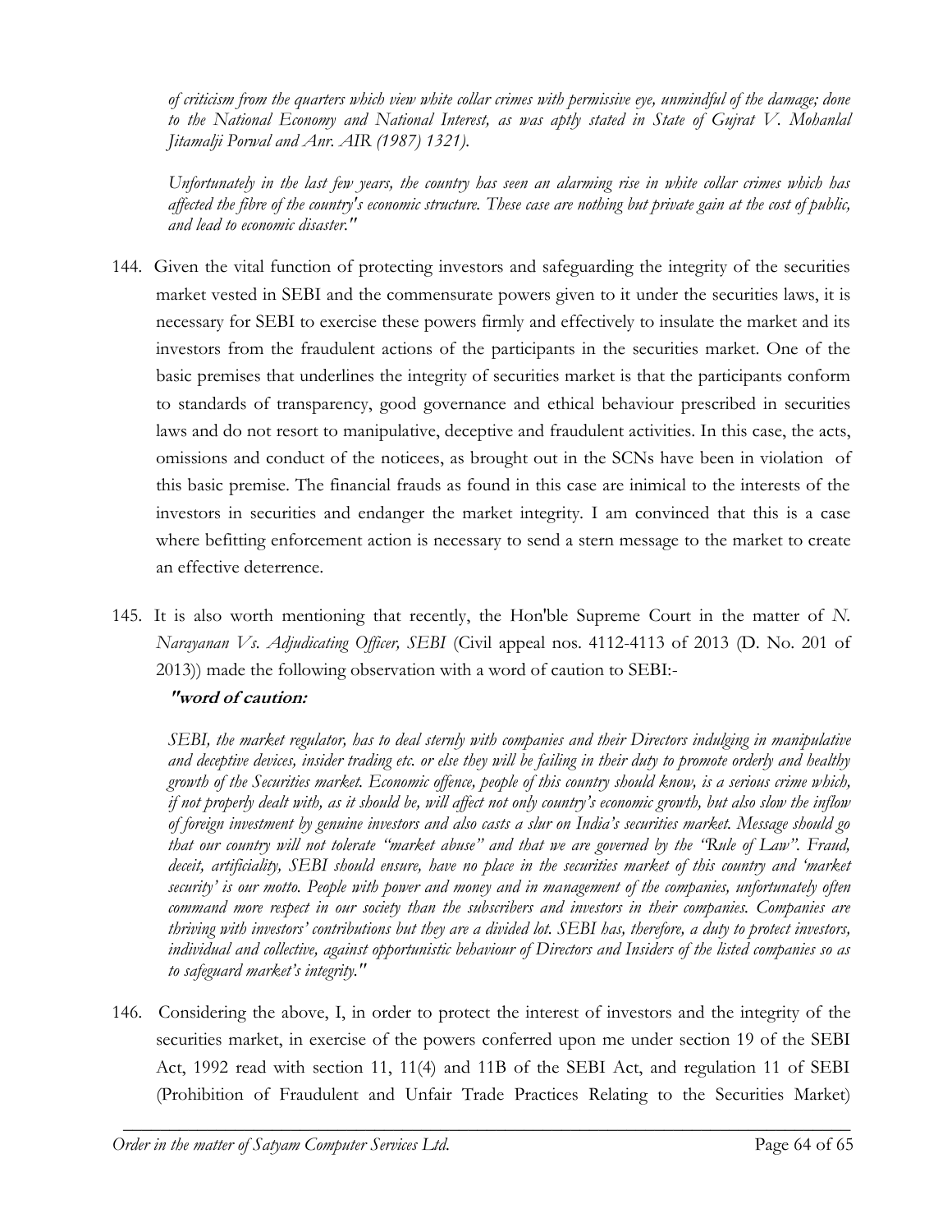*of criticism from the quarters which view white collar crimes with permissive eye, unmindful of the damage; done to the National Economy and National Interest, as was aptly stated in State of Gujrat V. Mohanlal Jitamalji Porwal and Anr. AIR (1987) 1321).*

*Unfortunately in the last few years, the country has seen an alarming rise in white collar crimes which has affected the fibre of the country's economic structure. These case are nothing but private gain at the cost of public, and lead to economic disaster."*

144. Given the vital function of protecting investors and safeguarding the integrity of the securities market vested in SEBI and the commensurate powers given to it under the securities laws, it is necessary for SEBI to exercise these powers firmly and effectively to insulate the market and its investors from the fraudulent actions of the participants in the securities market. One of the basic premises that underlines the integrity of securities market is that the participants conform to standards of transparency, good governance and ethical behaviour prescribed in securities laws and do not resort to manipulative, deceptive and fraudulent activities. In this case, the acts, omissions and conduct of the noticees, as brought out in the SCNs have been in violation of this basic premise. The financial frauds as found in this case are inimical to the interests of the investors in securities and endanger the market integrity. I am convinced that this is a case where befitting enforcement action is necessary to send a stern message to the market to create an effective deterrence.

145. It is also worth mentioning that recently, the Hon'ble Supreme Court in the matter of *N. Narayanan Vs. Adjudicating Officer, SEBI* (Civil appeal nos. 4112-4113 of 2013 (D. No. 201 of 2013)) made the following observation with a word of caution to SEBI:-

***"word of caution:***

*SEBI, the market regulator, has to deal sternly with companies and their Directors indulging in manipulative and deceptive devices, insider trading etc. or else they will be failing in their duty to promote orderly and healthy growth of the Securities market. Economic offence, people of this country should know, is a serious crime which, if not properly dealt with, as it should be, will affect not only country's economic growth, but also slow the inflow of foreign investment by genuine investors and also casts a slur on India's securities market. Message should go that our country will not tolerate "market abuse" and that we are governed by the "Rule of Law". Fraud, deceit, artificiality, SEBI should ensure, have no place in the securities market of this country and 'market security' is our motto. People with power and money and in management of the companies, unfortunately often command more respect in our society than the subscribers and investors in their companies. Companies are thriving with investors' contributions but they are a divided lot. SEBI has, therefore, a duty to protect investors, individual and collective, against opportunistic behaviour of Directors and Insiders of the listed companies so as to safeguard market's integrity."*

146. Considering the above, I, in order to protect the interest of investors and the integrity of the securities market, in exercise of the powers conferred upon me under section 19 of the SEBI Act, 1992 read with section 11, 11(4) and 11B of the SEBI Act, and regulation 11 of SEBI (Prohibition of Fraudulent and Unfair Trade Practices Relating to the Securities Market)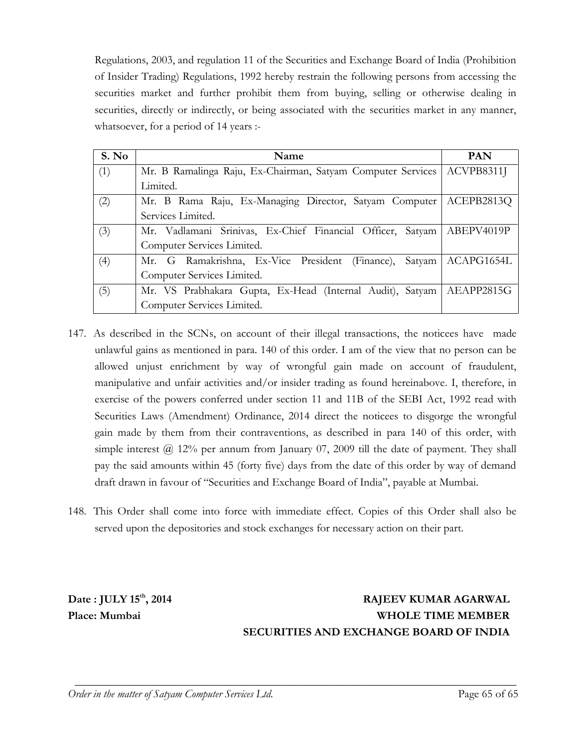Regulations, 2003, and regulation 11 of the Securities and Exchange Board of India (Prohibition of Insider Trading) Regulations, 1992 hereby restrain the following persons from accessing the securities market and further prohibit them from buying, selling or otherwise dealing in securities, directly or indirectly, or being associated with the securities market in any manner, whatsoever, for a period of 14 years :-

| S. No | Name | PAN |
|---|---|---|
| (1) | Mr. B Ramalinga Raju, Ex-Chairman, Satyam Computer Services Limited. | ACVPB8311J |
| (2) | Mr. B Rama Raju, Ex-Managing Director, Satyam Computer Services Limited. | ACEPB2813Q |
| (3) | Mr. Vadlamani Srinivas, Ex-Chief Financial Officer, Satyam Computer Services Limited. | ABEPV4019P |
| (4) | Mr. G Ramakrishna, Ex-Vice President (Finance), Satyam Computer Services Limited. | ACAPG1654L |
| (5) | Mr. VS Prabhakara Gupta, Ex-Head (Internal Audit), Satyam Computer Services Limited. | AEAPP2815G |

147. As described in the SCNs, on account of their illegal transactions, the noticees have made unlawful gains as mentioned in para. 140 of this order. I am of the view that no person can be allowed unjust enrichment by way of wrongful gain made on account of fraudulent, manipulative and unfair activities and/or insider trading as found hereinabove. I, therefore, in exercise of the powers conferred under section 11 and 11B of the SEBI Act, 1992 read with Securities Laws (Amendment) Ordinance, 2014 direct the noticees to disgorge the wrongful gain made by them from their contraventions, as described in para 140 of this order, with simple interest @ 12% per annum from January 07, 2009 till the date of payment. They shall pay the said amounts within 45 (forty five) days from the date of this order by way of demand draft drawn in favour of "Securities and Exchange Board of India", payable at Mumbai.

148. This Order shall come into force with immediate effect. Copies of this Order shall also be served upon the depositories and stock exchanges for necessary action on their part.

**Date : JULY 15th, 2014**
**Place: Mumbai**

**RAJEEV KUMAR AGARWAL**
**WHOLE TIME MEMBER**
**SECURITIES AND EXCHANGE BOARD OF INDIA**